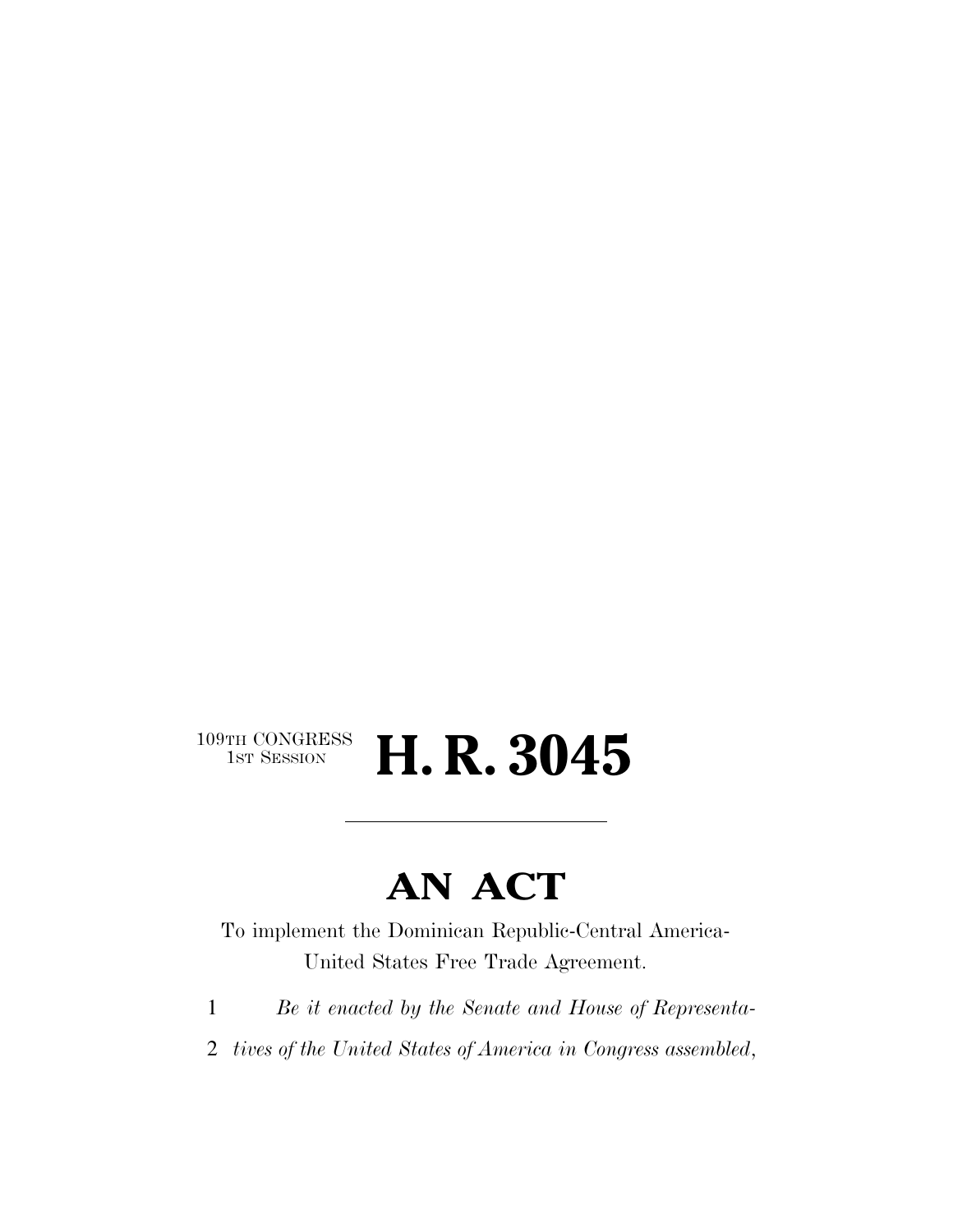109TH CONGRESS
1ST SESSION

# H. R. 3045

---

## AN ACT

To implement the Dominican Republic-Central America-United States Free Trade Agreement.

1 *Be it enacted by the Senate and House of Representa-*
2 *tives of the United States of America in Congress assembled*,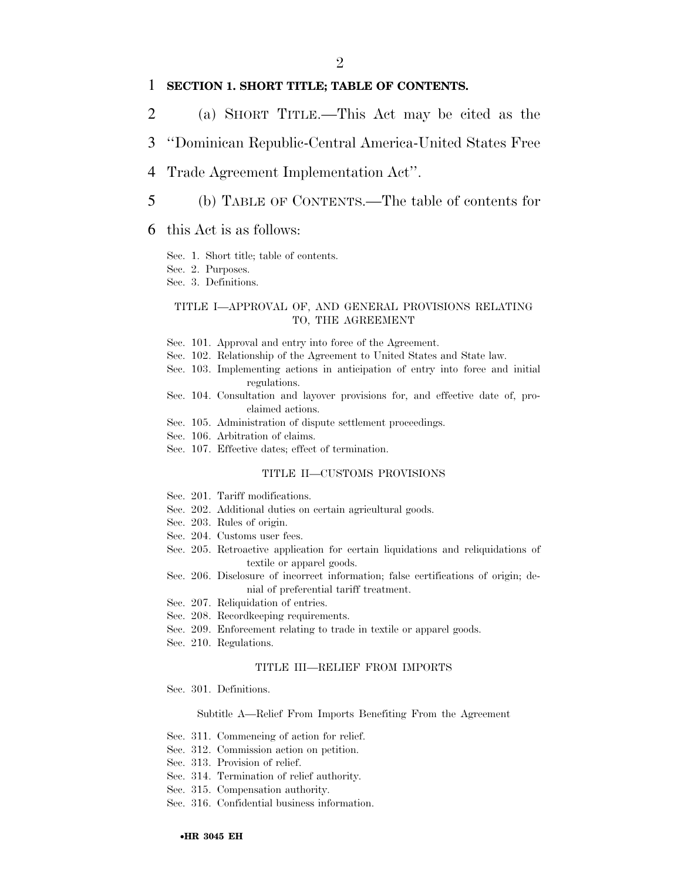**SECTION 1. SHORT TITLE; TABLE OF CONTENTS.**

(a) SHORT TITLE.—This Act may be cited as the ''Dominican Republic-Central America-United States Free Trade Agreement Implementation Act''.

(b) TABLE OF CONTENTS.—The table of contents for this Act is as follows:

Sec. 1. Short title; table of contents.
Sec. 2. Purposes.
Sec. 3. Definitions.

TITLE I—APPROVAL OF, AND GENERAL PROVISIONS RELATING TO, THE AGREEMENT

Sec. 101. Approval and entry into force of the Agreement.
Sec. 102. Relationship of the Agreement to United States and State law.
Sec. 103. Implementing actions in anticipation of entry into force and initial regulations.
Sec. 104. Consultation and layover provisions for, and effective date of, proclaimed actions.
Sec. 105. Administration of dispute settlement proceedings.
Sec. 106. Arbitration of claims.
Sec. 107. Effective dates; effect of termination.

TITLE II—CUSTOMS PROVISIONS

Sec. 201. Tariff modifications.
Sec. 202. Additional duties on certain agricultural goods.
Sec. 203. Rules of origin.
Sec. 204. Customs user fees.
Sec. 205. Retroactive application for certain liquidations and reliquidations of textile or apparel goods.
Sec. 206. Disclosure of incorrect information; false certifications of origin; denial of preferential tariff treatment.
Sec. 207. Reliquidation of entries.
Sec. 208. Recordkeeping requirements.
Sec. 209. Enforcement relating to trade in textile or apparel goods.
Sec. 210. Regulations.

TITLE III—RELIEF FROM IMPORTS

Sec. 301. Definitions.

Subtitle A—Relief From Imports Benefiting From the Agreement

Sec. 311. Commencing of action for relief.
Sec. 312. Commission action on petition.
Sec. 313. Provision of relief.
Sec. 314. Termination of relief authority.
Sec. 315. Compensation authority.
Sec. 316. Confidential business information.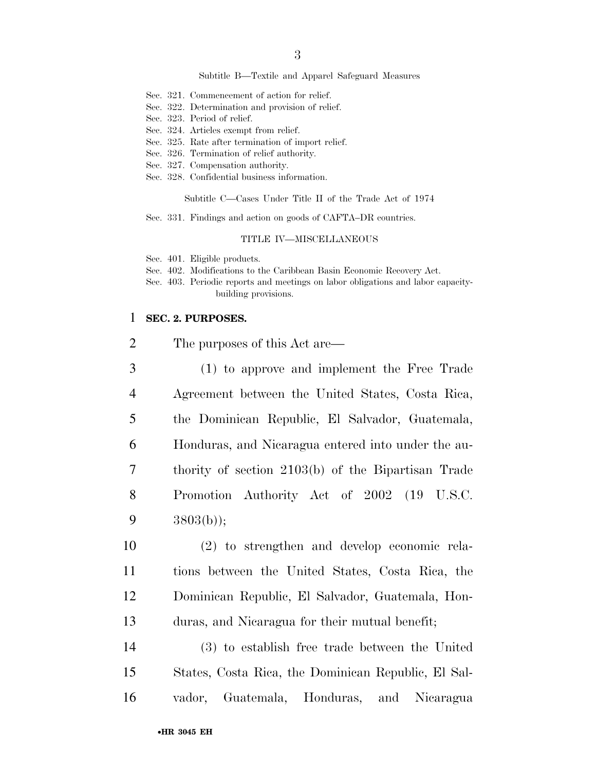Subtitle B—Textile and Apparel Safeguard Measures

Sec. 321. Commencement of action for relief.
Sec. 322. Determination and provision of relief.
Sec. 323. Period of relief.
Sec. 324. Articles exempt from relief.
Sec. 325. Rate after termination of import relief.
Sec. 326. Termination of relief authority.
Sec. 327. Compensation authority.
Sec. 328. Confidential business information.

Subtitle C—Cases Under Title II of the Trade Act of 1974

Sec. 331. Findings and action on goods of CAFTA–DR countries.

TITLE IV—MISCELLANEOUS

Sec. 401. Eligible products.
Sec. 402. Modifications to the Caribbean Basin Economic Recovery Act.
Sec. 403. Periodic reports and meetings on labor obligations and labor capacity-building provisions.

**SEC. 2. PURPOSES.**

The purposes of this Act are—

(1) to approve and implement the Free Trade Agreement between the United States, Costa Rica, the Dominican Republic, El Salvador, Guatemala, Honduras, and Nicaragua entered into under the authority of section 2103(b) of the Bipartisan Trade Promotion Authority Act of 2002 (19 U.S.C. 3803(b));

(2) to strengthen and develop economic relations between the United States, Costa Rica, the Dominican Republic, El Salvador, Guatemala, Honduras, and Nicaragua for their mutual benefit;

(3) to establish free trade between the United States, Costa Rica, the Dominican Republic, El Salvador, Guatemala, Honduras, and Nicaragua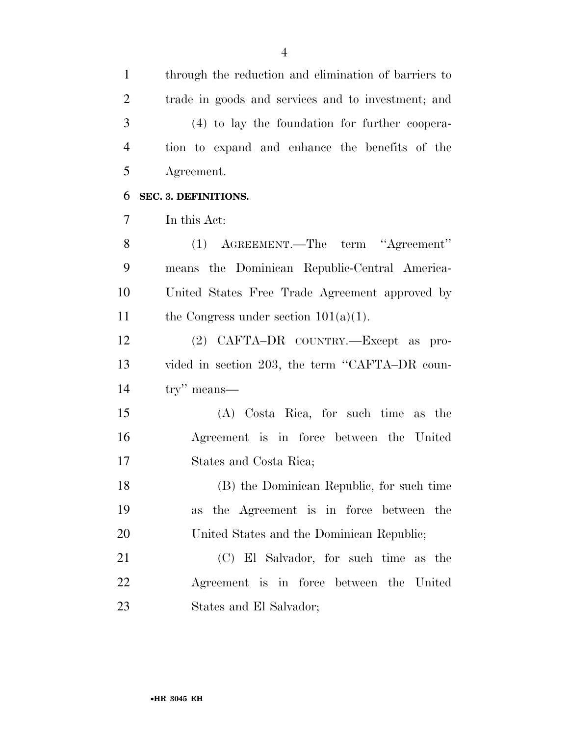through the reduction and elimination of barriers to trade in goods and services and to investment; and

(4) to lay the foundation for further cooperation to expand and enhance the benefits of the Agreement.

**SEC. 3. DEFINITIONS.**

In this Act:

(1) AGREEMENT.—The term ''Agreement'' means the Dominican Republic-Central America-United States Free Trade Agreement approved by the Congress under section 101(a)(1).

(2) CAFTA–DR COUNTRY.—Except as provided in section 203, the term ''CAFTA–DR country'' means—

(A) Costa Rica, for such time as the Agreement is in force between the United States and Costa Rica;

(B) the Dominican Republic, for such time as the Agreement is in force between the United States and the Dominican Republic;

(C) El Salvador, for such time as the Agreement is in force between the United States and El Salvador;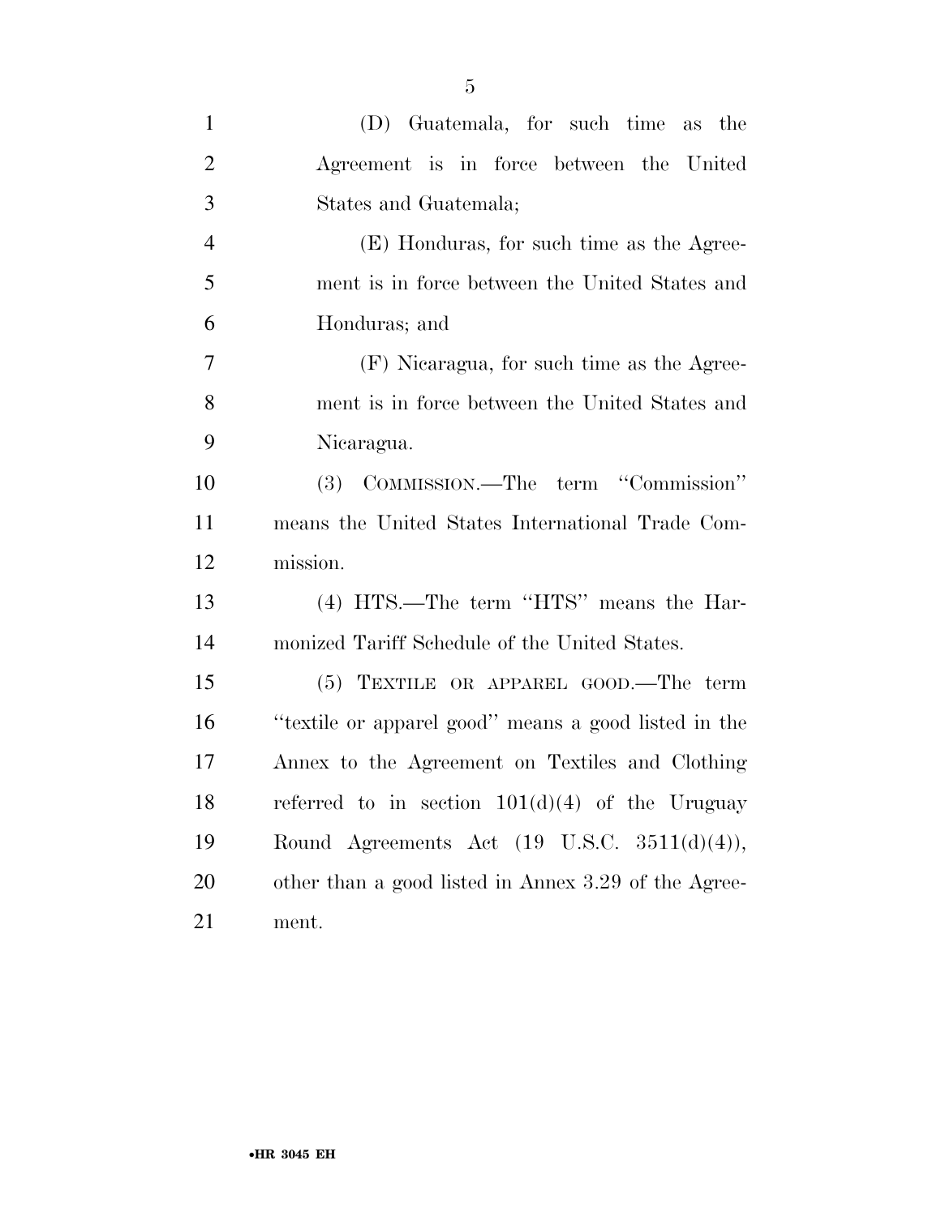(D) Guatemala, for such time as the Agreement is in force between the United States and Guatemala;

(E) Honduras, for such time as the Agreement is in force between the United States and Honduras; and

(F) Nicaragua, for such time as the Agreement is in force between the United States and Nicaragua.

(3) COMMISSION.—The term ''Commission'' means the United States International Trade Commission.

(4) HTS.—The term ''HTS'' means the Harmonized Tariff Schedule of the United States.

(5) TEXTILE OR APPAREL GOOD.—The term ''textile or apparel good'' means a good listed in the Annex to the Agreement on Textiles and Clothing referred to in section 101(d)(4) of the Uruguay Round Agreements Act (19 U.S.C. 3511(d)(4)), other than a good listed in Annex 3.29 of the Agreement.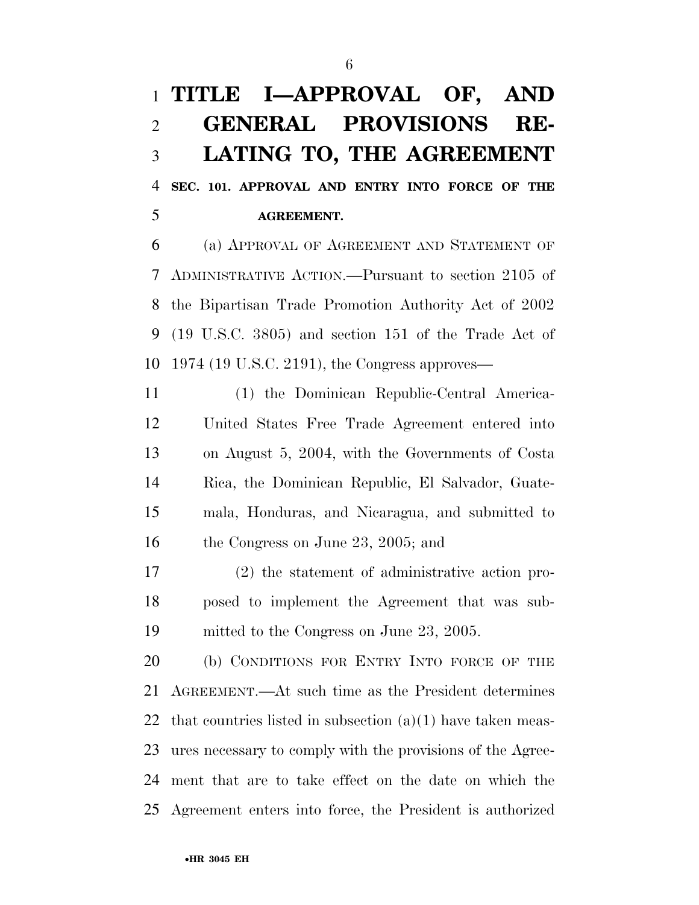# TITLE I—APPROVAL OF, AND GENERAL PROVISIONS RELATING TO, THE AGREEMENT

### SEC. 101. APPROVAL AND ENTRY INTO FORCE OF THE AGREEMENT.

(a) APPROVAL OF AGREEMENT AND STATEMENT OF ADMINISTRATIVE ACTION.—Pursuant to section 2105 of the Bipartisan Trade Promotion Authority Act of 2002 (19 U.S.C. 3805) and section 151 of the Trade Act of 1974 (19 U.S.C. 2191), the Congress approves—

(1) the Dominican Republic-Central America-United States Free Trade Agreement entered into on August 5, 2004, with the Governments of Costa Rica, the Dominican Republic, El Salvador, Guatemala, Honduras, and Nicaragua, and submitted to the Congress on June 23, 2005; and

(2) the statement of administrative action proposed to implement the Agreement that was submitted to the Congress on June 23, 2005.

(b) CONDITIONS FOR ENTRY INTO FORCE OF THE AGREEMENT.—At such time as the President determines that countries listed in subsection (a)(1) have taken measures necessary to comply with the provisions of the Agreement that are to take effect on the date on which the Agreement enters into force, the President is authorized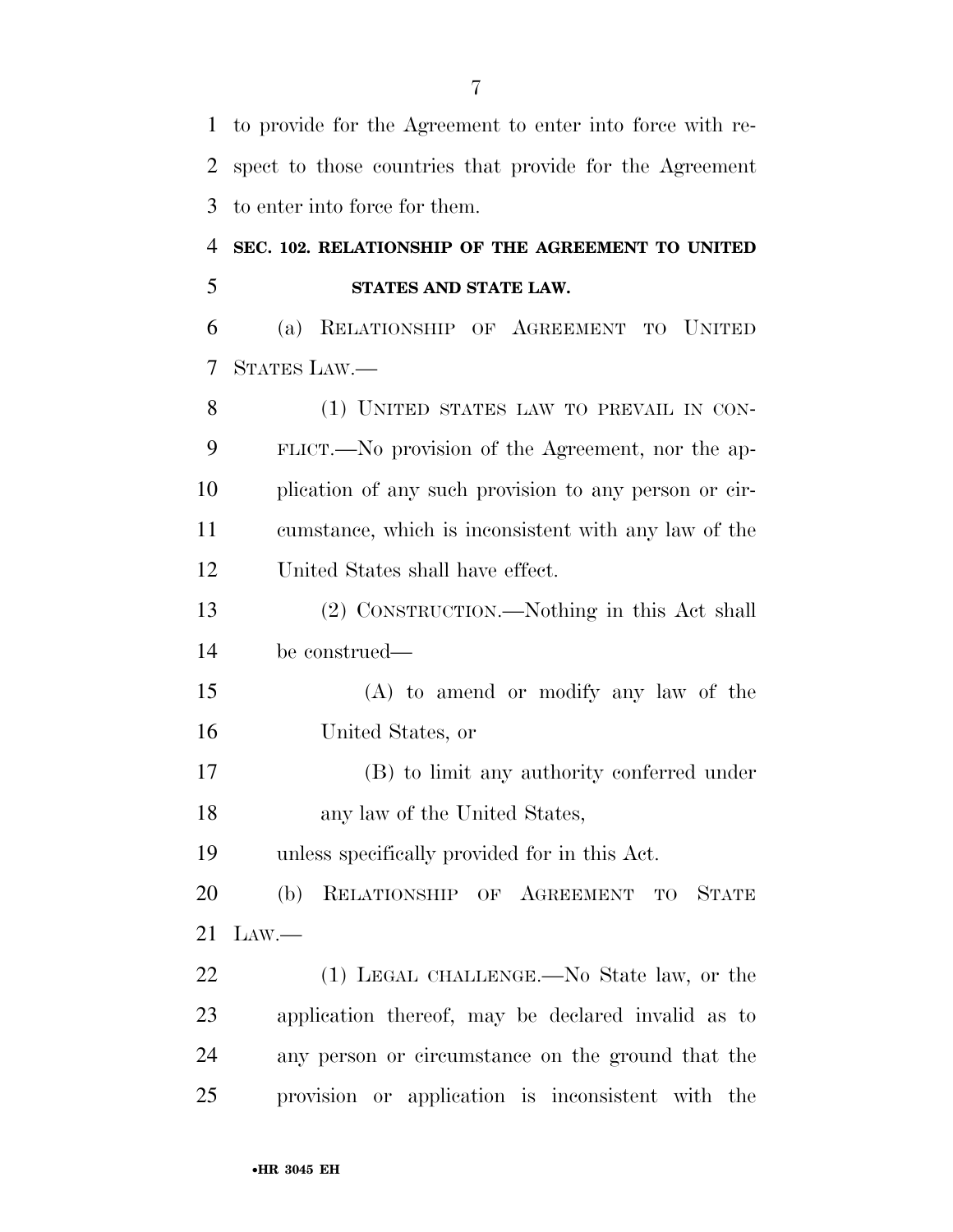to provide for the Agreement to enter into force with respect to those countries that provide for the Agreement to enter into force for them.

### SEC. 102. RELATIONSHIP OF THE AGREEMENT TO UNITED STATES AND STATE LAW.

(a) RELATIONSHIP OF AGREEMENT TO UNITED STATES LAW.—

(1) UNITED STATES LAW TO PREVAIL IN CONFLICT.—No provision of the Agreement, nor the application of any such provision to any person or circumstance, which is inconsistent with any law of the United States shall have effect.

(2) CONSTRUCTION.—Nothing in this Act shall be construed—

(A) to amend or modify any law of the United States, or

(B) to limit any authority conferred under any law of the United States,

unless specifically provided for in this Act.

(b) RELATIONSHIP OF AGREEMENT TO STATE LAW.—

(1) LEGAL CHALLENGE.—No State law, or the application thereof, may be declared invalid as to any person or circumstance on the ground that the provision or application is inconsistent with the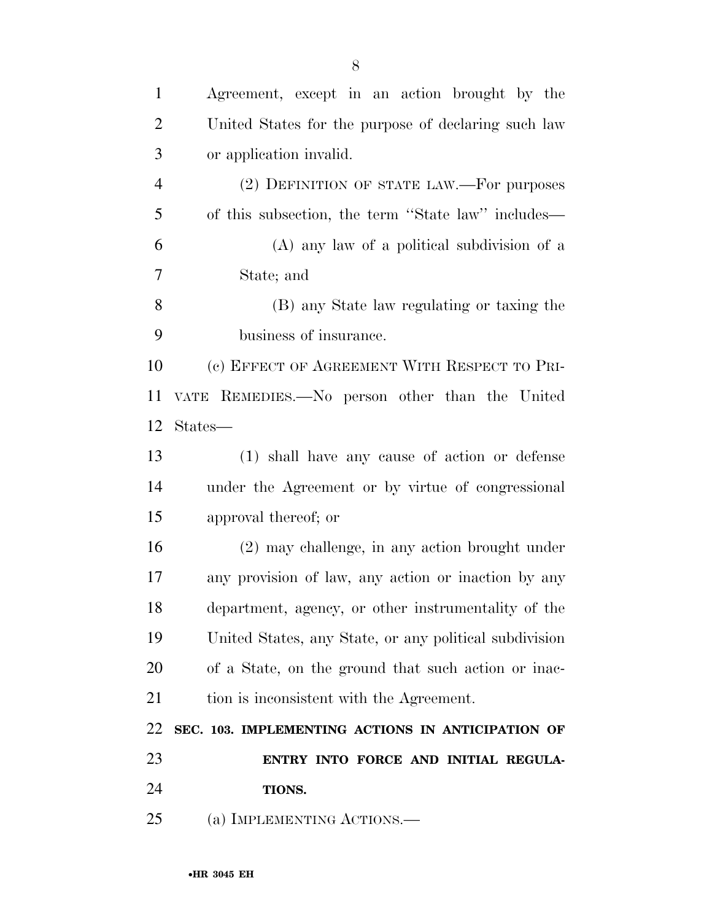Agreement, except in an action brought by the United States for the purpose of declaring such law or application invalid.

(2) DEFINITION OF STATE LAW.—For purposes of this subsection, the term ''State law'' includes—

(A) any law of a political subdivision of a State; and

(B) any State law regulating or taxing the business of insurance.

(c) EFFECT OF AGREEMENT WITH RESPECT TO PRIVATE REMEDIES.—No person other than the United States—

(1) shall have any cause of action or defense under the Agreement or by virtue of congressional approval thereof; or

(2) may challenge, in any action brought under any provision of law, any action or inaction by any department, agency, or other instrumentality of the United States, any State, or any political subdivision of a State, on the ground that such action or inaction is inconsistent with the Agreement.

**SEC. 103. IMPLEMENTING ACTIONS IN ANTICIPATION OF ENTRY INTO FORCE AND INITIAL REGULATIONS.**

(a) IMPLEMENTING ACTIONS.—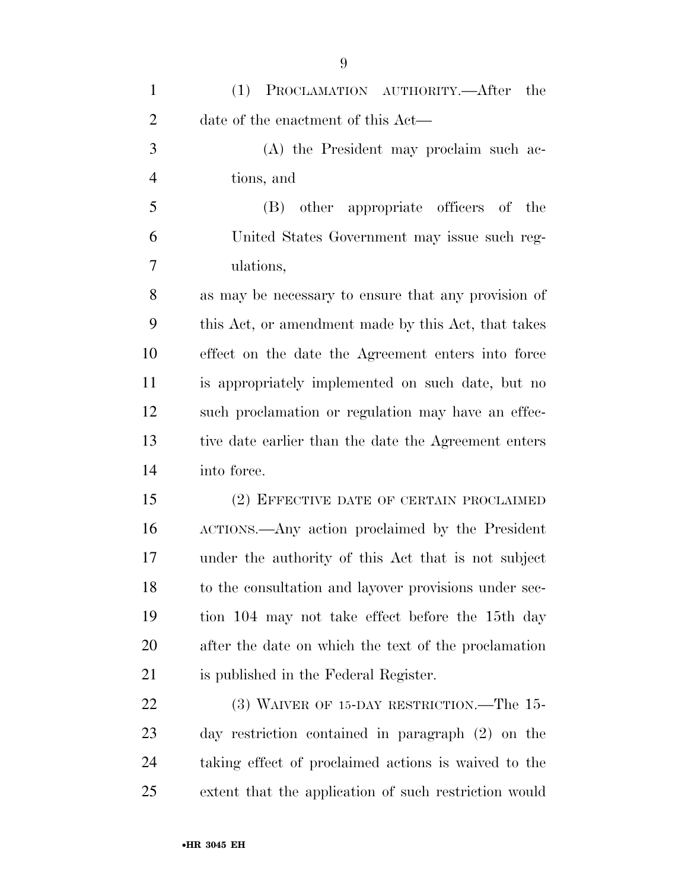(1) PROCLAMATION AUTHORITY.—After the date of the enactment of this Act—

(A) the President may proclaim such actions, and

(B) other appropriate officers of the United States Government may issue such regulations,

as may be necessary to ensure that any provision of this Act, or amendment made by this Act, that takes effect on the date the Agreement enters into force is appropriately implemented on such date, but no such proclamation or regulation may have an effective date earlier than the date the Agreement enters into force.

(2) EFFECTIVE DATE OF CERTAIN PROCLAIMED ACTIONS.—Any action proclaimed by the President under the authority of this Act that is not subject to the consultation and layover provisions under section 104 may not take effect before the 15th day after the date on which the text of the proclamation is published in the Federal Register.

(3) WAIVER OF 15-DAY RESTRICTION.—The 15-day restriction contained in paragraph (2) on the taking effect of proclaimed actions is waived to the extent that the application of such restriction would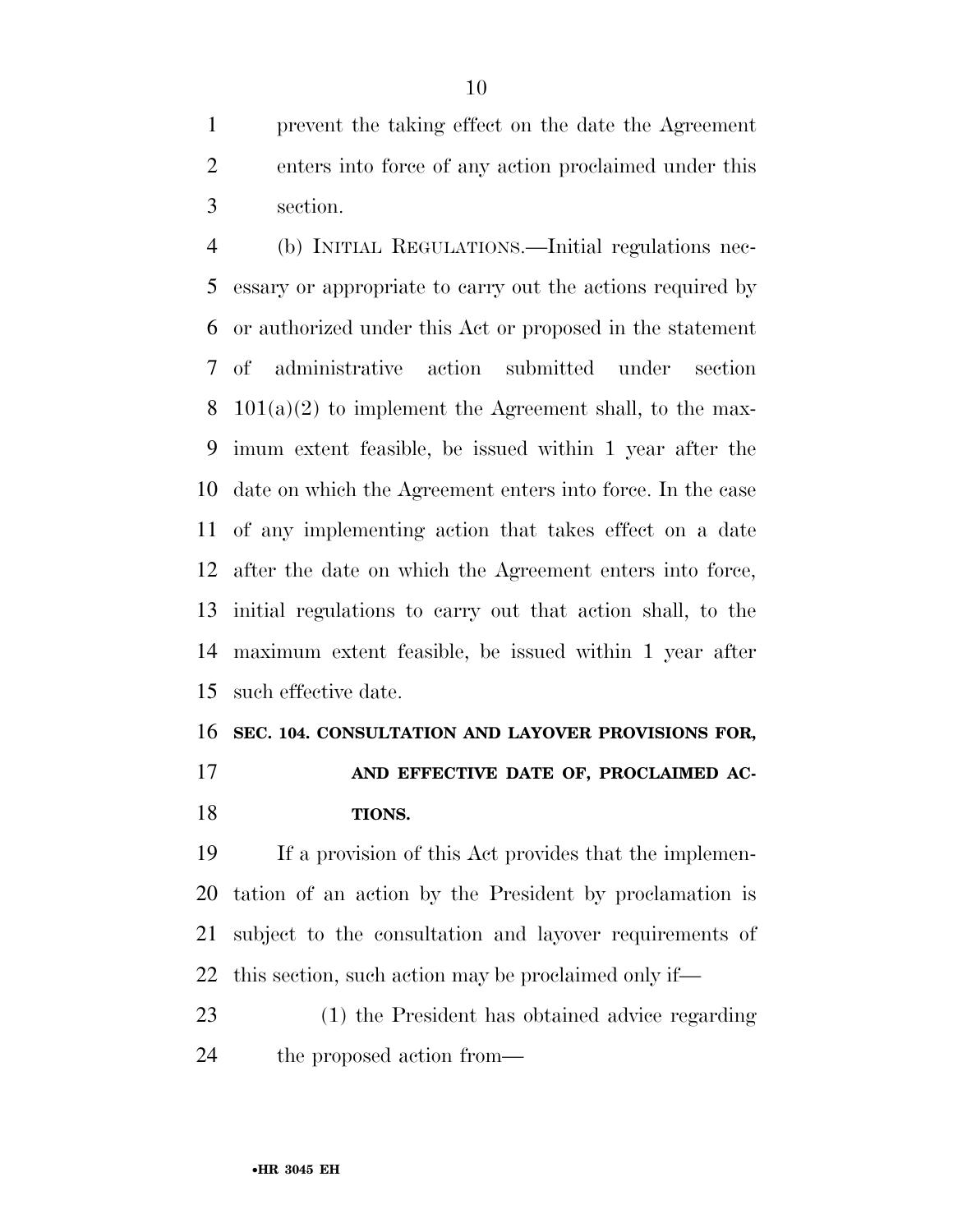prevent the taking effect on the date the Agreement enters into force of any action proclaimed under this section.

(b) INITIAL REGULATIONS.—Initial regulations necessary or appropriate to carry out the actions required by or authorized under this Act or proposed in the statement of administrative action submitted under section 101(a)(2) to implement the Agreement shall, to the maximum extent feasible, be issued within 1 year after the date on which the Agreement enters into force. In the case of any implementing action that takes effect on a date after the date on which the Agreement enters into force, initial regulations to carry out that action shall, to the maximum extent feasible, be issued within 1 year after such effective date.

**SEC. 104. CONSULTATION AND LAYOVER PROVISIONS FOR, AND EFFECTIVE DATE OF, PROCLAIMED ACTIONS.**

If a provision of this Act provides that the implementation of an action by the President by proclamation is subject to the consultation and layover requirements of this section, such action may be proclaimed only if—

(1) the President has obtained advice regarding the proposed action from—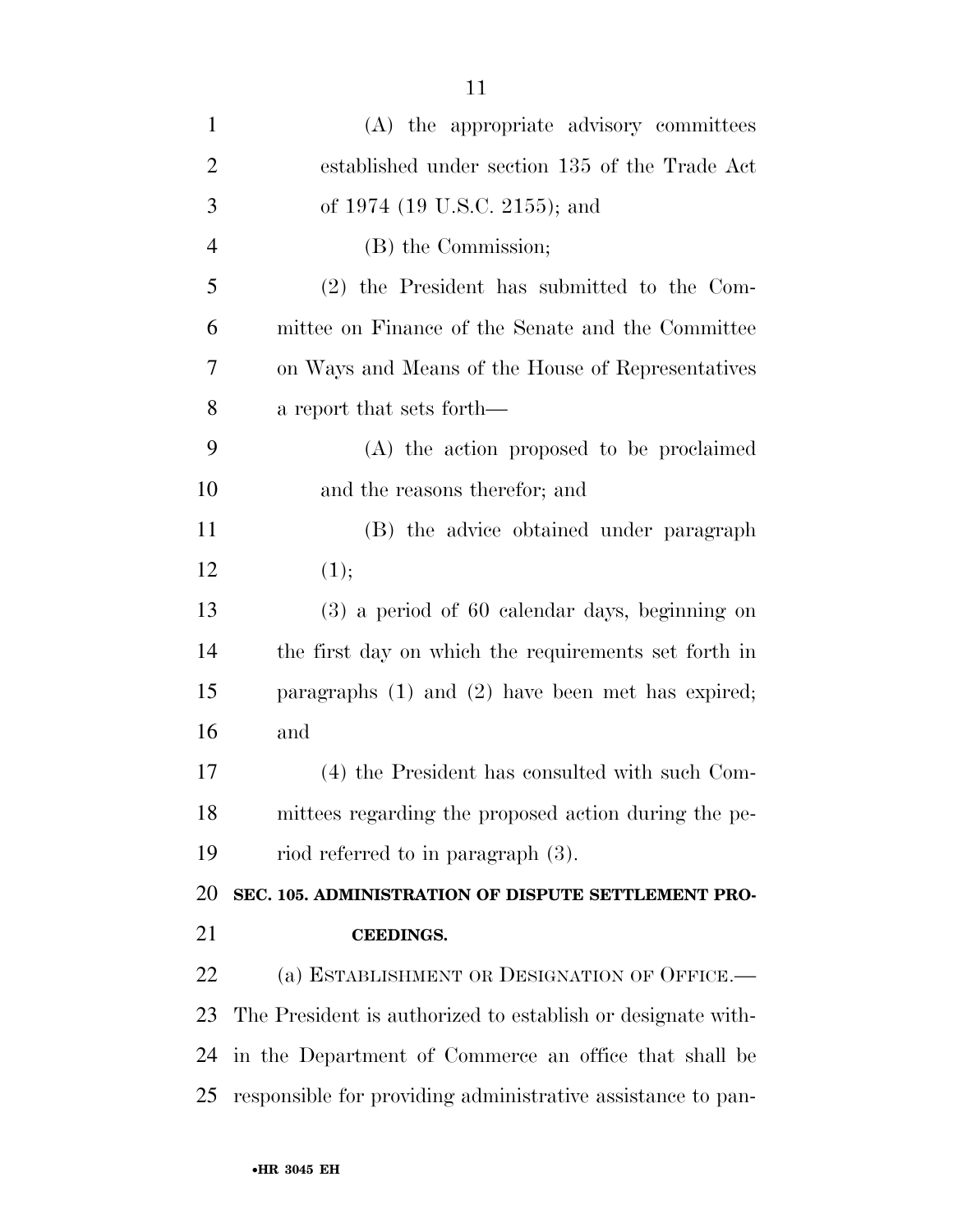(A) the appropriate advisory committees established under section 135 of the Trade Act of 1974 (19 U.S.C. 2155); and

(B) the Commission;

(2) the President has submitted to the Committee on Finance of the Senate and the Committee on Ways and Means of the House of Representatives a report that sets forth—

(A) the action proposed to be proclaimed and the reasons therefor; and

(B) the advice obtained under paragraph (1);

(3) a period of 60 calendar days, beginning on the first day on which the requirements set forth in paragraphs (1) and (2) have been met has expired; and

(4) the President has consulted with such Committees regarding the proposed action during the period referred to in paragraph (3).

**SEC. 105. ADMINISTRATION OF DISPUTE SETTLEMENT PROCEEDINGS.**

(a) ESTABLISHMENT OR DESIGNATION OF OFFICE.—The President is authorized to establish or designate within the Department of Commerce an office that shall be responsible for providing administrative assistance to pan-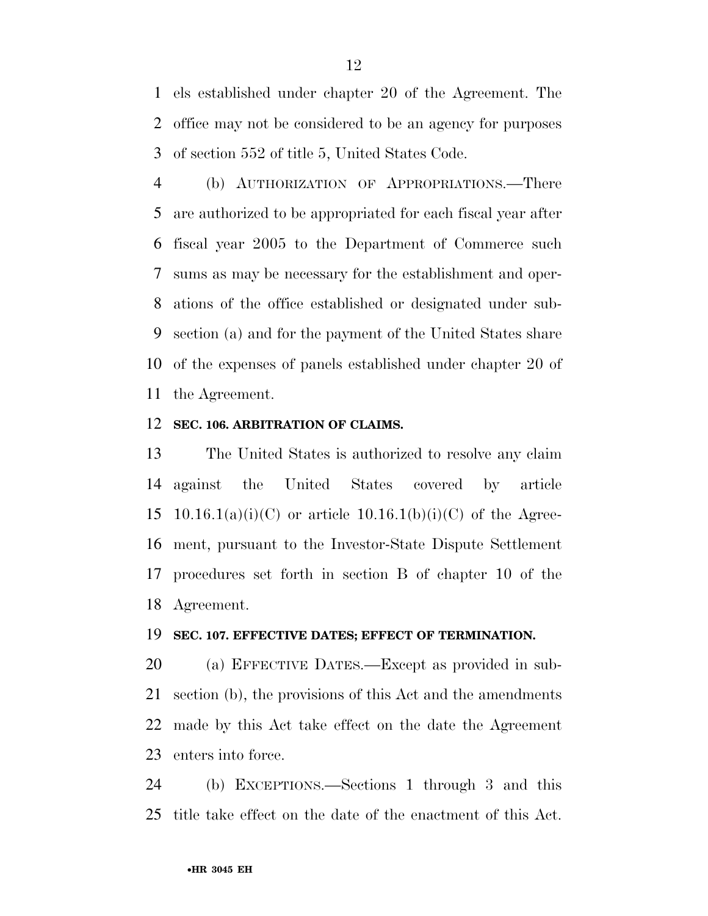els established under chapter 20 of the Agreement. The office may not be considered to be an agency for purposes of section 552 of title 5, United States Code.

(b) AUTHORIZATION OF APPROPRIATIONS.—There are authorized to be appropriated for each fiscal year after fiscal year 2005 to the Department of Commerce such sums as may be necessary for the establishment and operations of the office established or designated under subsection (a) and for the payment of the United States share of the expenses of panels established under chapter 20 of the Agreement.

**SEC. 106. ARBITRATION OF CLAIMS.**

The United States is authorized to resolve any claim against the United States covered by article 10.16.1(a)(i)(C) or article 10.16.1(b)(i)(C) of the Agreement, pursuant to the Investor-State Dispute Settlement procedures set forth in section B of chapter 10 of the Agreement.

**SEC. 107. EFFECTIVE DATES; EFFECT OF TERMINATION.**

(a) EFFECTIVE DATES.—Except as provided in subsection (b), the provisions of this Act and the amendments made by this Act take effect on the date the Agreement enters into force.

(b) EXCEPTIONS.—Sections 1 through 3 and this title take effect on the date of the enactment of this Act.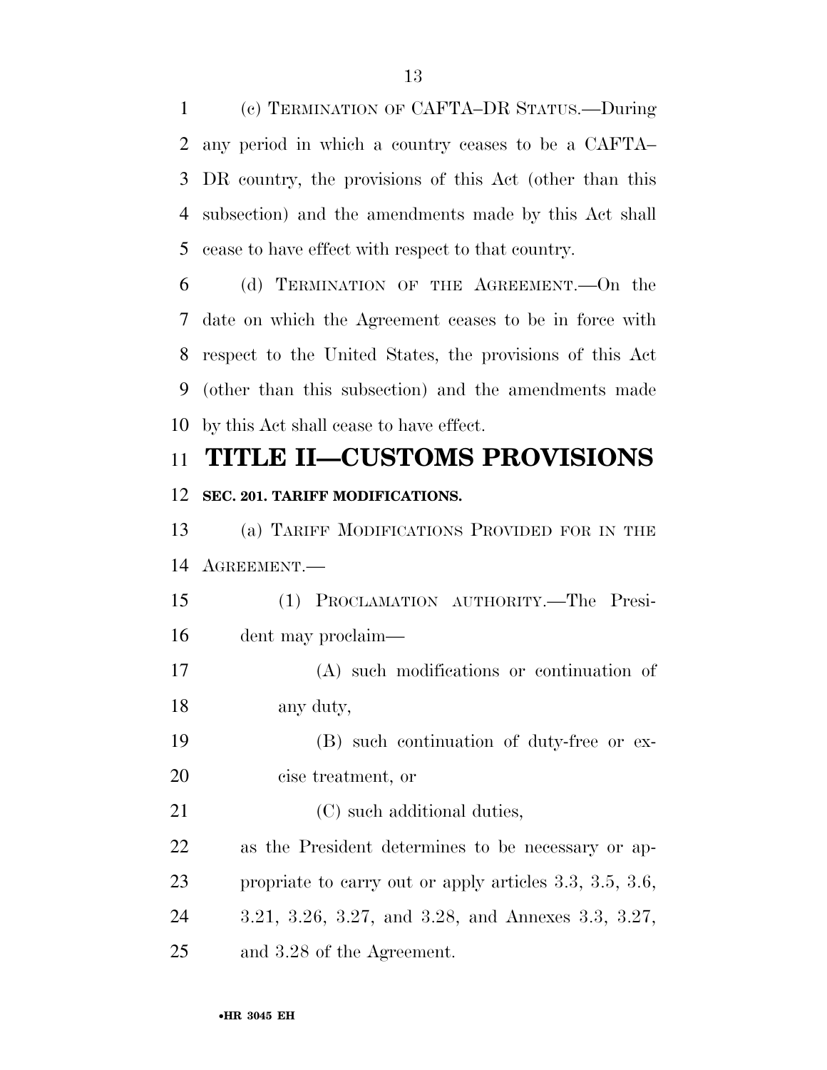(c) TERMINATION OF CAFTA–DR STATUS.—During any period in which a country ceases to be a CAFTA–DR country, the provisions of this Act (other than this subsection) and the amendments made by this Act shall cease to have effect with respect to that country.

(d) TERMINATION OF THE AGREEMENT.—On the date on which the Agreement ceases to be in force with respect to the United States, the provisions of this Act (other than this subsection) and the amendments made by this Act shall cease to have effect.

# TITLE II—CUSTOMS PROVISIONS

### SEC. 201. TARIFF MODIFICATIONS.

(a) TARIFF MODIFICATIONS PROVIDED FOR IN THE AGREEMENT.—

(1) PROCLAMATION AUTHORITY.—The President may proclaim—

(A) such modifications or continuation of any duty,

(B) such continuation of duty-free or excise treatment, or

(C) such additional duties,

as the President determines to be necessary or appropriate to carry out or apply articles 3.3, 3.5, 3.6, 3.21, 3.26, 3.27, and 3.28, and Annexes 3.3, 3.27, and 3.28 of the Agreement.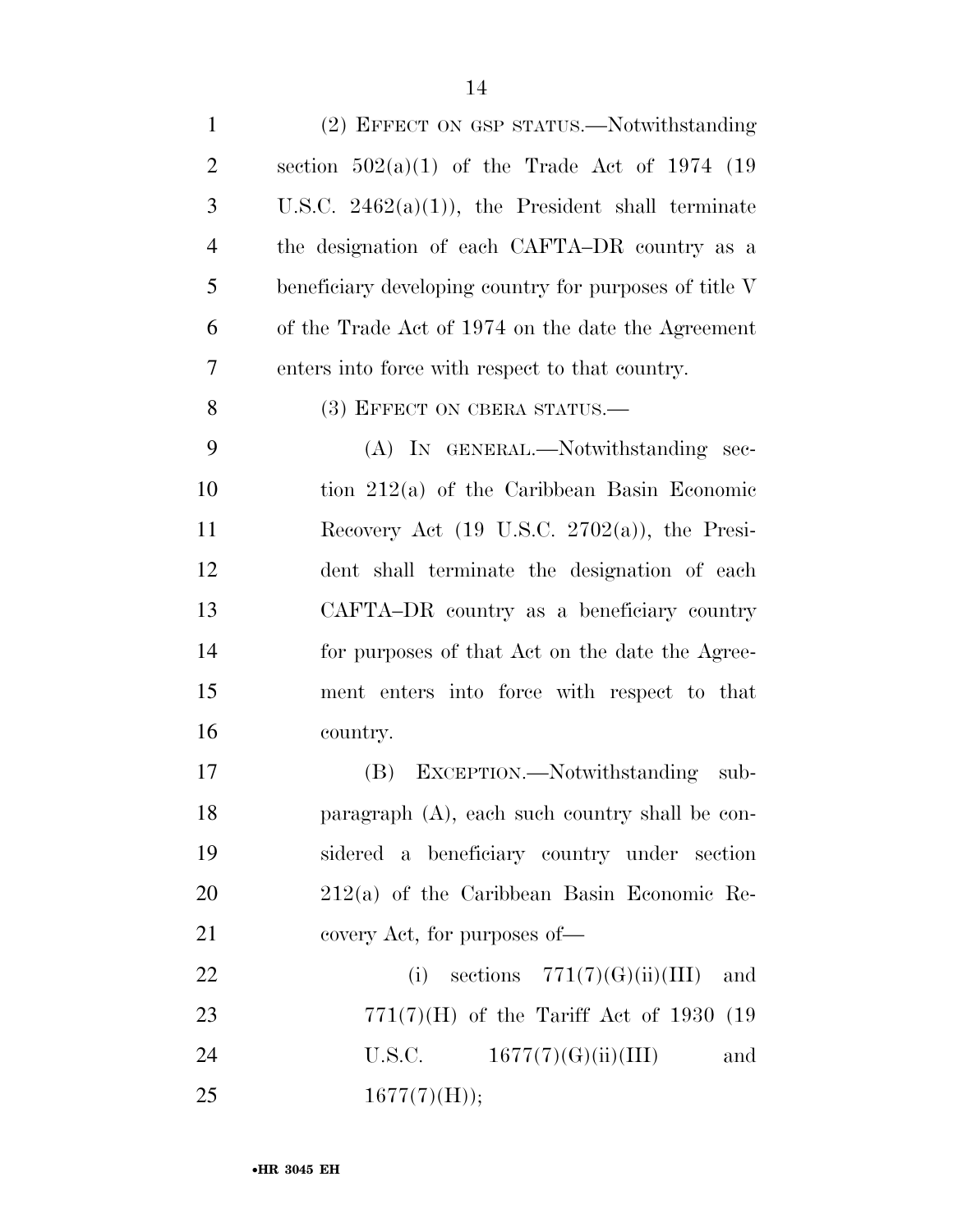(2) EFFECT ON GSP STATUS.—Notwithstanding section 502(a)(1) of the Trade Act of 1974 (19 U.S.C. 2462(a)(1)), the President shall terminate the designation of each CAFTA–DR country as a beneficiary developing country for purposes of title V of the Trade Act of 1974 on the date the Agreement enters into force with respect to that country.

(3) EFFECT ON CBERA STATUS.—

(A) IN GENERAL.—Notwithstanding section 212(a) of the Caribbean Basin Economic Recovery Act (19 U.S.C. 2702(a)), the President shall terminate the designation of each CAFTA–DR country as a beneficiary country for purposes of that Act on the date the Agreement enters into force with respect to that country.

(B) EXCEPTION.—Notwithstanding subparagraph (A), each such country shall be considered a beneficiary country under section 212(a) of the Caribbean Basin Economic Recovery Act, for purposes of—

(i) sections 771(7)(G)(ii)(III) and 771(7)(H) of the Tariff Act of 1930 (19 U.S.C. 1677(7)(G)(ii)(III) and 1677(7)(H));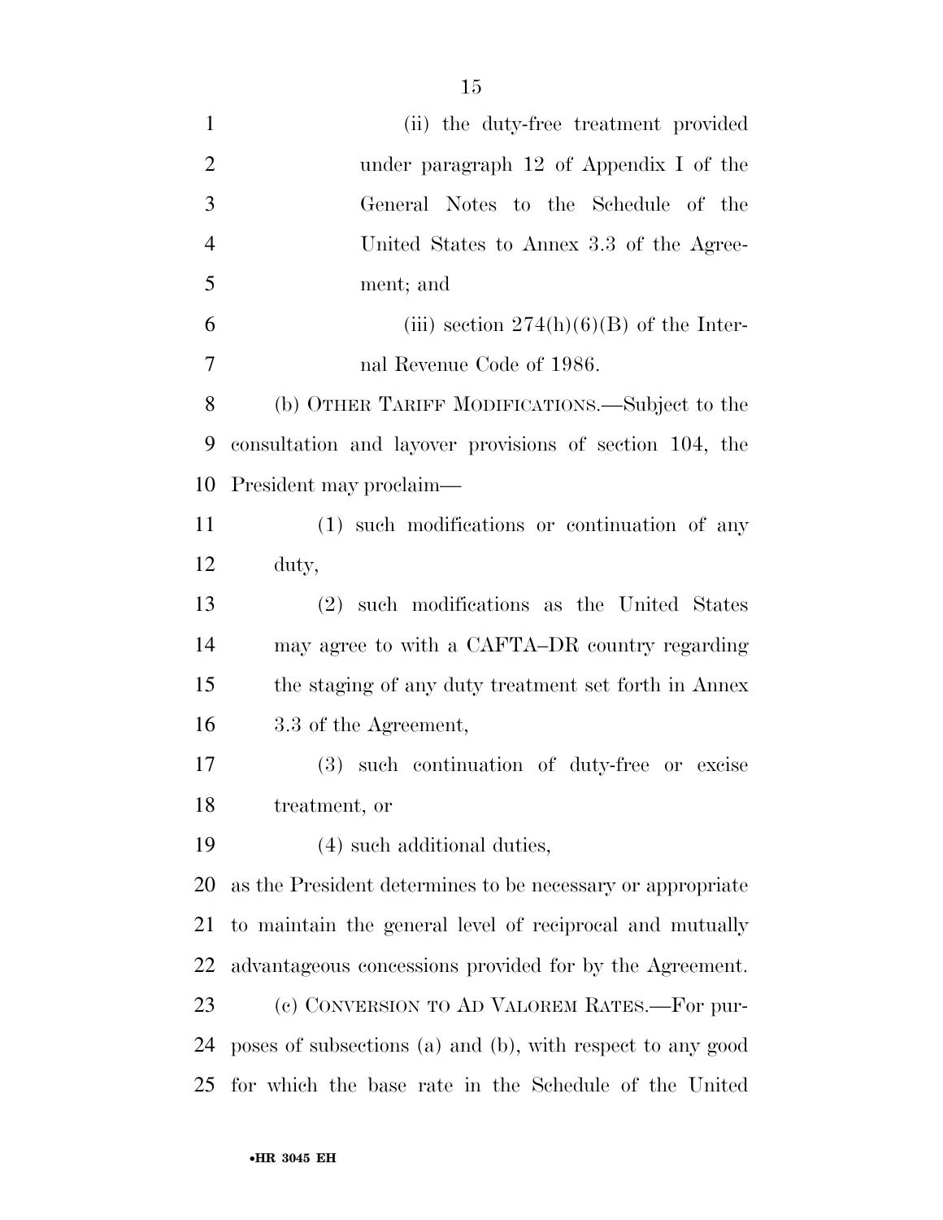(ii) the duty-free treatment provided under paragraph 12 of Appendix I of the General Notes to the Schedule of the United States to Annex 3.3 of the Agreement; and

(iii) section 274(h)(6)(B) of the Internal Revenue Code of 1986.

(b) OTHER TARIFF MODIFICATIONS.—Subject to the consultation and layover provisions of section 104, the President may proclaim—

(1) such modifications or continuation of any duty,

(2) such modifications as the United States may agree to with a CAFTA–DR country regarding the staging of any duty treatment set forth in Annex 3.3 of the Agreement,

(3) such continuation of duty-free or excise treatment, or

(4) such additional duties,

as the President determines to be necessary or appropriate to maintain the general level of reciprocal and mutually advantageous concessions provided for by the Agreement.

(c) CONVERSION TO AD VALOREM RATES.—For purposes of subsections (a) and (b), with respect to any good for which the base rate in the Schedule of the United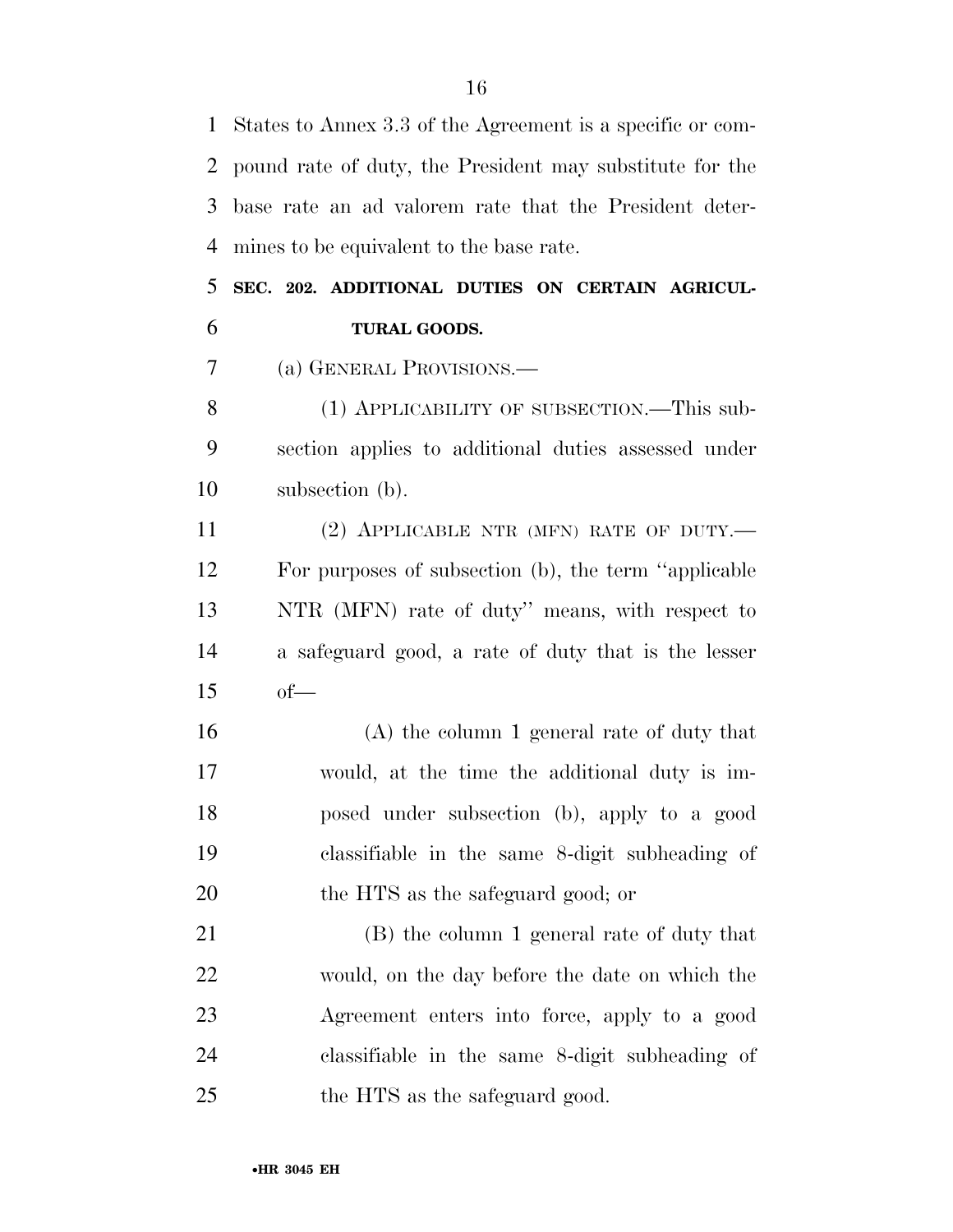States to Annex 3.3 of the Agreement is a specific or compound rate of duty, the President may substitute for the base rate an ad valorem rate that the President determines to be equivalent to the base rate.

## SEC. 202. ADDITIONAL DUTIES ON CERTAIN AGRICULTURAL GOODS.

(a) GENERAL PROVISIONS.—

(1) APPLICABILITY OF SUBSECTION.—This subsection applies to additional duties assessed under subsection (b).

(2) APPLICABLE NTR (MFN) RATE OF DUTY.—For purposes of subsection (b), the term ''applicable NTR (MFN) rate of duty'' means, with respect to a safeguard good, a rate of duty that is the lesser of—

(A) the column 1 general rate of duty that would, at the time the additional duty is imposed under subsection (b), apply to a good classifiable in the same 8-digit subheading of the HTS as the safeguard good; or

(B) the column 1 general rate of duty that would, on the day before the date on which the Agreement enters into force, apply to a good classifiable in the same 8-digit subheading of the HTS as the safeguard good.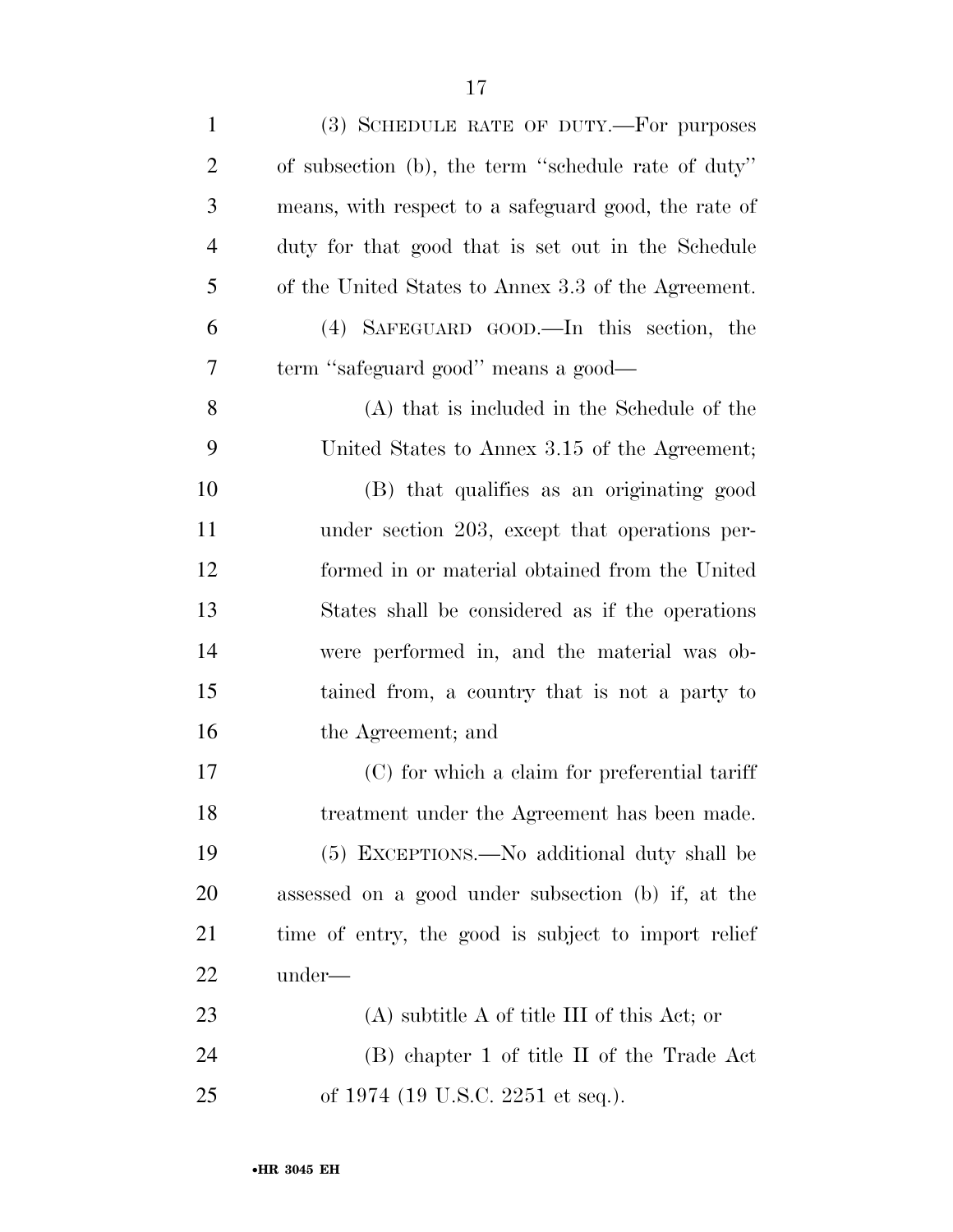(3) SCHEDULE RATE OF DUTY.—For purposes of subsection (b), the term ''schedule rate of duty'' means, with respect to a safeguard good, the rate of duty for that good that is set out in the Schedule of the United States to Annex 3.3 of the Agreement.

(4) SAFEGUARD GOOD.—In this section, the term ''safeguard good'' means a good—

(A) that is included in the Schedule of the United States to Annex 3.15 of the Agreement;

(B) that qualifies as an originating good under section 203, except that operations performed in or material obtained from the United States shall be considered as if the operations were performed in, and the material was obtained from, a country that is not a party to the Agreement; and

(C) for which a claim for preferential tariff treatment under the Agreement has been made.

(5) EXCEPTIONS.—No additional duty shall be assessed on a good under subsection (b) if, at the time of entry, the good is subject to import relief under—

(A) subtitle A of title III of this Act; or

(B) chapter 1 of title II of the Trade Act of 1974 (19 U.S.C. 2251 et seq.).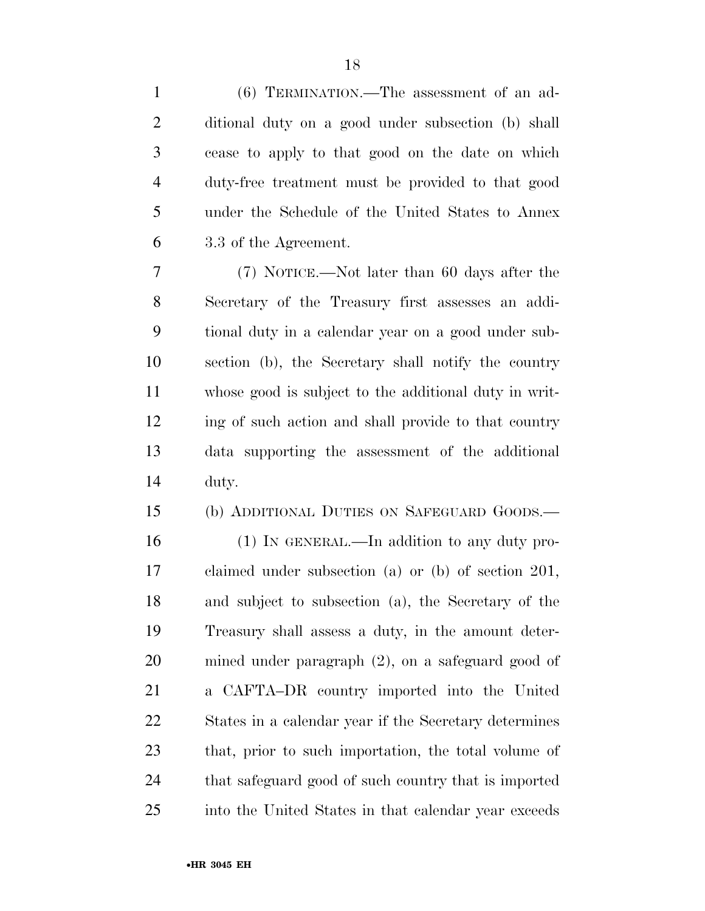(6) TERMINATION.—The assessment of an additional duty on a good under subsection (b) shall cease to apply to that good on the date on which duty-free treatment must be provided to that good under the Schedule of the United States to Annex 3.3 of the Agreement.

(7) NOTICE.—Not later than 60 days after the Secretary of the Treasury first assesses an additional duty in a calendar year on a good under subsection (b), the Secretary shall notify the country whose good is subject to the additional duty in writing of such action and shall provide to that country data supporting the assessment of the additional duty.

(b) ADDITIONAL DUTIES ON SAFEGUARD GOODS.—

(1) IN GENERAL.—In addition to any duty proclaimed under subsection (a) or (b) of section 201, and subject to subsection (a), the Secretary of the Treasury shall assess a duty, in the amount determined under paragraph (2), on a safeguard good of a CAFTA–DR country imported into the United States in a calendar year if the Secretary determines that, prior to such importation, the total volume of that safeguard good of such country that is imported into the United States in that calendar year exceeds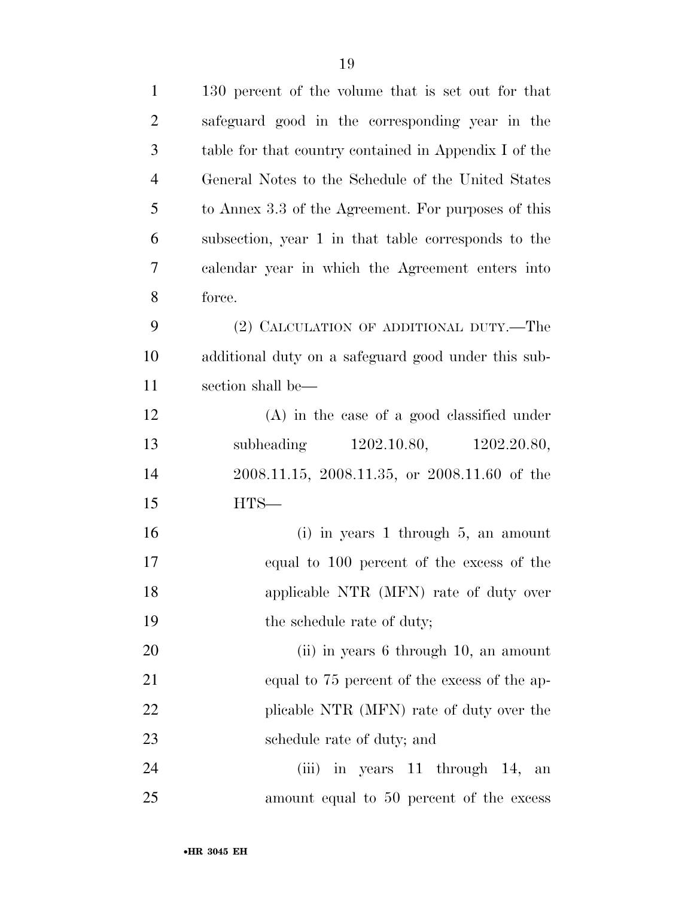130 percent of the volume that is set out for that safeguard good in the corresponding year in the table for that country contained in Appendix I of the General Notes to the Schedule of the United States to Annex 3.3 of the Agreement. For purposes of this subsection, year 1 in that table corresponds to the calendar year in which the Agreement enters into force.

(2) CALCULATION OF ADDITIONAL DUTY.—The additional duty on a safeguard good under this subsection shall be—

(A) in the case of a good classified under subheading 1202.10.80, 1202.20.80, 2008.11.15, 2008.11.35, or 2008.11.60 of the HTS—

(i) in years 1 through 5, an amount equal to 100 percent of the excess of the applicable NTR (MFN) rate of duty over the schedule rate of duty;

(ii) in years 6 through 10, an amount equal to 75 percent of the excess of the applicable NTR (MFN) rate of duty over the schedule rate of duty; and

(iii) in years 11 through 14, an amount equal to 50 percent of the excess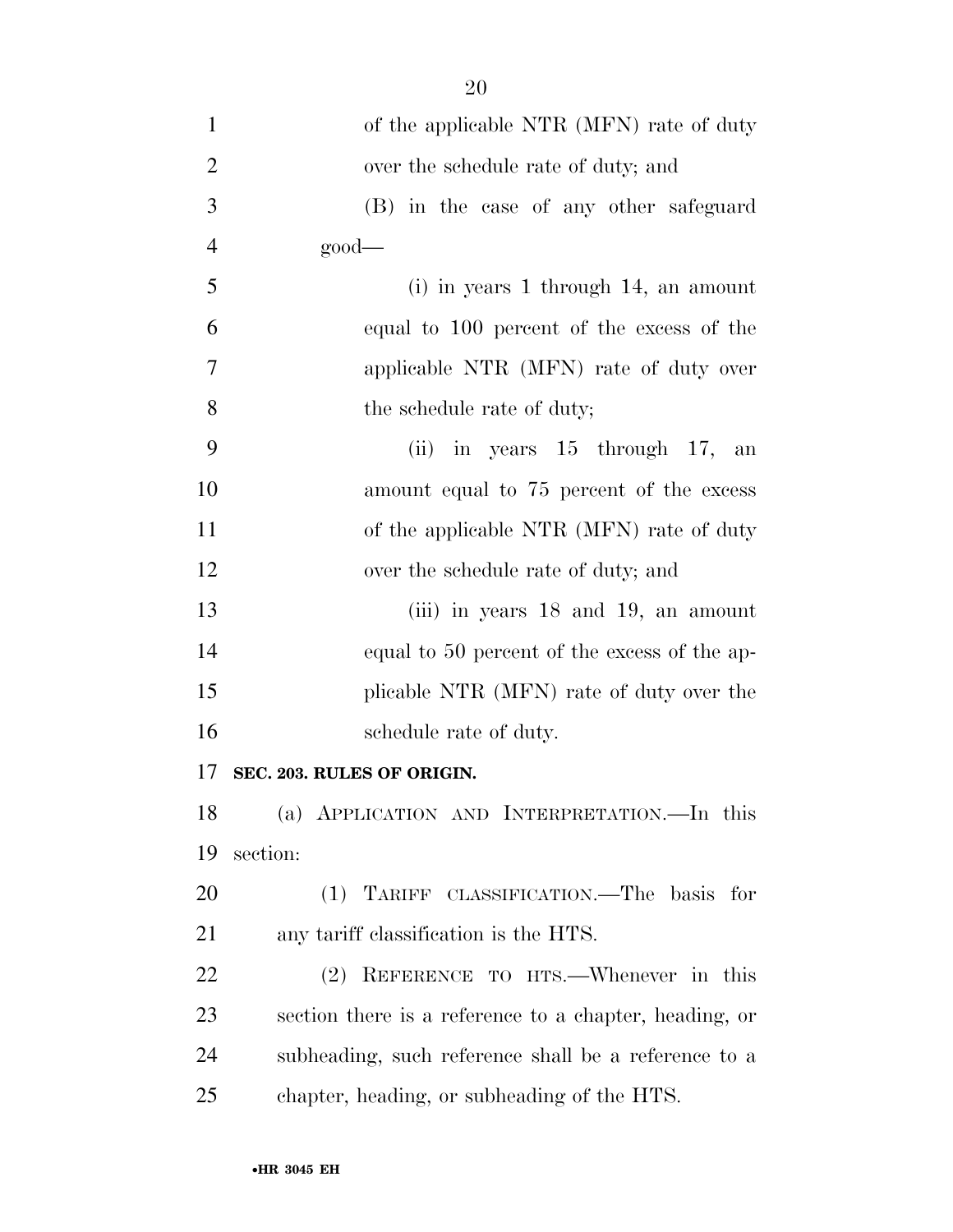of the applicable NTR (MFN) rate of duty over the schedule rate of duty; and

(B) in the case of any other safeguard good—

(i) in years 1 through 14, an amount equal to 100 percent of the excess of the applicable NTR (MFN) rate of duty over the schedule rate of duty;

(ii) in years 15 through 17, an amount equal to 75 percent of the excess of the applicable NTR (MFN) rate of duty over the schedule rate of duty; and

(iii) in years 18 and 19, an amount equal to 50 percent of the excess of the applicable NTR (MFN) rate of duty over the schedule rate of duty.

**SEC. 203. RULES OF ORIGIN.**

(a) APPLICATION AND INTERPRETATION.—In this section:

(1) TARIFF CLASSIFICATION.—The basis for any tariff classification is the HTS.

(2) REFERENCE TO HTS.—Whenever in this section there is a reference to a chapter, heading, or subheading, such reference shall be a reference to a chapter, heading, or subheading of the HTS.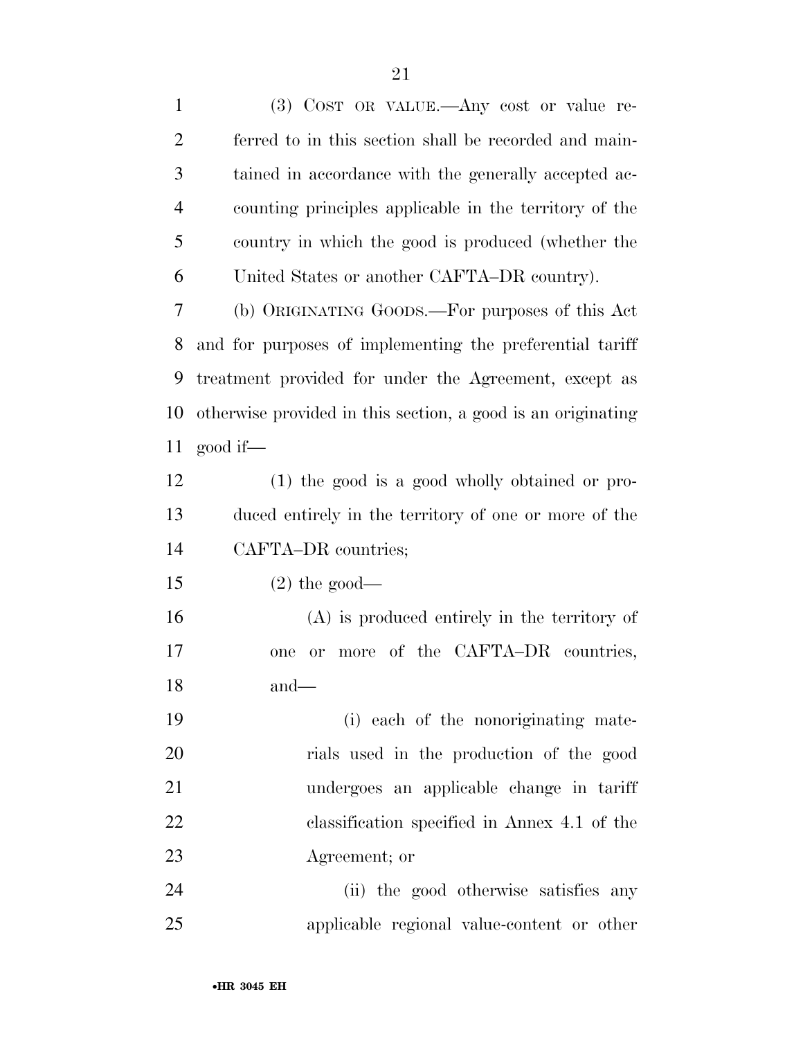(3) COST OR VALUE.—Any cost or value referred to in this section shall be recorded and maintained in accordance with the generally accepted accounting principles applicable in the territory of the country in which the good is produced (whether the United States or another CAFTA–DR country).

(b) ORIGINATING GOODS.—For purposes of this Act and for purposes of implementing the preferential tariff treatment provided for under the Agreement, except as otherwise provided in this section, a good is an originating good if—

(1) the good is a good wholly obtained or produced entirely in the territory of one or more of the CAFTA–DR countries;

(2) the good—

(A) is produced entirely in the territory of one or more of the CAFTA–DR countries, and—

(i) each of the nonoriginating materials used in the production of the good undergoes an applicable change in tariff classification specified in Annex 4.1 of the Agreement; or

(ii) the good otherwise satisfies any applicable regional value-content or other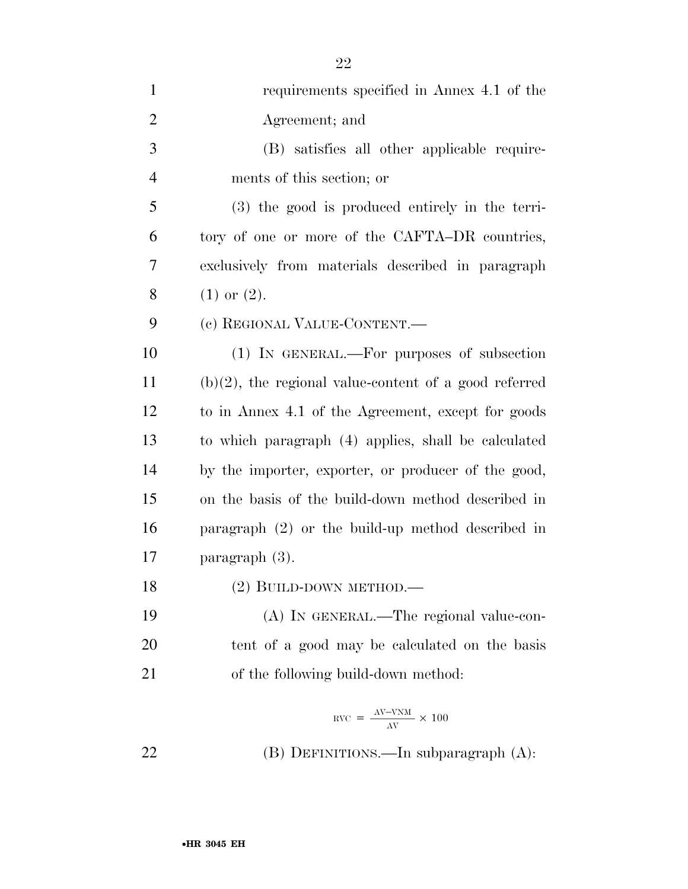requirements specified in Annex 4.1 of the Agreement; and

(B) satisfies all other applicable requirements of this section; or

(3) the good is produced entirely in the territory of one or more of the CAFTA–DR countries, exclusively from materials described in paragraph (1) or (2).

(c) REGIONAL VALUE-CONTENT.—

(1) IN GENERAL.—For purposes of subsection (b)(2), the regional value-content of a good referred to in Annex 4.1 of the Agreement, except for goods to which paragraph (4) applies, shall be calculated by the importer, exporter, or producer of the good, on the basis of the build-down method described in paragraph (2) or the build-up method described in paragraph (3).

(2) BUILD-DOWN METHOD.—

(A) IN GENERAL.—The regional value-content of a good may be calculated on the basis of the following build-down method:

$$\text{RVC} = \frac{\text{AV}-\text{VNM}}{\text{AV}} \times 100$$

(B) DEFINITIONS.—In subparagraph (A):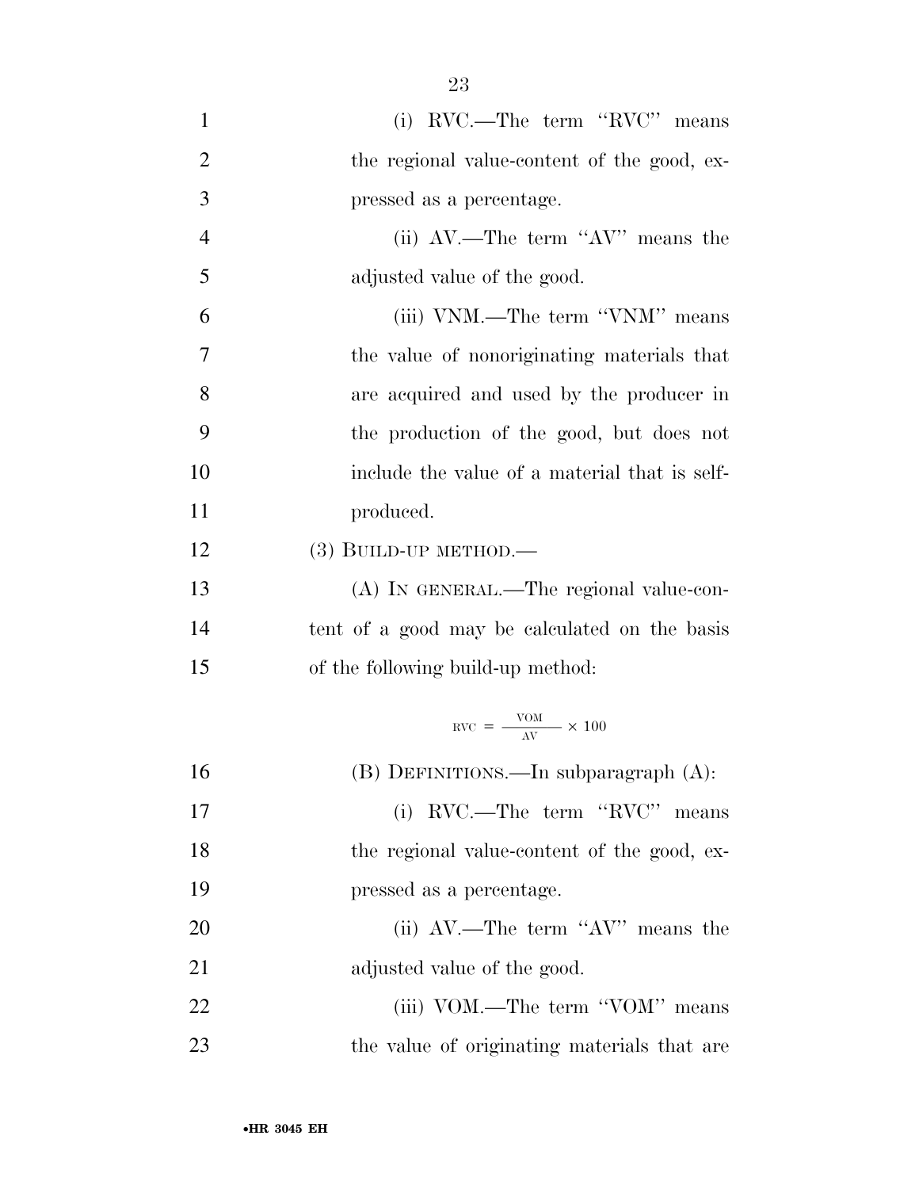(i) RVC.—The term "RVC" means the regional value-content of the good, expressed as a percentage.

(ii) AV.—The term "AV" means the adjusted value of the good.

(iii) VNM.—The term "VNM" means the value of nonoriginating materials that are acquired and used by the producer in the production of the good, but does not include the value of a material that is self-produced.

(3) BUILD-UP METHOD.—

(A) IN GENERAL.—The regional value-content of a good may be calculated on the basis of the following build-up method:

$$\text{RVC} = \frac{\text{VOM}}{\text{AV}} \times 100$$

(B) DEFINITIONS.—In subparagraph (A):

(i) RVC.—The term "RVC" means the regional value-content of the good, expressed as a percentage.

(ii) AV.—The term "AV" means the adjusted value of the good.

(iii) VOM.—The term "VOM" means the value of originating materials that are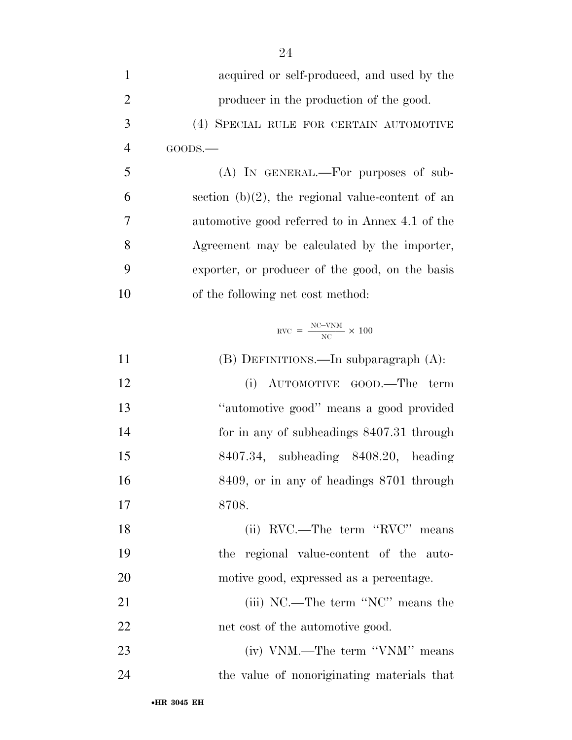acquired or self-produced, and used by the producer in the production of the good.

(4) SPECIAL RULE FOR CERTAIN AUTOMOTIVE GOODS.—

(A) IN GENERAL.—For purposes of subsection (b)(2), the regional value-content of an automotive good referred to in Annex 4.1 of the Agreement may be calculated by the importer, exporter, or producer of the good, on the basis of the following net cost method:

$$RVC = \frac{NC-VNM}{NC} \times 100$$

(B) DEFINITIONS.—In subparagraph (A):

(i) AUTOMOTIVE GOOD.—The term ''automotive good'' means a good provided for in any of subheadings 8407.31 through 8407.34, subheading 8408.20, heading 8409, or in any of headings 8701 through 8708.

(ii) RVC.—The term ''RVC'' means the regional value-content of the automotive good, expressed as a percentage.

(iii) NC.—The term ''NC'' means the net cost of the automotive good.

(iv) VNM.—The term ''VNM'' means the value of nonoriginating materials that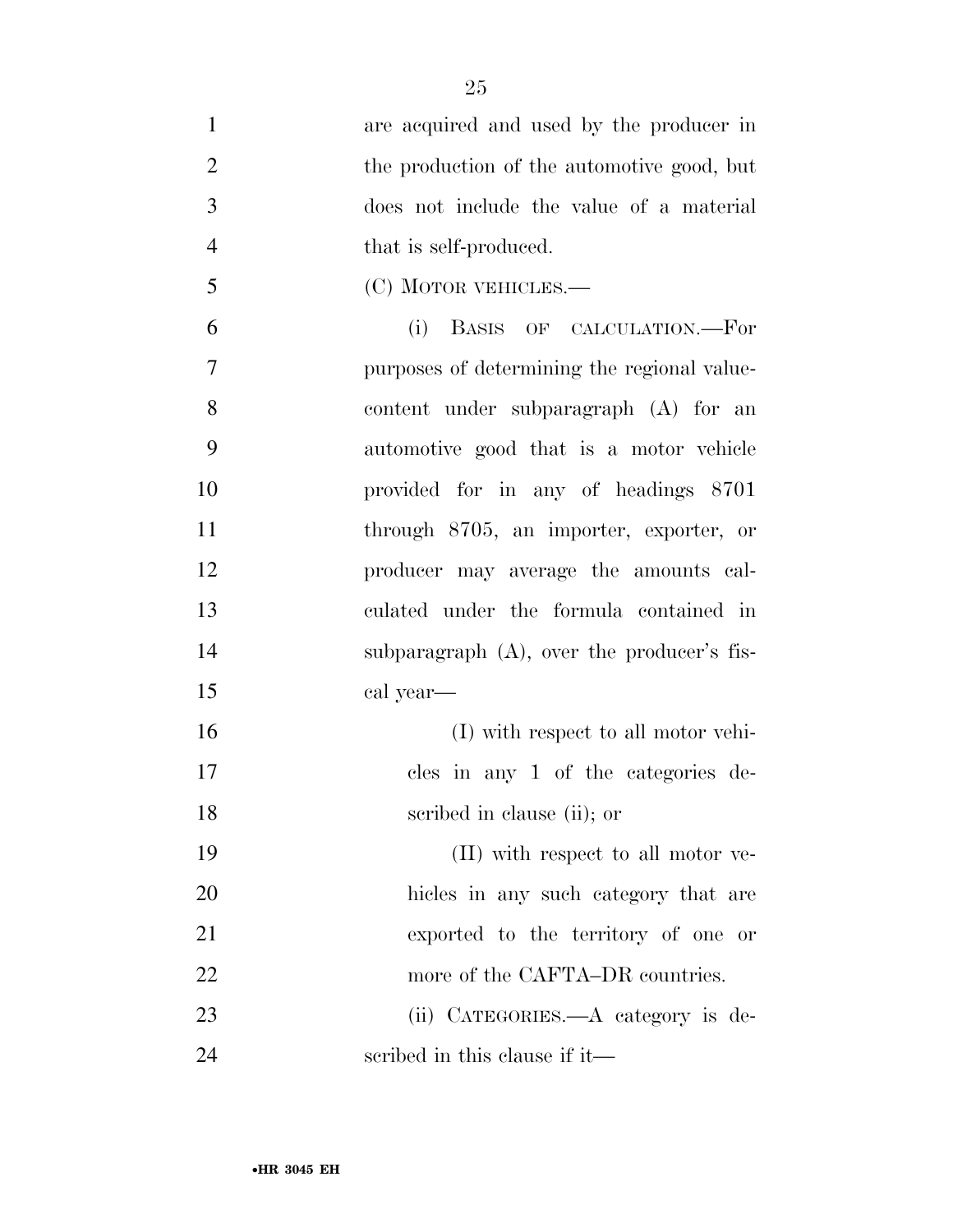are acquired and used by the producer in the production of the automotive good, but does not include the value of a material that is self-produced.

(C) MOTOR VEHICLES.—

(i) BASIS OF CALCULATION.—For purposes of determining the regional value-content under subparagraph (A) for an automotive good that is a motor vehicle provided for in any of headings 8701 through 8705, an importer, exporter, or producer may average the amounts calculated under the formula contained in subparagraph (A), over the producer's fiscal year—

(I) with respect to all motor vehicles in any 1 of the categories described in clause (ii); or

(II) with respect to all motor vehicles in any such category that are exported to the territory of one or more of the CAFTA–DR countries.

(ii) CATEGORIES.—A category is described in this clause if it—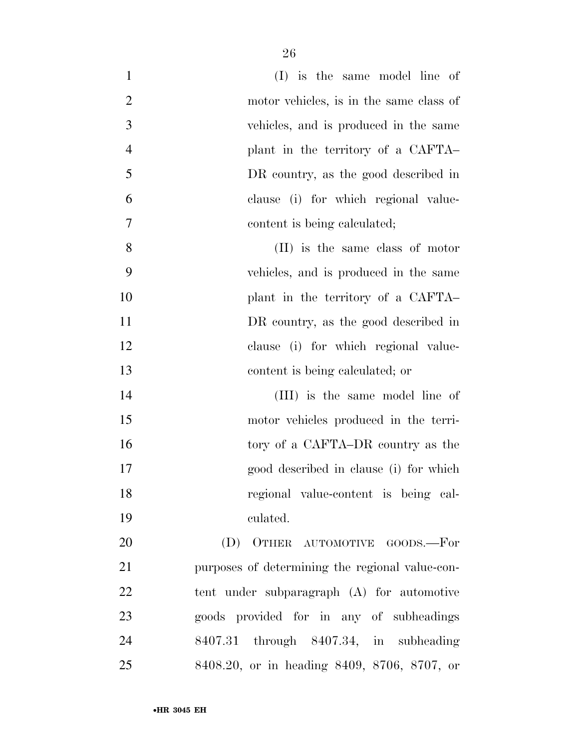(I) is the same model line of motor vehicles, is in the same class of vehicles, and is produced in the same plant in the territory of a CAFTA–DR country, as the good described in clause (i) for which regional value-content is being calculated;

(II) is the same class of motor vehicles, and is produced in the same plant in the territory of a CAFTA–DR country, as the good described in clause (i) for which regional value-content is being calculated; or

(III) is the same model line of motor vehicles produced in the territory of a CAFTA–DR country as the good described in clause (i) for which regional value-content is being calculated.

(D) OTHER AUTOMOTIVE GOODS.—For purposes of determining the regional value-content under subparagraph (A) for automotive goods provided for in any of subheadings 8407.31 through 8407.34, in subheading 8408.20, or in heading 8409, 8706, 8707, or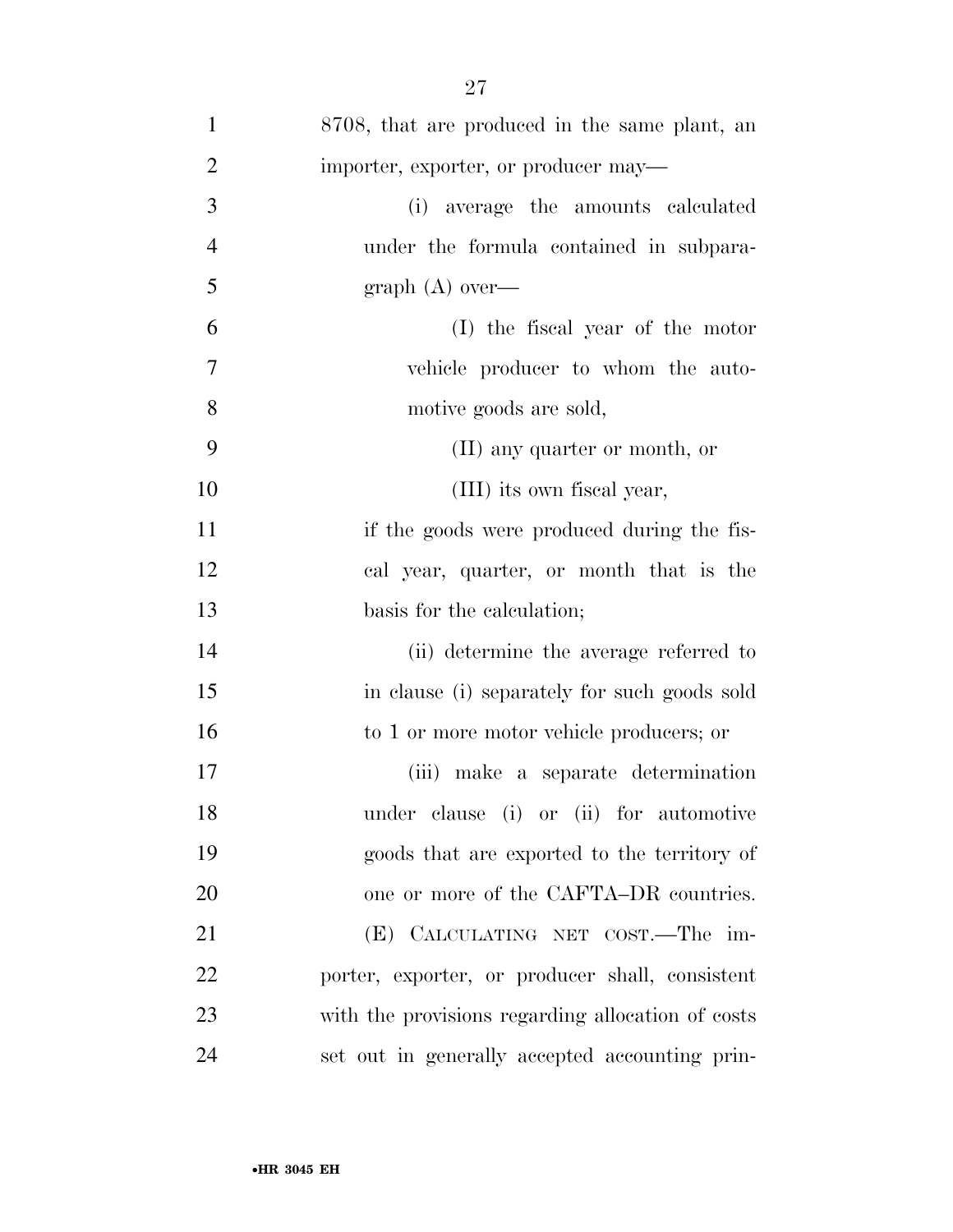8708, that are produced in the same plant, an importer, exporter, or producer may—

(i) average the amounts calculated under the formula contained in subparagraph (A) over—

(I) the fiscal year of the motor vehicle producer to whom the automotive goods are sold,

(II) any quarter or month, or

(III) its own fiscal year,

if the goods were produced during the fiscal year, quarter, or month that is the basis for the calculation;

(ii) determine the average referred to in clause (i) separately for such goods sold to 1 or more motor vehicle producers; or

(iii) make a separate determination under clause (i) or (ii) for automotive goods that are exported to the territory of one or more of the CAFTA–DR countries.

(E) CALCULATING NET COST.—The importer, exporter, or producer shall, consistent with the provisions regarding allocation of costs set out in generally accepted accounting prin-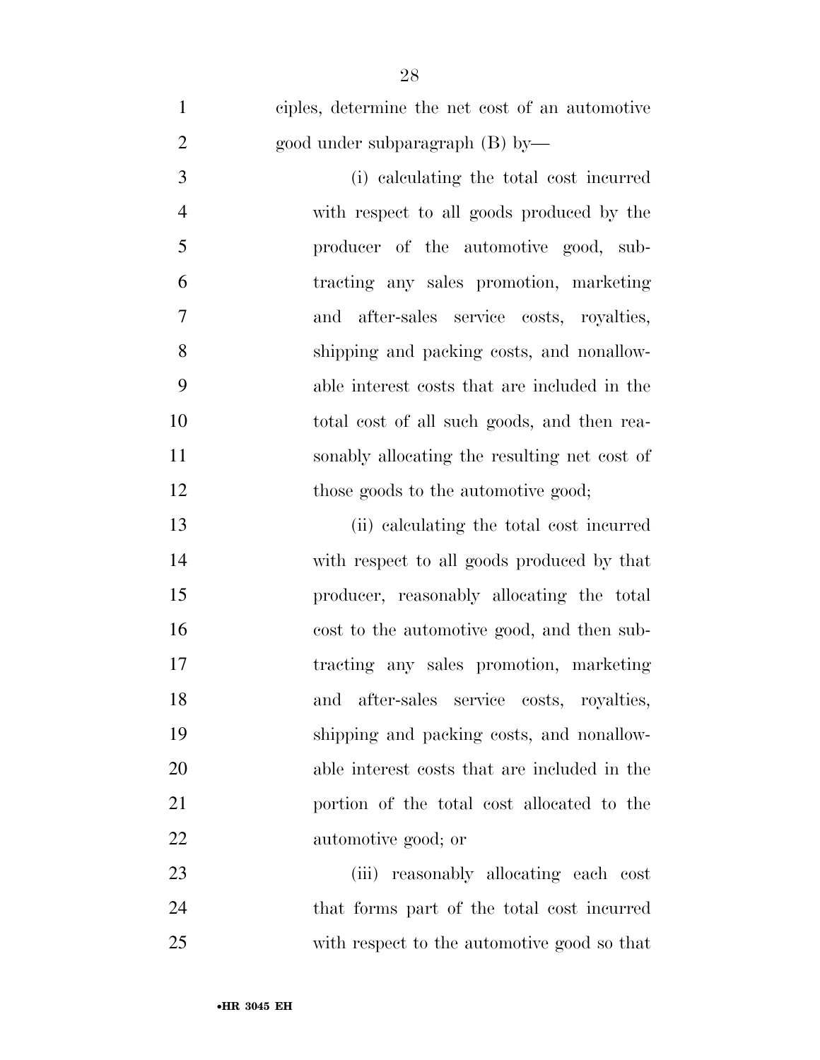ciples, determine the net cost of an automotive good under subparagraph (B) by—

(i) calculating the total cost incurred with respect to all goods produced by the producer of the automotive good, subtracting any sales promotion, marketing and after-sales service costs, royalties, shipping and packing costs, and nonallowable interest costs that are included in the total cost of all such goods, and then reasonably allocating the resulting net cost of those goods to the automotive good;

(ii) calculating the total cost incurred with respect to all goods produced by that producer, reasonably allocating the total cost to the automotive good, and then subtracting any sales promotion, marketing and after-sales service costs, royalties, shipping and packing costs, and nonallowable interest costs that are included in the portion of the total cost allocated to the automotive good; or

(iii) reasonably allocating each cost that forms part of the total cost incurred with respect to the automotive good so that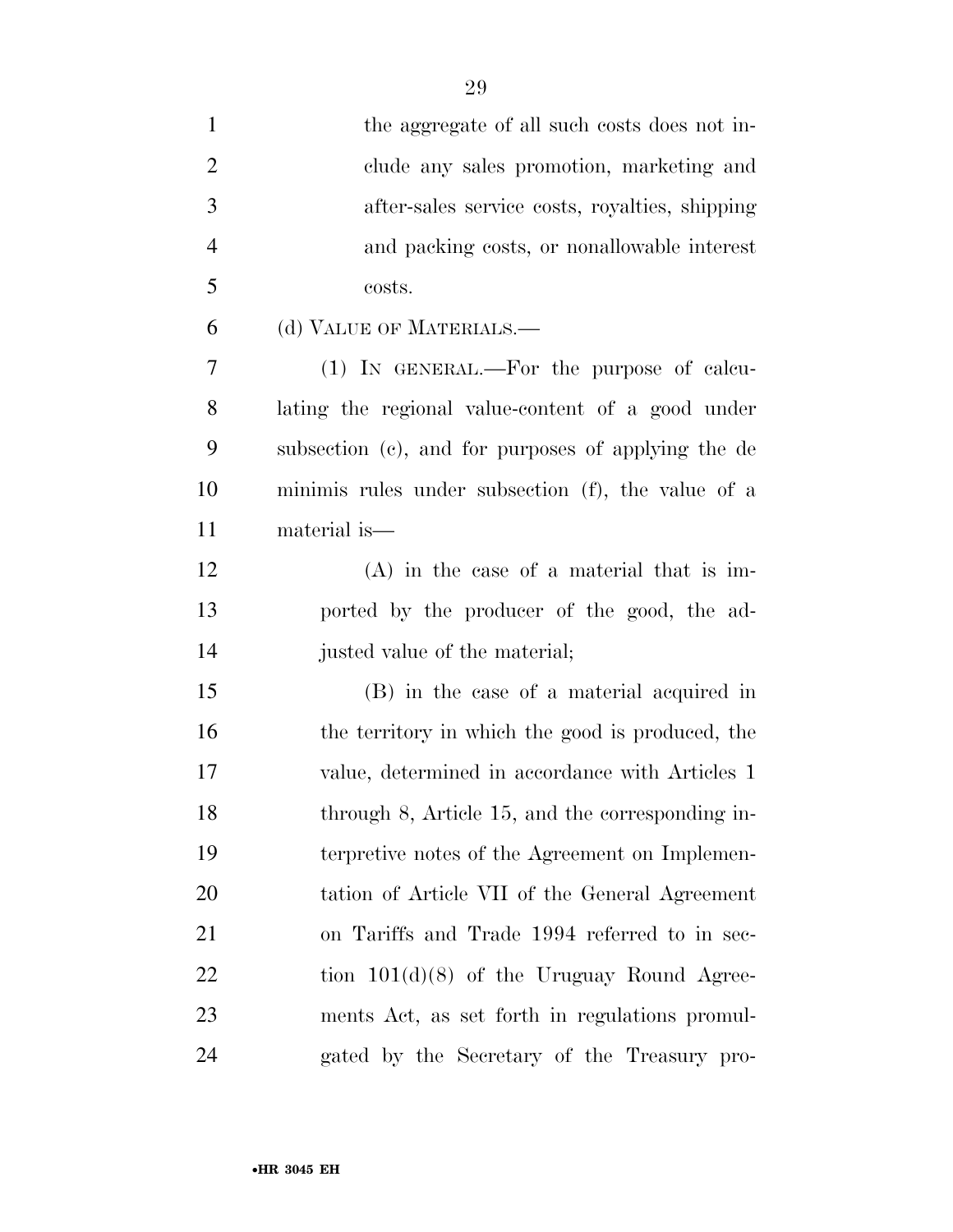the aggregate of all such costs does not include any sales promotion, marketing and after-sales service costs, royalties, shipping and packing costs, or nonallowable interest costs.

(d) VALUE OF MATERIALS.—

(1) IN GENERAL.—For the purpose of calculating the regional value-content of a good under subsection (c), and for purposes of applying the de minimis rules under subsection (f), the value of a material is—

(A) in the case of a material that is imported by the producer of the good, the adjusted value of the material;

(B) in the case of a material acquired in the territory in which the good is produced, the value, determined in accordance with Articles 1 through 8, Article 15, and the corresponding interpretive notes of the Agreement on Implementation of Article VII of the General Agreement on Tariffs and Trade 1994 referred to in section 101(d)(8) of the Uruguay Round Agreements Act, as set forth in regulations promulgated by the Secretary of the Treasury pro-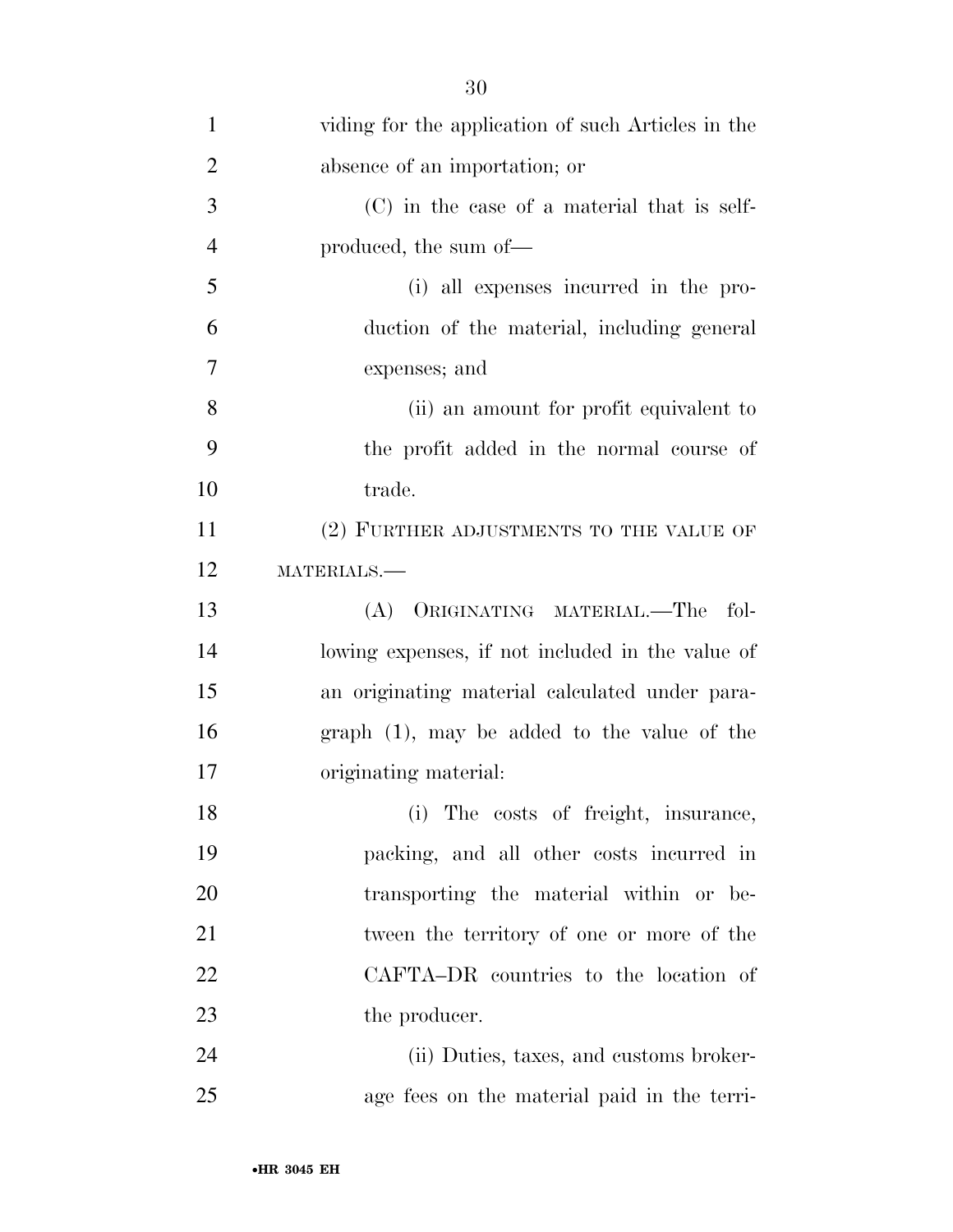viding for the application of such Articles in the absence of an importation; or

(C) in the case of a material that is self-produced, the sum of—

(i) all expenses incurred in the production of the material, including general expenses; and

(ii) an amount for profit equivalent to the profit added in the normal course of trade.

(2) FURTHER ADJUSTMENTS TO THE VALUE OF MATERIALS.—

(A) ORIGINATING MATERIAL.—The following expenses, if not included in the value of an originating material calculated under paragraph (1), may be added to the value of the originating material:

(i) The costs of freight, insurance, packing, and all other costs incurred in transporting the material within or between the territory of one or more of the CAFTA–DR countries to the location of the producer.

(ii) Duties, taxes, and customs brokerage fees on the material paid in the terri-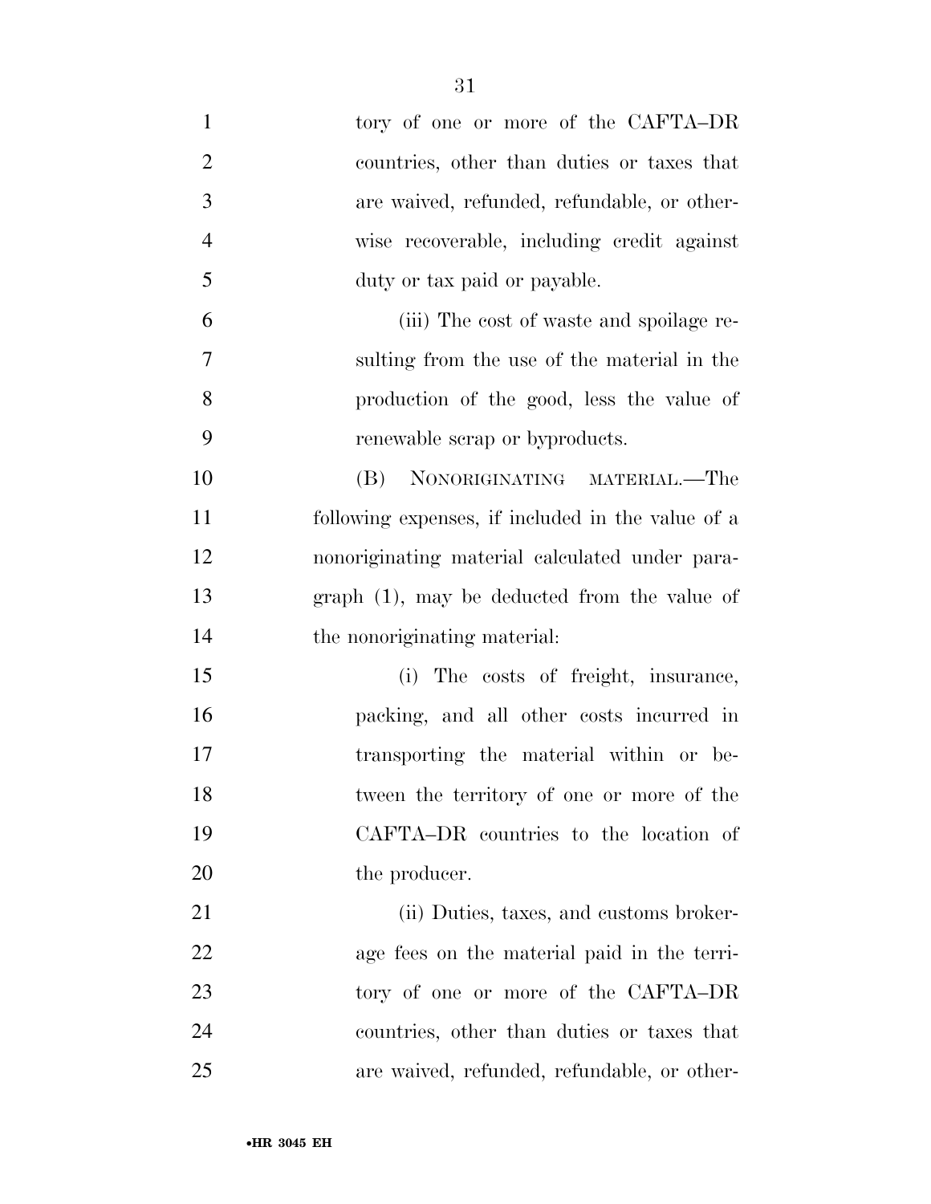tory of one or more of the CAFTA–DR countries, other than duties or taxes that are waived, refunded, refundable, or otherwise recoverable, including credit against duty or tax paid or payable.

(iii) The cost of waste and spoilage resulting from the use of the material in the production of the good, less the value of renewable scrap or byproducts.

(B) NONORIGINATING MATERIAL.—The following expenses, if included in the value of a nonoriginating material calculated under paragraph (1), may be deducted from the value of the nonoriginating material:

(i) The costs of freight, insurance, packing, and all other costs incurred in transporting the material within or between the territory of one or more of the CAFTA–DR countries to the location of the producer.

(ii) Duties, taxes, and customs brokerage fees on the material paid in the territory of one or more of the CAFTA–DR countries, other than duties or taxes that are waived, refunded, refundable, or other-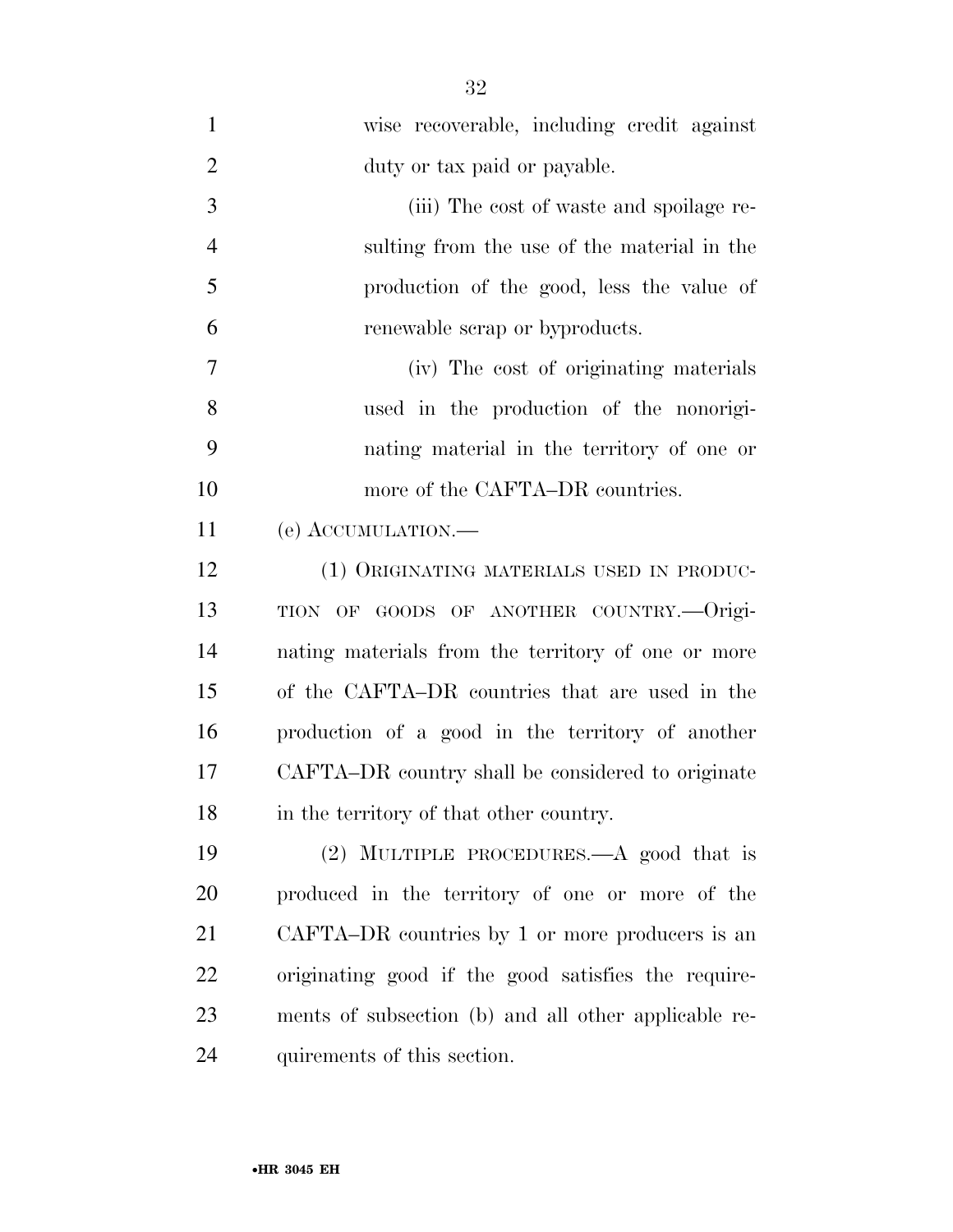wise recoverable, including credit against duty or tax paid or payable.

(iii) The cost of waste and spoilage resulting from the use of the material in the production of the good, less the value of renewable scrap or byproducts.

(iv) The cost of originating materials used in the production of the nonoriginating material in the territory of one or more of the CAFTA–DR countries.

(e) ACCUMULATION.—

(1) ORIGINATING MATERIALS USED IN PRODUCTION OF GOODS OF ANOTHER COUNTRY.—Originating materials from the territory of one or more of the CAFTA–DR countries that are used in the production of a good in the territory of another CAFTA–DR country shall be considered to originate in the territory of that other country.

(2) MULTIPLE PROCEDURES.—A good that is produced in the territory of one or more of the CAFTA–DR countries by 1 or more producers is an originating good if the good satisfies the requirements of subsection (b) and all other applicable requirements of this section.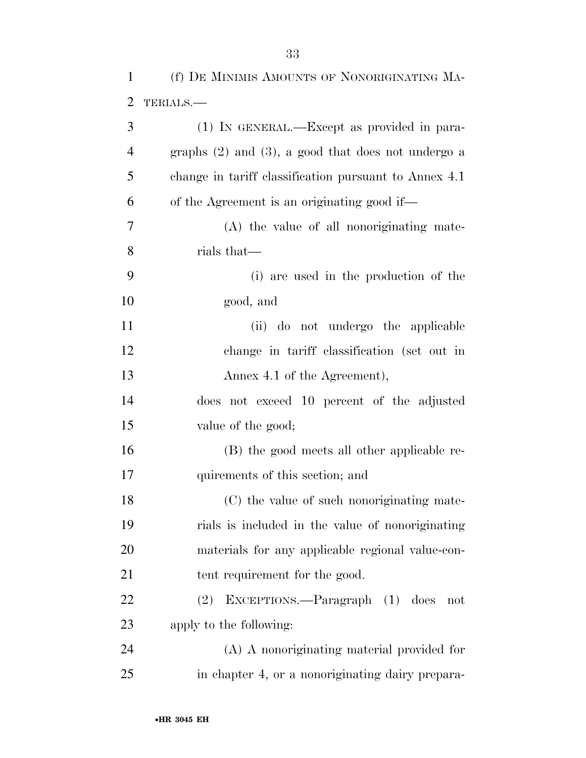(f) DE MINIMIS AMOUNTS OF NONORIGINATING MATERIALS.—

(1) IN GENERAL.—Except as provided in paragraphs (2) and (3), a good that does not undergo a change in tariff classification pursuant to Annex 4.1 of the Agreement is an originating good if—

(A) the value of all nonoriginating materials that—

(i) are used in the production of the good, and

(ii) do not undergo the applicable change in tariff classification (set out in Annex 4.1 of the Agreement),

does not exceed 10 percent of the adjusted value of the good;

(B) the good meets all other applicable requirements of this section; and

(C) the value of such nonoriginating materials is included in the value of nonoriginating materials for any applicable regional value-content requirement for the good.

(2) EXCEPTIONS.—Paragraph (1) does not apply to the following:

(A) A nonoriginating material provided for in chapter 4, or a nonoriginating dairy prepara-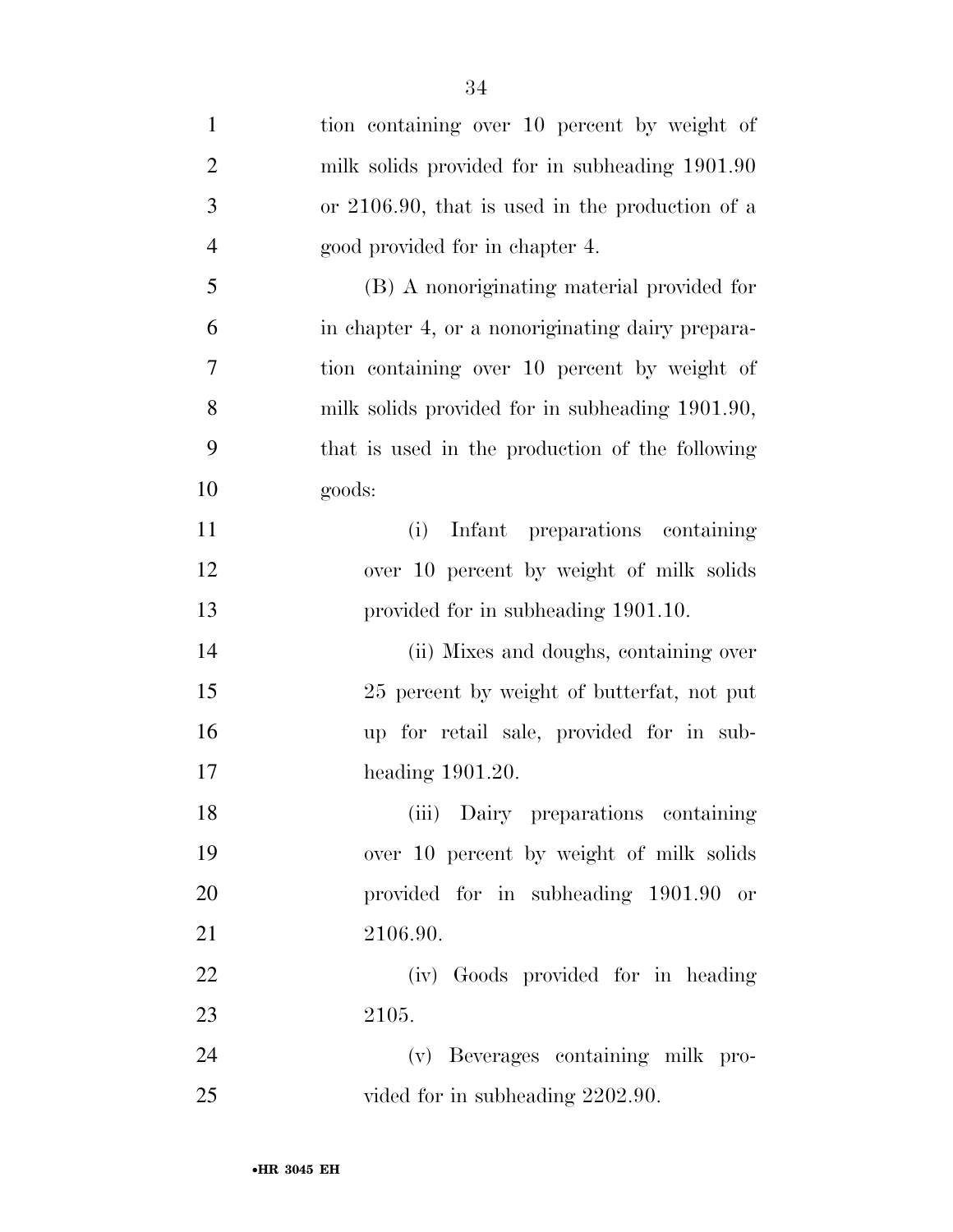tion containing over 10 percent by weight of milk solids provided for in subheading 1901.90 or 2106.90, that is used in the production of a good provided for in chapter 4.

(B) A nonoriginating material provided for in chapter 4, or a nonoriginating dairy preparation containing over 10 percent by weight of milk solids provided for in subheading 1901.90, that is used in the production of the following goods:

(i) Infant preparations containing over 10 percent by weight of milk solids provided for in subheading 1901.10.

(ii) Mixes and doughs, containing over 25 percent by weight of butterfat, not put up for retail sale, provided for in subheading 1901.20.

(iii) Dairy preparations containing over 10 percent by weight of milk solids provided for in subheading 1901.90 or 2106.90.

(iv) Goods provided for in heading 2105.

(v) Beverages containing milk provided for in subheading 2202.90.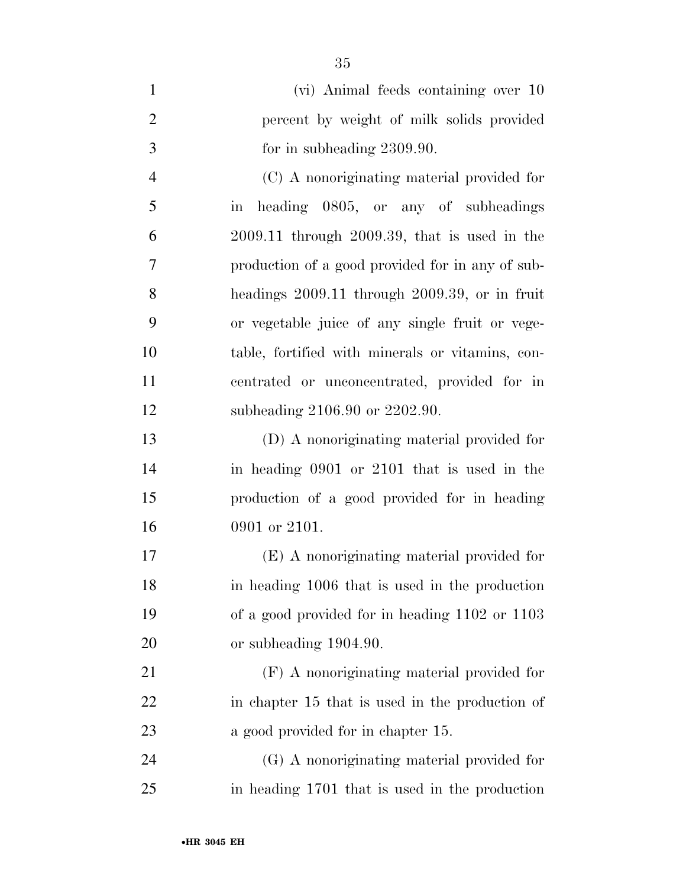(vi) Animal feeds containing over 10 percent by weight of milk solids provided for in subheading 2309.90.

(C) A nonoriginating material provided for in heading 0805, or any of subheadings 2009.11 through 2009.39, that is used in the production of a good provided for in any of subheadings 2009.11 through 2009.39, or in fruit or vegetable juice of any single fruit or vegetable, fortified with minerals or vitamins, concentrated or unconcentrated, provided for in subheading 2106.90 or 2202.90.

(D) A nonoriginating material provided for in heading 0901 or 2101 that is used in the production of a good provided for in heading 0901 or 2101.

(E) A nonoriginating material provided for in heading 1006 that is used in the production of a good provided for in heading 1102 or 1103 or subheading 1904.90.

(F) A nonoriginating material provided for in chapter 15 that is used in the production of a good provided for in chapter 15.

(G) A nonoriginating material provided for in heading 1701 that is used in the production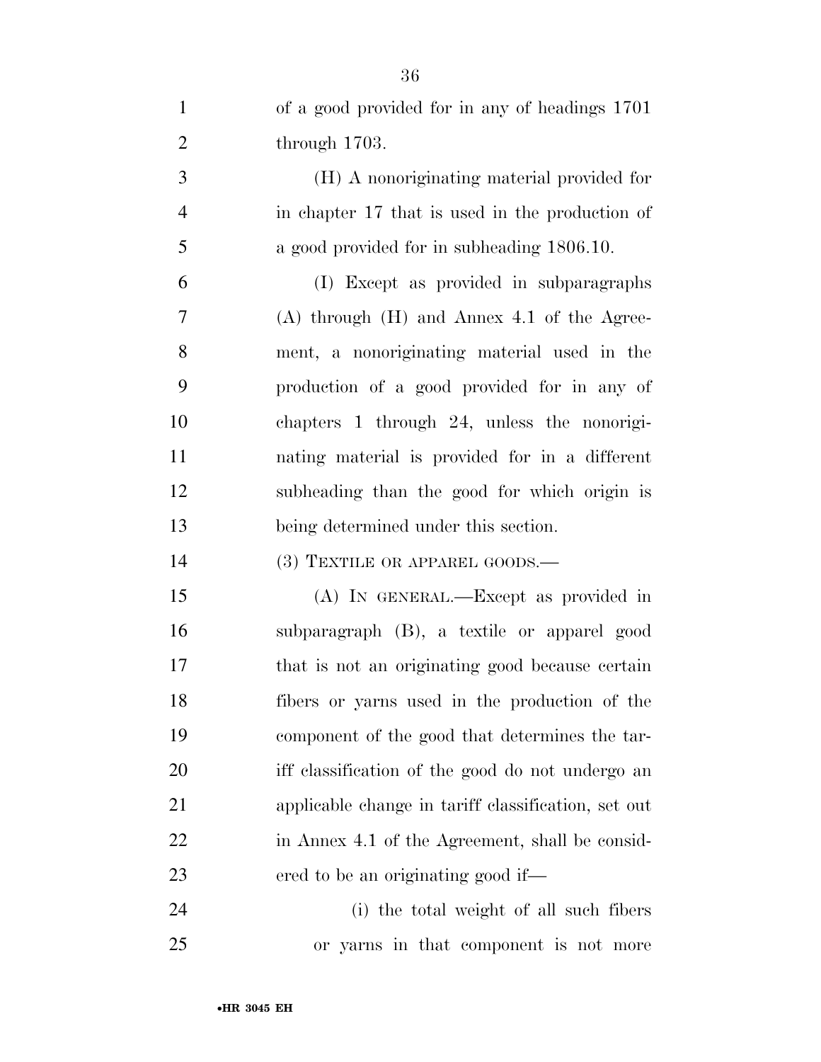of a good provided for in any of headings 1701 through 1703.

(H) A nonoriginating material provided for in chapter 17 that is used in the production of a good provided for in subheading 1806.10.

(I) Except as provided in subparagraphs (A) through (H) and Annex 4.1 of the Agreement, a nonoriginating material used in the production of a good provided for in any of chapters 1 through 24, unless the nonoriginating material is provided for in a different subheading than the good for which origin is being determined under this section.

(3) TEXTILE OR APPAREL GOODS.—

(A) IN GENERAL.—Except as provided in subparagraph (B), a textile or apparel good that is not an originating good because certain fibers or yarns used in the production of the component of the good that determines the tariff classification of the good do not undergo an applicable change in tariff classification, set out in Annex 4.1 of the Agreement, shall be considered to be an originating good if—

(i) the total weight of all such fibers or yarns in that component is not more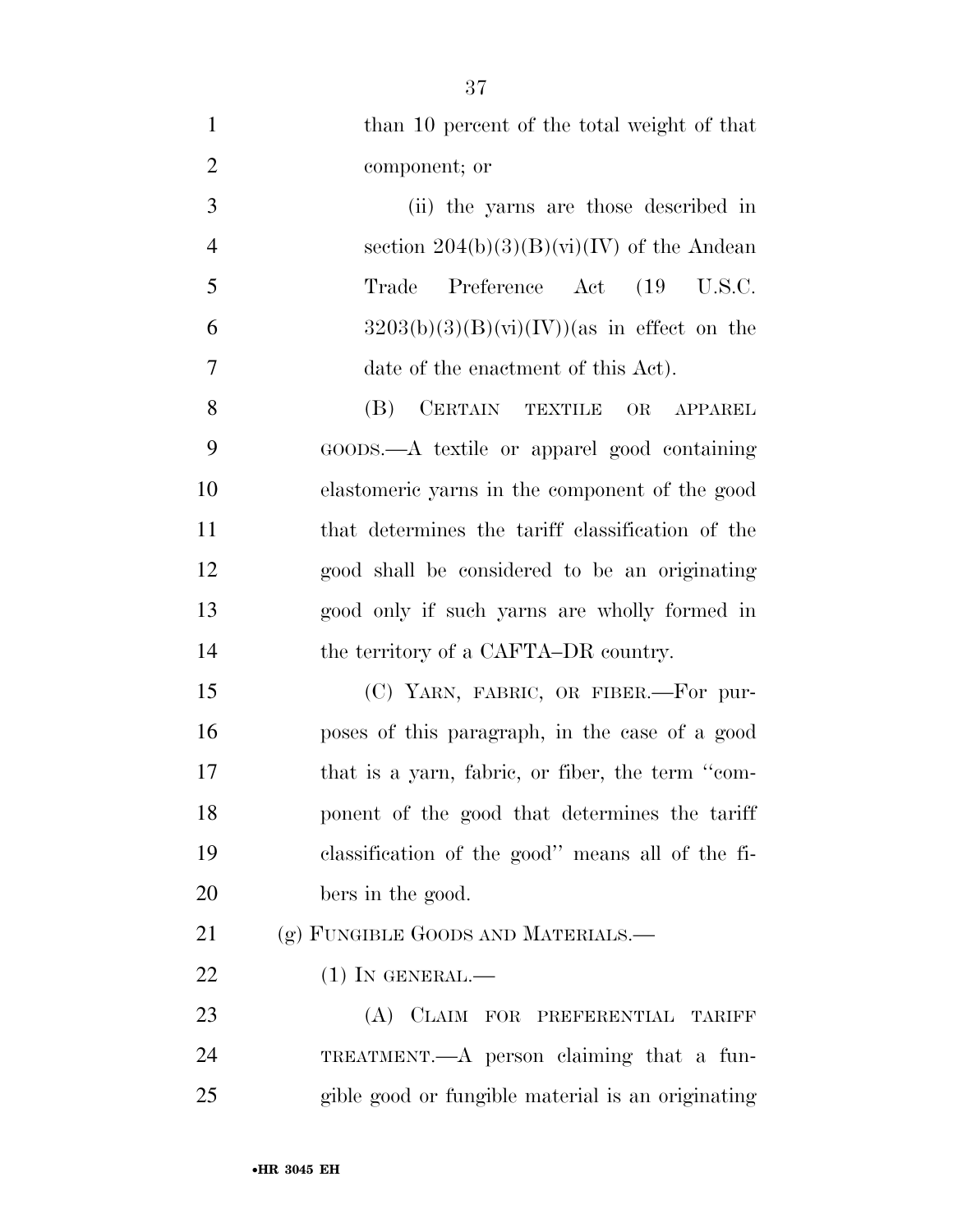than 10 percent of the total weight of that component; or

(ii) the yarns are those described in section 204(b)(3)(B)(vi)(IV) of the Andean Trade Preference Act (19 U.S.C. 3203(b)(3)(B)(vi)(IV))(as in effect on the date of the enactment of this Act).

(B) CERTAIN TEXTILE OR APPAREL GOODS.—A textile or apparel good containing elastomeric yarns in the component of the good that determines the tariff classification of the good shall be considered to be an originating good only if such yarns are wholly formed in the territory of a CAFTA–DR country.

(C) YARN, FABRIC, OR FIBER.—For purposes of this paragraph, in the case of a good that is a yarn, fabric, or fiber, the term "component of the good that determines the tariff classification of the good" means all of the fibers in the good.

(g) FUNGIBLE GOODS AND MATERIALS.—

(1) IN GENERAL.—

(A) CLAIM FOR PREFERENTIAL TARIFF TREATMENT.—A person claiming that a fungible good or fungible material is an originating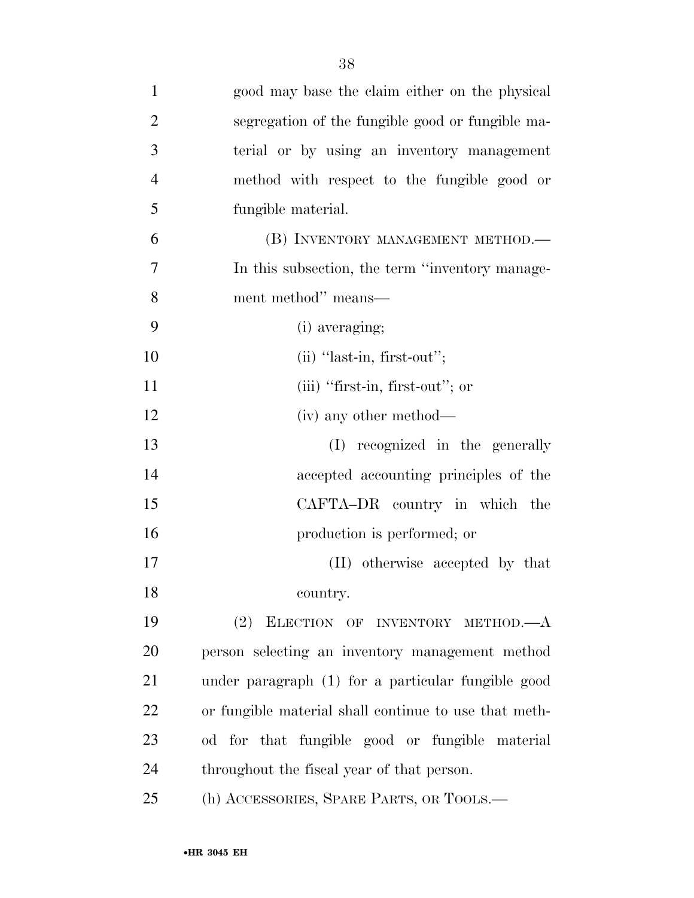good may base the claim either on the physical segregation of the fungible good or fungible material or by using an inventory management method with respect to the fungible good or fungible material.

(B) INVENTORY MANAGEMENT METHOD.—In this subsection, the term ''inventory management method'' means—

(i) averaging;

(ii) ''last-in, first-out'';

(iii) ''first-in, first-out''; or

(iv) any other method—

(I) recognized in the generally accepted accounting principles of the CAFTA–DR country in which the production is performed; or

(II) otherwise accepted by that country.

(2) ELECTION OF INVENTORY METHOD.—A person selecting an inventory management method under paragraph (1) for a particular fungible good or fungible material shall continue to use that method for that fungible good or fungible material throughout the fiscal year of that person.

(h) ACCESSORIES, SPARE PARTS, OR TOOLS.—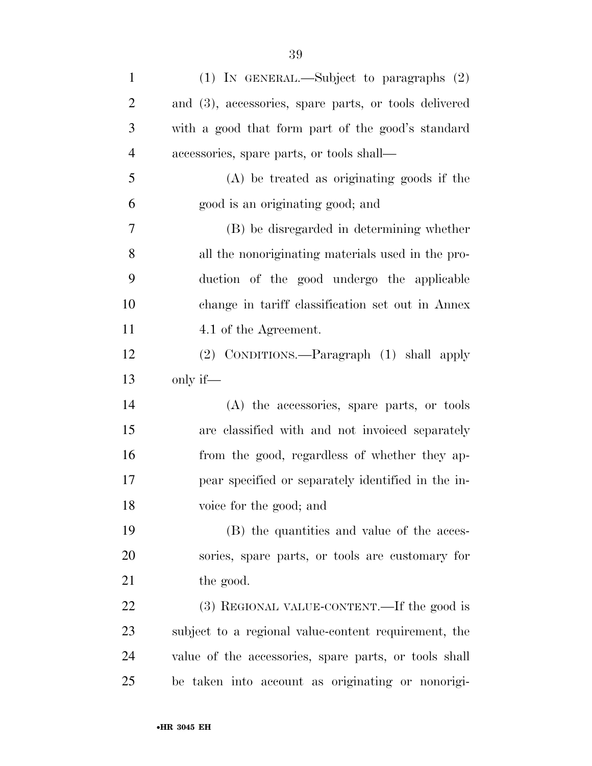(1) IN GENERAL.—Subject to paragraphs (2) and (3), accessories, spare parts, or tools delivered with a good that form part of the good's standard accessories, spare parts, or tools shall—

(A) be treated as originating goods if the good is an originating good; and

(B) be disregarded in determining whether all the nonoriginating materials used in the production of the good undergo the applicable change in tariff classification set out in Annex 4.1 of the Agreement.

(2) CONDITIONS.—Paragraph (1) shall apply only if—

(A) the accessories, spare parts, or tools are classified with and not invoiced separately from the good, regardless of whether they appear specified or separately identified in the invoice for the good; and

(B) the quantities and value of the accessories, spare parts, or tools are customary for the good.

(3) REGIONAL VALUE-CONTENT.—If the good is subject to a regional value-content requirement, the value of the accessories, spare parts, or tools shall be taken into account as originating or nonorigi-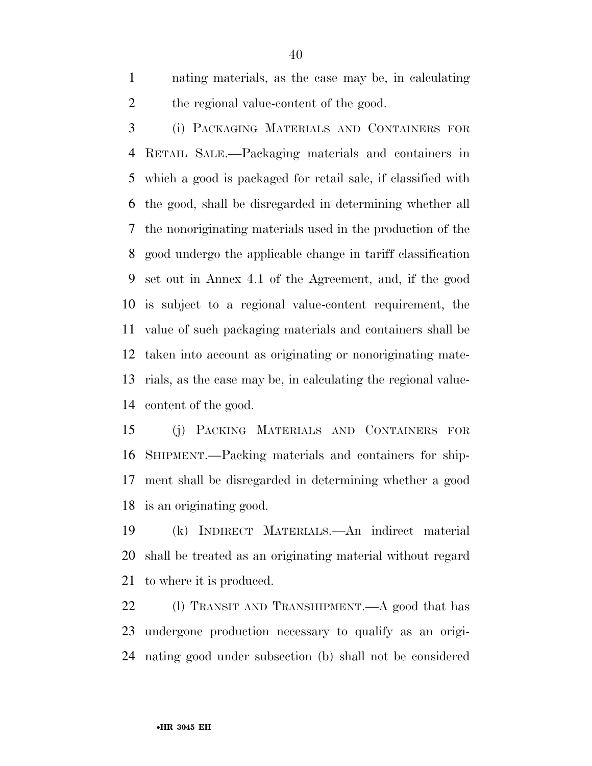nating materials, as the case may be, in calculating the regional value-content of the good.

(i) PACKAGING MATERIALS AND CONTAINERS FOR RETAIL SALE.—Packaging materials and containers in which a good is packaged for retail sale, if classified with the good, shall be disregarded in determining whether all the nonoriginating materials used in the production of the good undergo the applicable change in tariff classification set out in Annex 4.1 of the Agreement, and, if the good is subject to a regional value-content requirement, the value of such packaging materials and containers shall be taken into account as originating or nonoriginating materials, as the case may be, in calculating the regional value-content of the good.

(j) PACKING MATERIALS AND CONTAINERS FOR SHIPMENT.—Packing materials and containers for shipment shall be disregarded in determining whether a good is an originating good.

(k) INDIRECT MATERIALS.—An indirect material shall be treated as an originating material without regard to where it is produced.

(l) TRANSIT AND TRANSHIPMENT.—A good that has undergone production necessary to qualify as an originating good under subsection (b) shall not be considered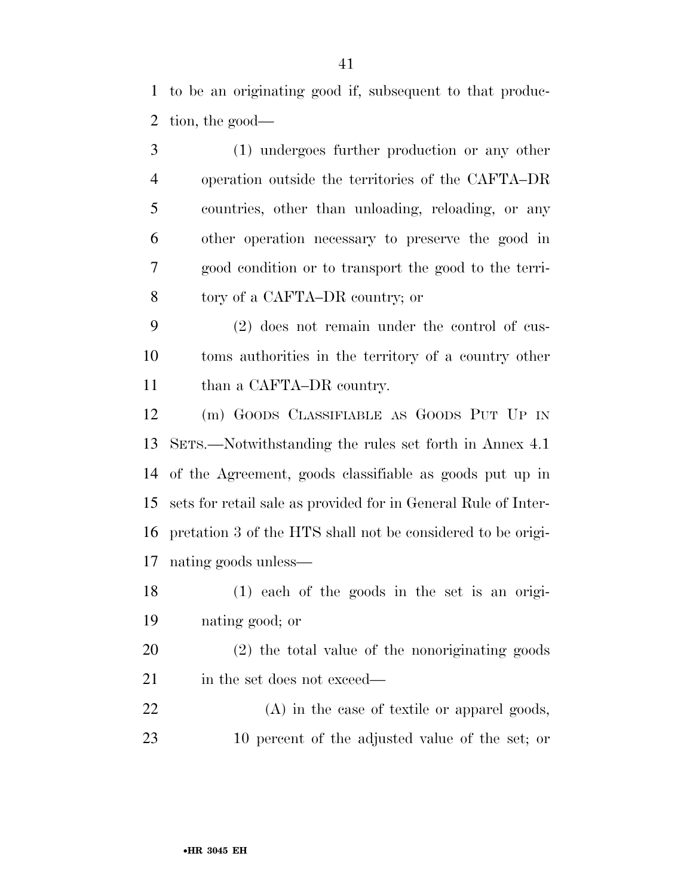to be an originating good if, subsequent to that production, the good—

(1) undergoes further production or any other operation outside the territories of the CAFTA–DR countries, other than unloading, reloading, or any other operation necessary to preserve the good in good condition or to transport the good to the territory of a CAFTA–DR country; or

(2) does not remain under the control of customs authorities in the territory of a country other than a CAFTA–DR country.

(m) GOODS CLASSIFIABLE AS GOODS PUT UP IN SETS.—Notwithstanding the rules set forth in Annex 4.1 of the Agreement, goods classifiable as goods put up in sets for retail sale as provided for in General Rule of Interpretation 3 of the HTS shall not be considered to be originating goods unless—

(1) each of the goods in the set is an originating good; or

(2) the total value of the nonoriginating goods in the set does not exceed—

(A) in the case of textile or apparel goods, 10 percent of the adjusted value of the set; or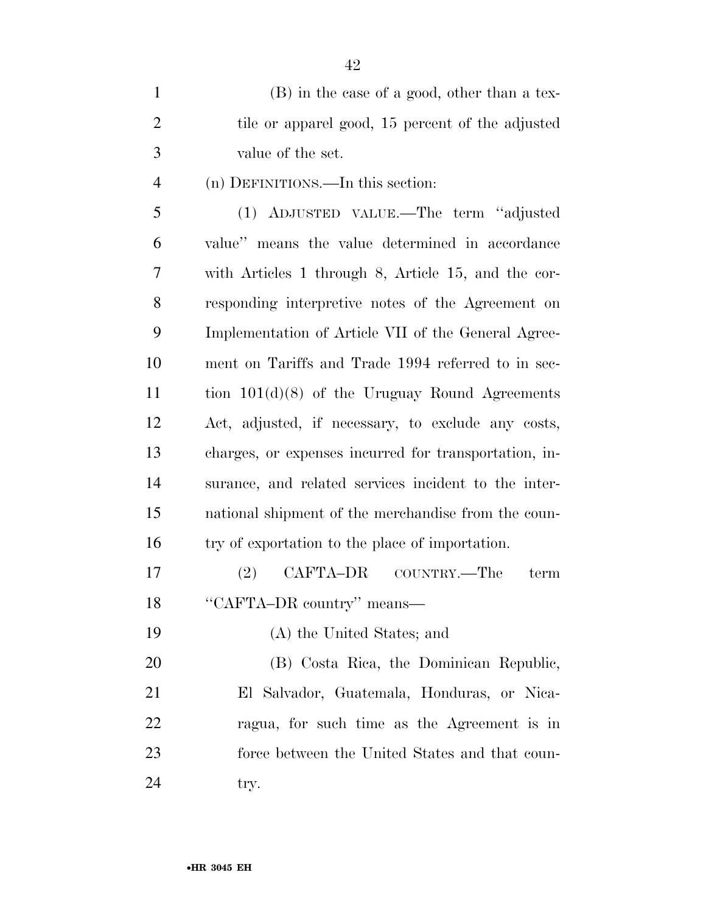(B) in the case of a good, other than a textile or apparel good, 15 percent of the adjusted value of the set.

(n) DEFINITIONS.—In this section:

(1) ADJUSTED VALUE.—The term "adjusted value" means the value determined in accordance with Articles 1 through 8, Article 15, and the corresponding interpretive notes of the Agreement on Implementation of Article VII of the General Agreement on Tariffs and Trade 1994 referred to in section 101(d)(8) of the Uruguay Round Agreements Act, adjusted, if necessary, to exclude any costs, charges, or expenses incurred for transportation, insurance, and related services incident to the international shipment of the merchandise from the country of exportation to the place of importation.

(2) CAFTA–DR COUNTRY.—The term "CAFTA–DR country" means—

(A) the United States; and

(B) Costa Rica, the Dominican Republic, El Salvador, Guatemala, Honduras, or Nicaragua, for such time as the Agreement is in force between the United States and that country.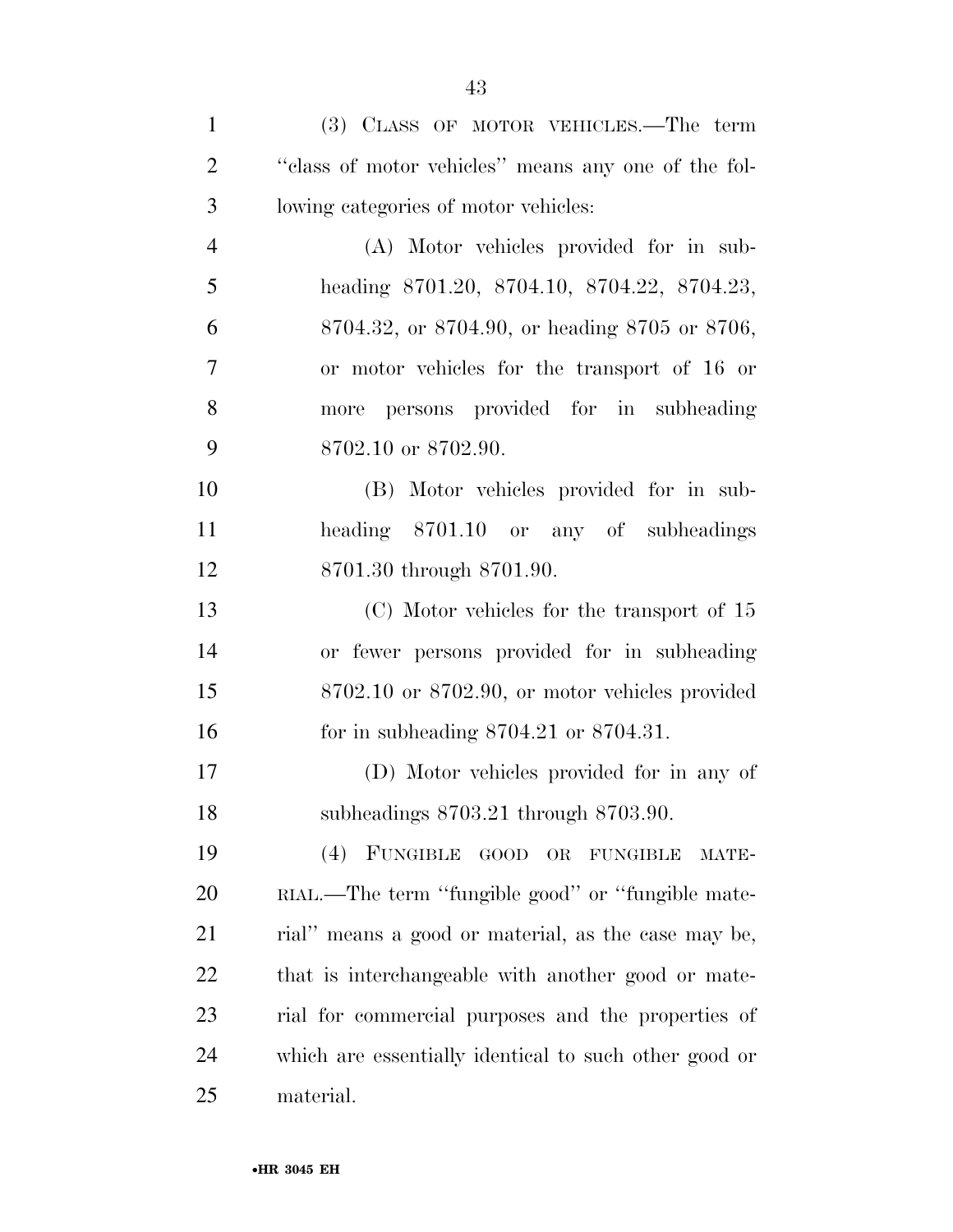(3) CLASS OF MOTOR VEHICLES.—The term "class of motor vehicles" means any one of the following categories of motor vehicles:

(A) Motor vehicles provided for in subheading 8701.20, 8704.10, 8704.22, 8704.23, 8704.32, or 8704.90, or heading 8705 or 8706, or motor vehicles for the transport of 16 or more persons provided for in subheading 8702.10 or 8702.90.

(B) Motor vehicles provided for in subheading 8701.10 or any of subheadings 8701.30 through 8701.90.

(C) Motor vehicles for the transport of 15 or fewer persons provided for in subheading 8702.10 or 8702.90, or motor vehicles provided for in subheading 8704.21 or 8704.31.

(D) Motor vehicles provided for in any of subheadings 8703.21 through 8703.90.

(4) FUNGIBLE GOOD OR FUNGIBLE MATERIAL.—The term "fungible good" or "fungible material" means a good or material, as the case may be, that is interchangeable with another good or material for commercial purposes and the properties of which are essentially identical to such other good or material.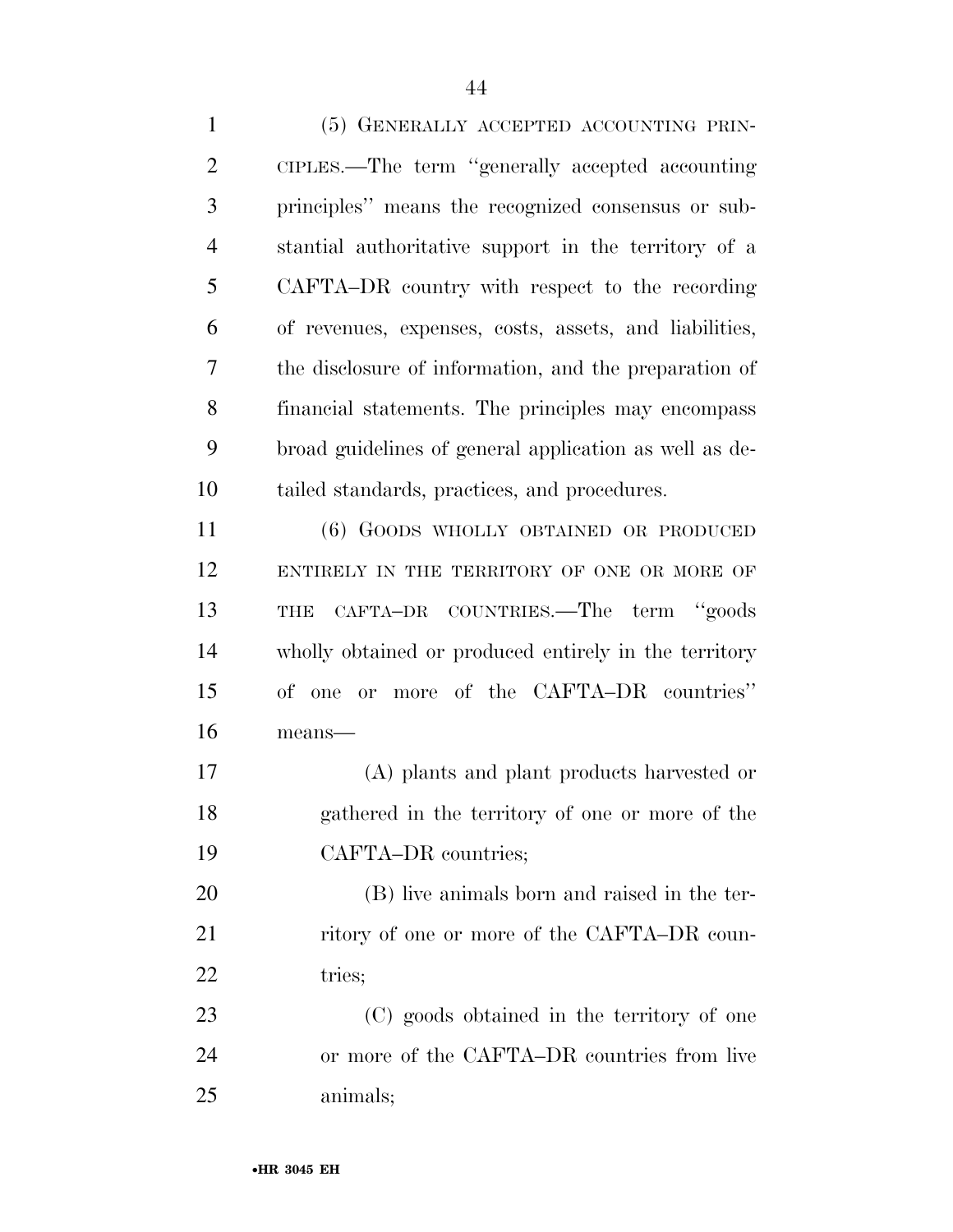(5) GENERALLY ACCEPTED ACCOUNTING PRINCIPLES.—The term ''generally accepted accounting principles'' means the recognized consensus or substantial authoritative support in the territory of a CAFTA–DR country with respect to the recording of revenues, expenses, costs, assets, and liabilities, the disclosure of information, and the preparation of financial statements. The principles may encompass broad guidelines of general application as well as detailed standards, practices, and procedures.

(6) GOODS WHOLLY OBTAINED OR PRODUCED ENTIRELY IN THE TERRITORY OF ONE OR MORE OF THE CAFTA–DR COUNTRIES.—The term ''goods wholly obtained or produced entirely in the territory of one or more of the CAFTA–DR countries'' means—

(A) plants and plant products harvested or gathered in the territory of one or more of the CAFTA–DR countries;

(B) live animals born and raised in the territory of one or more of the CAFTA–DR countries;

(C) goods obtained in the territory of one or more of the CAFTA–DR countries from live animals;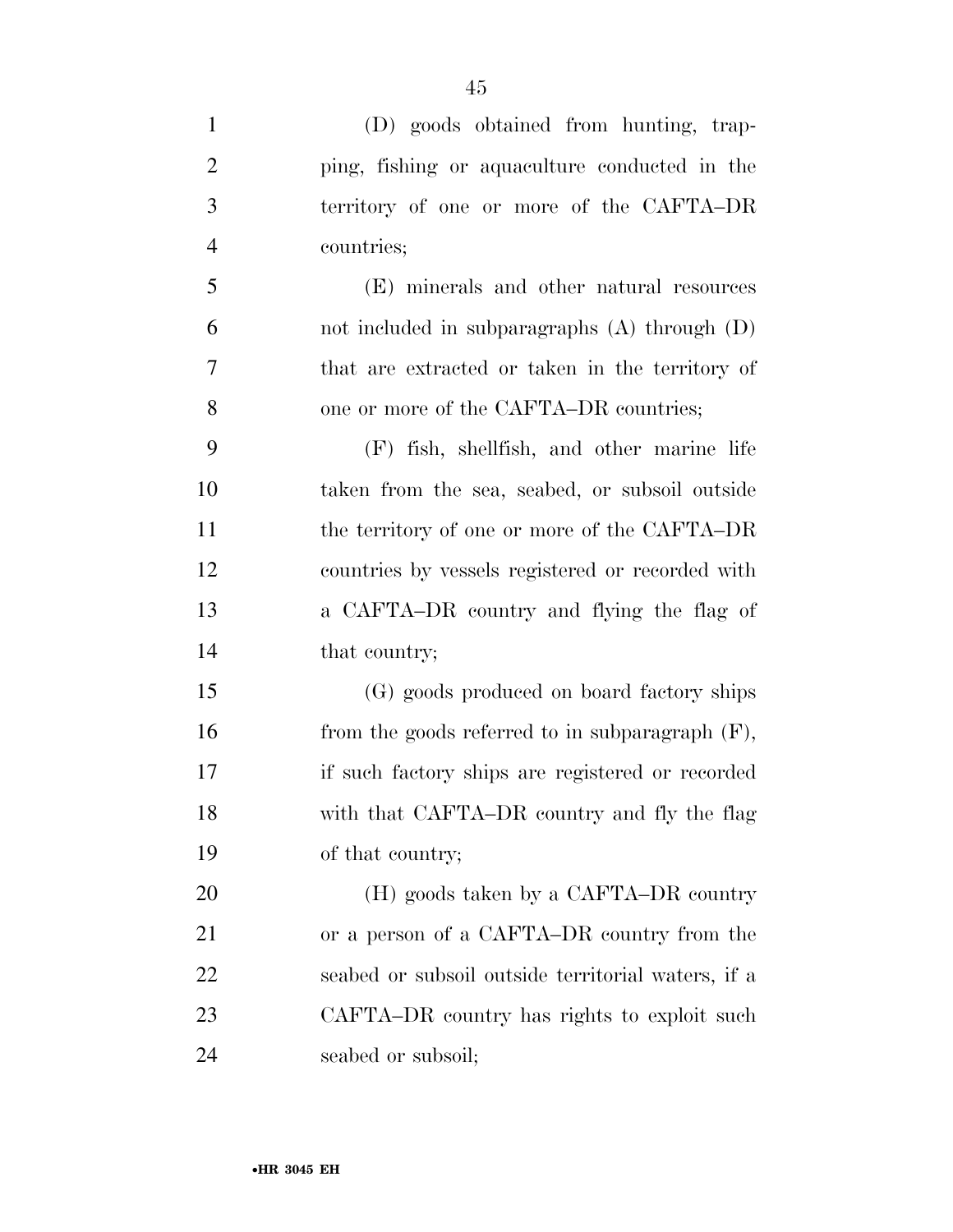(D) goods obtained from hunting, trapping, fishing or aquaculture conducted in the territory of one or more of the CAFTA–DR countries;

(E) minerals and other natural resources not included in subparagraphs (A) through (D) that are extracted or taken in the territory of one or more of the CAFTA–DR countries;

(F) fish, shellfish, and other marine life taken from the sea, seabed, or subsoil outside the territory of one or more of the CAFTA–DR countries by vessels registered or recorded with a CAFTA–DR country and flying the flag of that country;

(G) goods produced on board factory ships from the goods referred to in subparagraph (F), if such factory ships are registered or recorded with that CAFTA–DR country and fly the flag of that country;

(H) goods taken by a CAFTA–DR country or a person of a CAFTA–DR country from the seabed or subsoil outside territorial waters, if a CAFTA–DR country has rights to exploit such seabed or subsoil;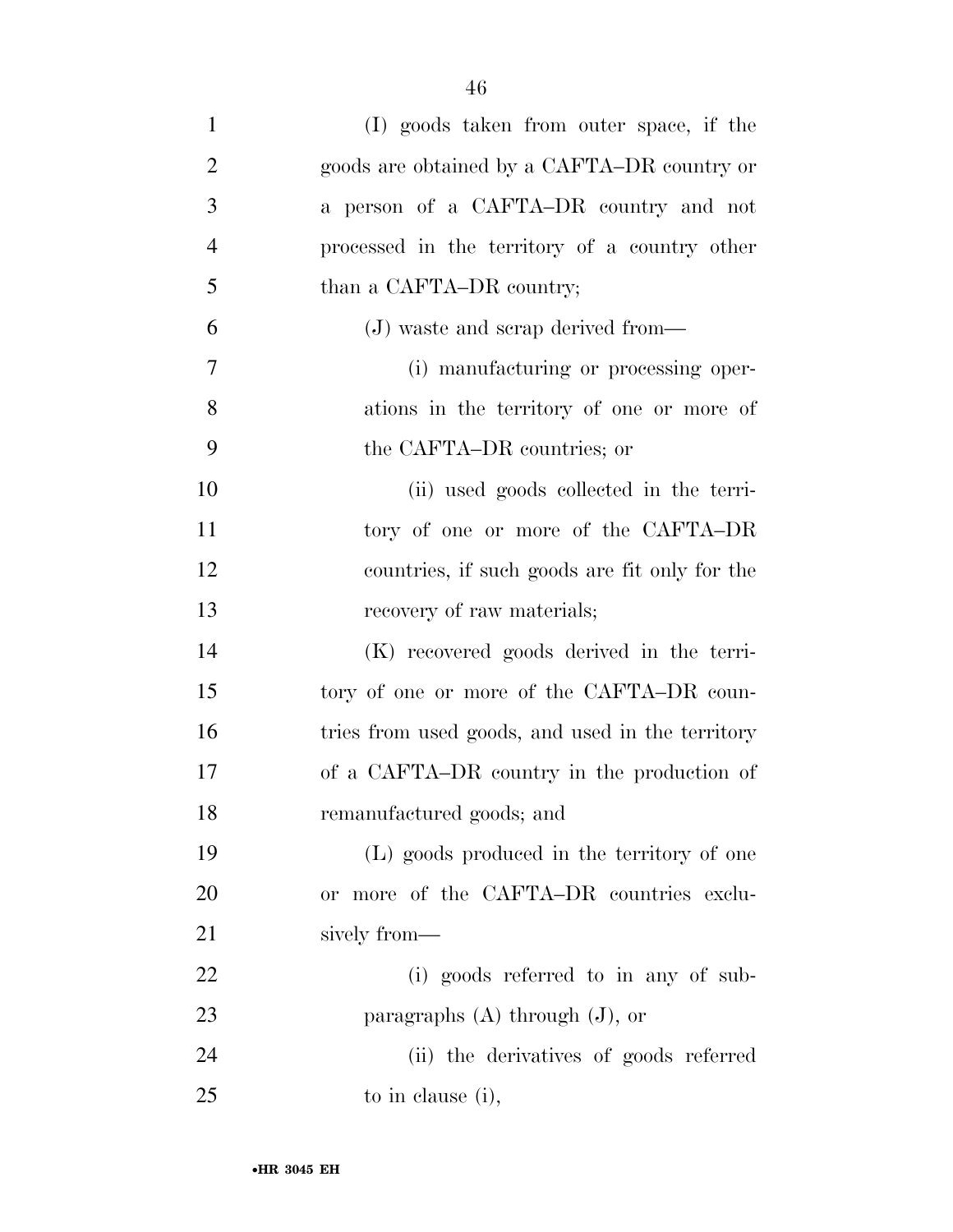(I) goods taken from outer space, if the goods are obtained by a CAFTA–DR country or a person of a CAFTA–DR country and not processed in the territory of a country other than a CAFTA–DR country;

(J) waste and scrap derived from—

(i) manufacturing or processing operations in the territory of one or more of the CAFTA–DR countries; or

(ii) used goods collected in the territory of one or more of the CAFTA–DR countries, if such goods are fit only for the recovery of raw materials;

(K) recovered goods derived in the territory of one or more of the CAFTA–DR countries from used goods, and used in the territory of a CAFTA–DR country in the production of remanufactured goods; and

(L) goods produced in the territory of one or more of the CAFTA–DR countries exclusively from—

(i) goods referred to in any of subparagraphs (A) through (J), or

(ii) the derivatives of goods referred to in clause (i),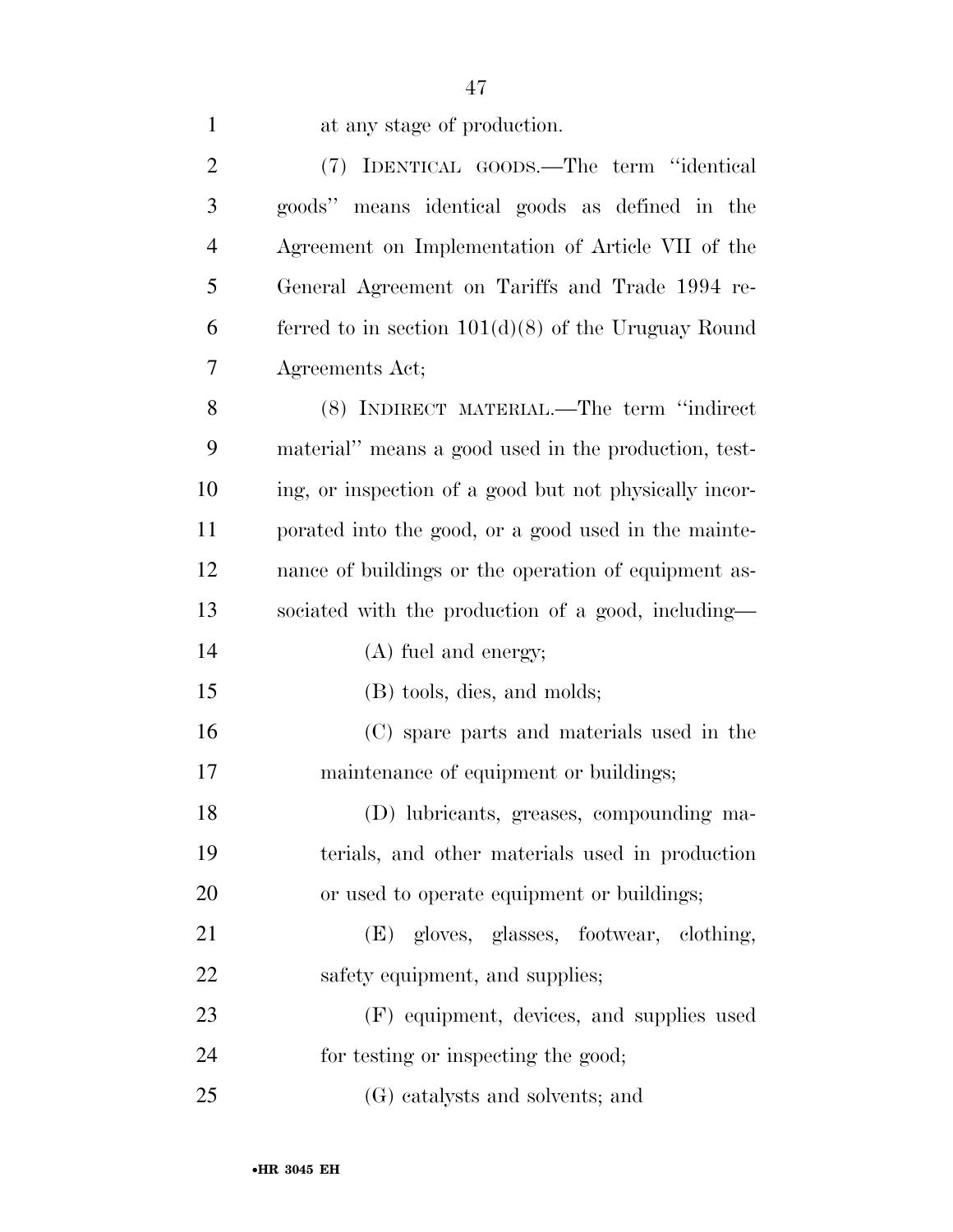at any stage of production.

(7) IDENTICAL GOODS.—The term "identical goods" means identical goods as defined in the Agreement on Implementation of Article VII of the General Agreement on Tariffs and Trade 1994 referred to in section 101(d)(8) of the Uruguay Round Agreements Act;

(8) INDIRECT MATERIAL.—The term "indirect material" means a good used in the production, testing, or inspection of a good but not physically incorporated into the good, or a good used in the maintenance of buildings or the operation of equipment associated with the production of a good, including—

(A) fuel and energy;

(B) tools, dies, and molds;

(C) spare parts and materials used in the maintenance of equipment or buildings;

(D) lubricants, greases, compounding materials, and other materials used in production or used to operate equipment or buildings;

(E) gloves, glasses, footwear, clothing, safety equipment, and supplies;

(F) equipment, devices, and supplies used for testing or inspecting the good;

(G) catalysts and solvents; and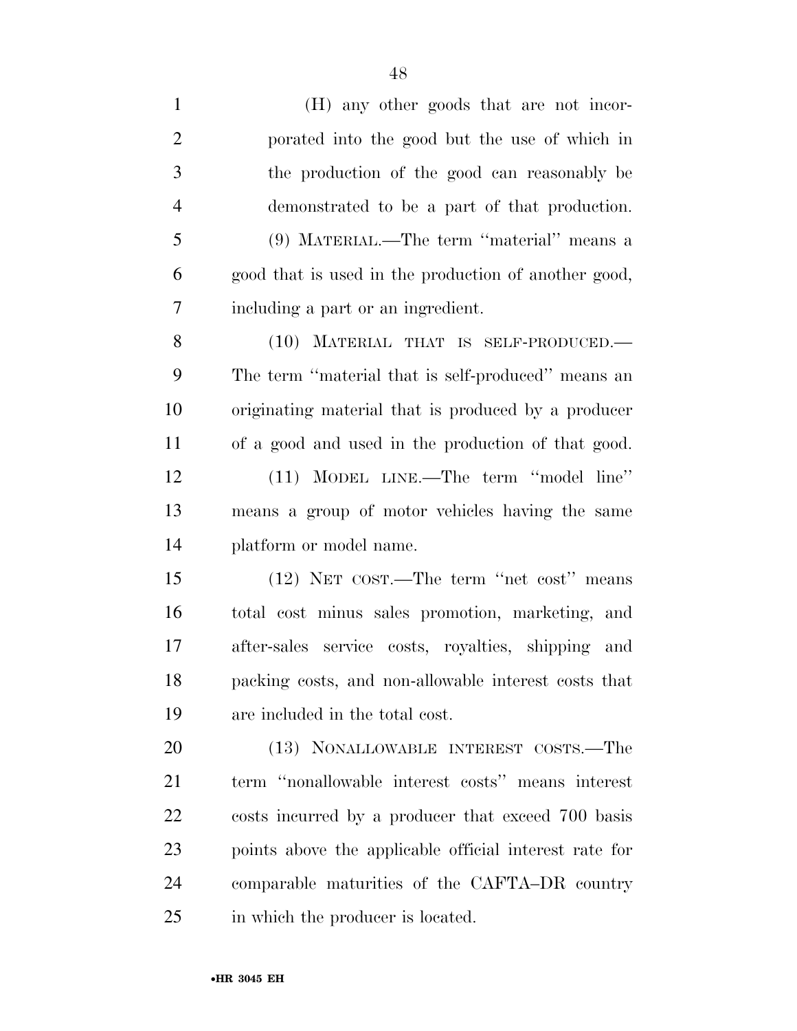(H) any other goods that are not incorporated into the good but the use of which in the production of the good can reasonably be demonstrated to be a part of that production.

(9) MATERIAL.—The term ''material'' means a good that is used in the production of another good, including a part or an ingredient.

(10) MATERIAL THAT IS SELF-PRODUCED.—The term ''material that is self-produced'' means an originating material that is produced by a producer of a good and used in the production of that good.

(11) MODEL LINE.—The term ''model line'' means a group of motor vehicles having the same platform or model name.

(12) NET COST.—The term ''net cost'' means total cost minus sales promotion, marketing, and after-sales service costs, royalties, shipping and packing costs, and non-allowable interest costs that are included in the total cost.

(13) NONALLOWABLE INTEREST COSTS.—The term ''nonallowable interest costs'' means interest costs incurred by a producer that exceed 700 basis points above the applicable official interest rate for comparable maturities of the CAFTA–DR country in which the producer is located.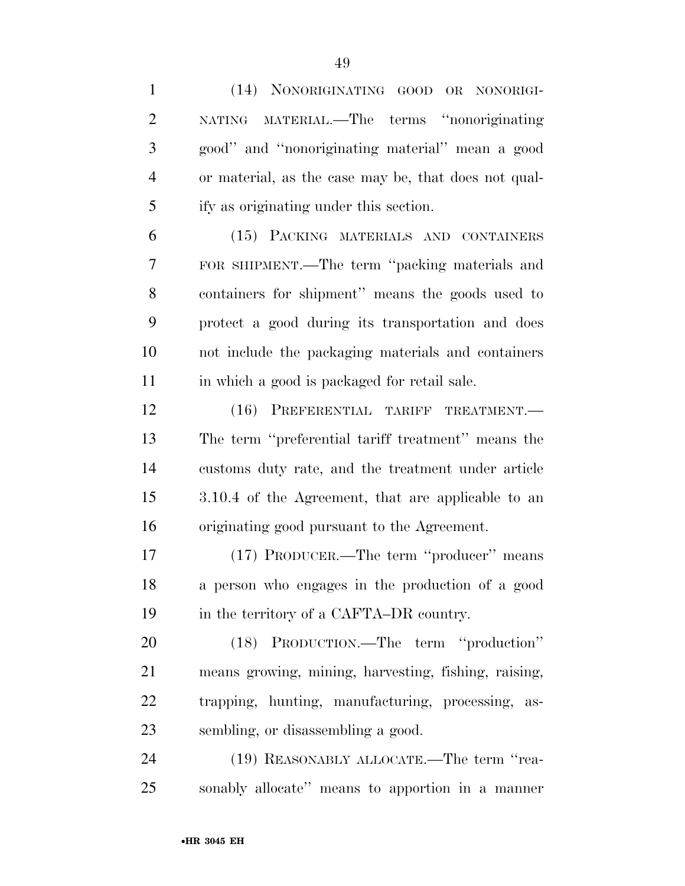(14) NONORIGINATING GOOD OR NONORIGINATING MATERIAL.—The terms ''nonoriginating good'' and ''nonoriginating material'' mean a good or material, as the case may be, that does not qualify as originating under this section.

(15) PACKING MATERIALS AND CONTAINERS FOR SHIPMENT.—The term ''packing materials and containers for shipment'' means the goods used to protect a good during its transportation and does not include the packaging materials and containers in which a good is packaged for retail sale.

(16) PREFERENTIAL TARIFF TREATMENT.—The term ''preferential tariff treatment'' means the customs duty rate, and the treatment under article 3.10.4 of the Agreement, that are applicable to an originating good pursuant to the Agreement.

(17) PRODUCER.—The term ''producer'' means a person who engages in the production of a good in the territory of a CAFTA–DR country.

(18) PRODUCTION.—The term ''production'' means growing, mining, harvesting, fishing, raising, trapping, hunting, manufacturing, processing, assembling, or disassembling a good.

(19) REASONABLY ALLOCATE.—The term ''reasonably allocate'' means to apportion in a manner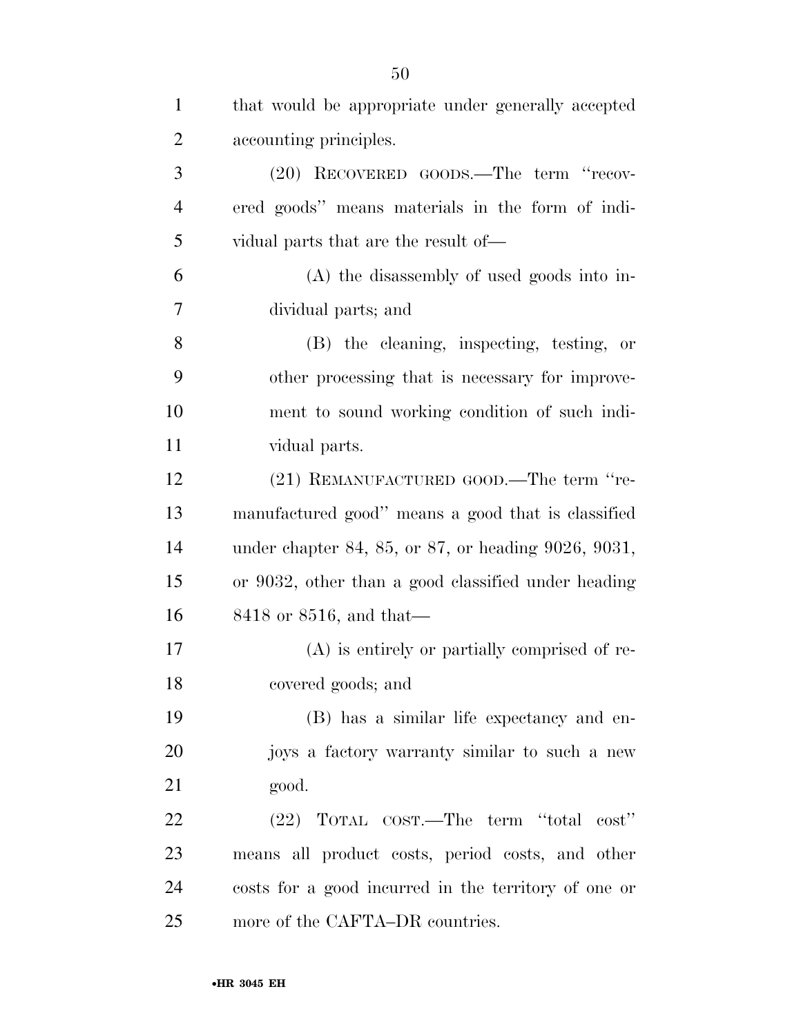that would be appropriate under generally accepted accounting principles.

(20) RECOVERED GOODS.—The term "recovered goods" means materials in the form of individual parts that are the result of—

(A) the disassembly of used goods into individual parts; and

(B) the cleaning, inspecting, testing, or other processing that is necessary for improvement to sound working condition of such individual parts.

(21) REMANUFACTURED GOOD.—The term "remanufactured good" means a good that is classified under chapter 84, 85, or 87, or heading 9026, 9031, or 9032, other than a good classified under heading 8418 or 8516, and that—

(A) is entirely or partially comprised of recovered goods; and

(B) has a similar life expectancy and enjoys a factory warranty similar to such a new good.

(22) TOTAL COST.—The term "total cost" means all product costs, period costs, and other costs for a good incurred in the territory of one or more of the CAFTA–DR countries.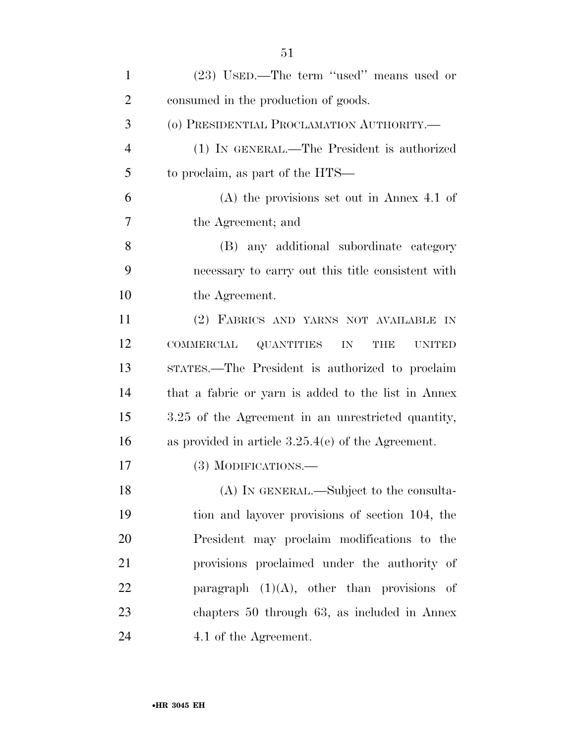(23) USED.—The term ''used'' means used or consumed in the production of goods.

(o) PRESIDENTIAL PROCLAMATION AUTHORITY.—

(1) IN GENERAL.—The President is authorized to proclaim, as part of the HTS—

(A) the provisions set out in Annex 4.1 of the Agreement; and

(B) any additional subordinate category necessary to carry out this title consistent with the Agreement.

(2) FABRICS AND YARNS NOT AVAILABLE IN COMMERCIAL QUANTITIES IN THE UNITED STATES.—The President is authorized to proclaim that a fabric or yarn is added to the list in Annex 3.25 of the Agreement in an unrestricted quantity, as provided in article 3.25.4(e) of the Agreement.

(3) MODIFICATIONS.—

(A) IN GENERAL.—Subject to the consultation and layover provisions of section 104, the President may proclaim modifications to the provisions proclaimed under the authority of paragraph (1)(A), other than provisions of chapters 50 through 63, as included in Annex 4.1 of the Agreement.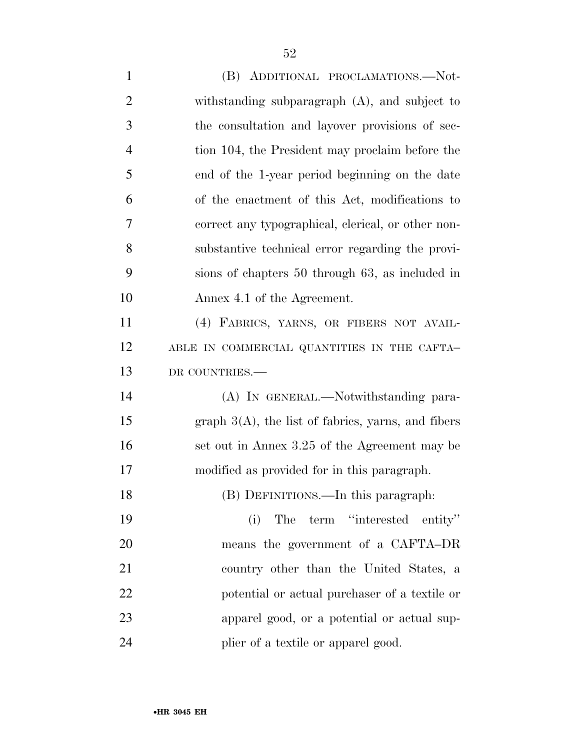(B) ADDITIONAL PROCLAMATIONS.—Notwithstanding subparagraph (A), and subject to the consultation and layover provisions of section 104, the President may proclaim before the end of the 1-year period beginning on the date of the enactment of this Act, modifications to correct any typographical, clerical, or other nonsubstantive technical error regarding the provisions of chapters 50 through 63, as included in Annex 4.1 of the Agreement.

(4) FABRICS, YARNS, OR FIBERS NOT AVAILABLE IN COMMERCIAL QUANTITIES IN THE CAFTA–DR COUNTRIES.—

(A) IN GENERAL.—Notwithstanding paragraph 3(A), the list of fabrics, yarns, and fibers set out in Annex 3.25 of the Agreement may be modified as provided for in this paragraph.

(B) DEFINITIONS.—In this paragraph:

(i) The term "interested entity" means the government of a CAFTA–DR country other than the United States, a potential or actual purchaser of a textile or apparel good, or a potential or actual supplier of a textile or apparel good.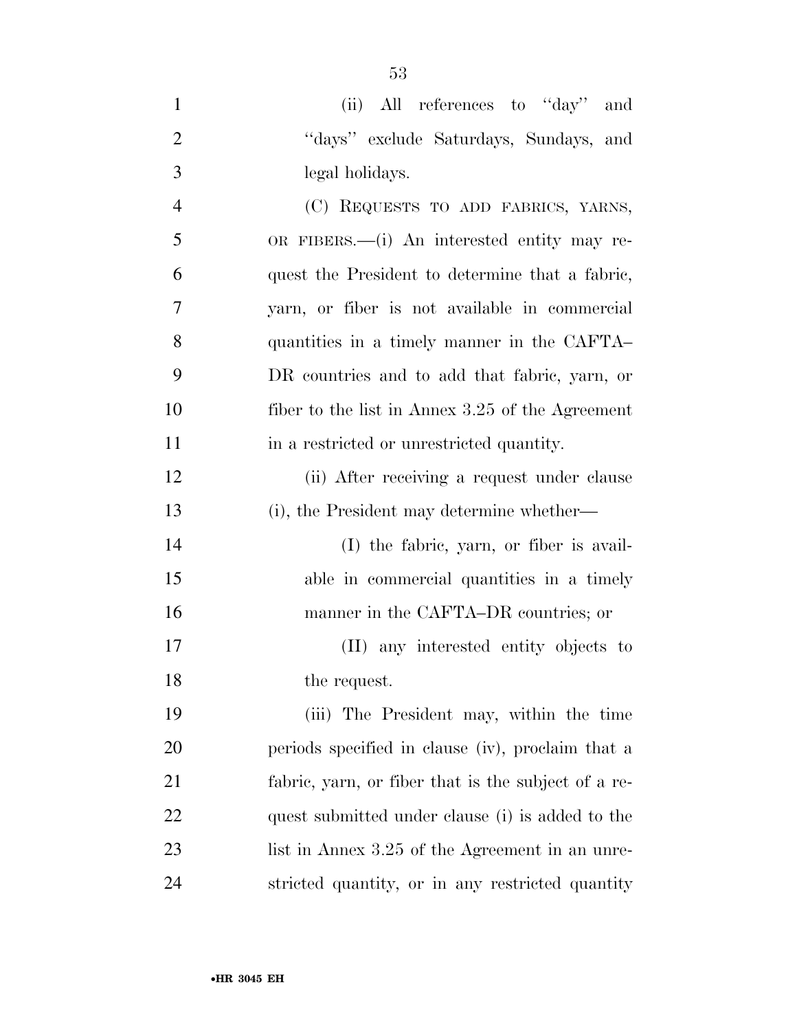(ii) All references to "day" and "days" exclude Saturdays, Sundays, and legal holidays.

(C) REQUESTS TO ADD FABRICS, YARNS, OR FIBERS.—(i) An interested entity may request the President to determine that a fabric, yarn, or fiber is not available in commercial quantities in a timely manner in the CAFTA–DR countries and to add that fabric, yarn, or fiber to the list in Annex 3.25 of the Agreement in a restricted or unrestricted quantity.

(ii) After receiving a request under clause (i), the President may determine whether—

(I) the fabric, yarn, or fiber is available in commercial quantities in a timely manner in the CAFTA–DR countries; or

(II) any interested entity objects to the request.

(iii) The President may, within the time periods specified in clause (iv), proclaim that a fabric, yarn, or fiber that is the subject of a request submitted under clause (i) is added to the list in Annex 3.25 of the Agreement in an unrestricted quantity, or in any restricted quantity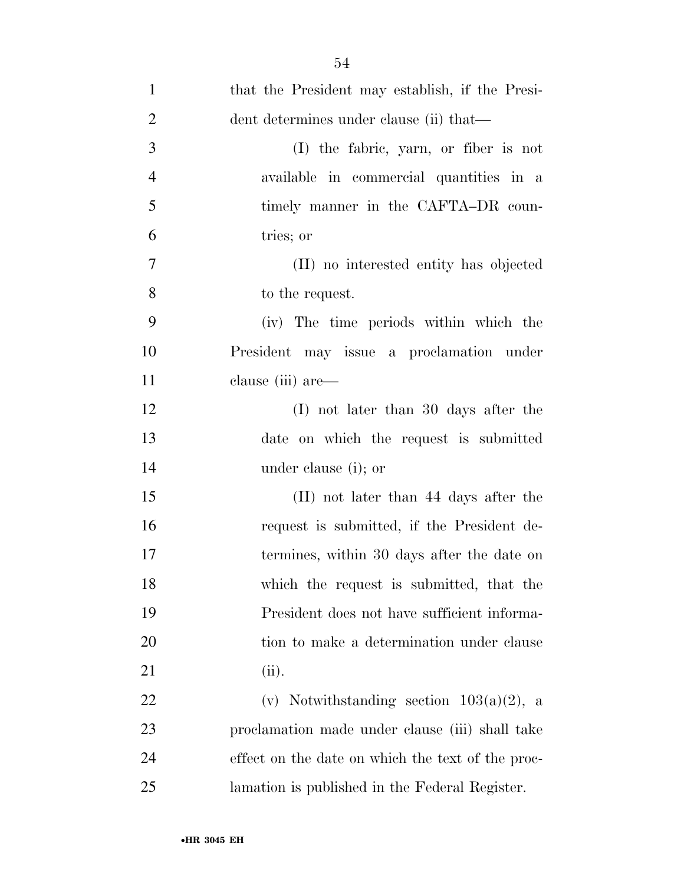that the President may establish, if the President determines under clause (ii) that—

(I) the fabric, yarn, or fiber is not available in commercial quantities in a timely manner in the CAFTA–DR countries; or

(II) no interested entity has objected to the request.

(iv) The time periods within which the President may issue a proclamation under clause (iii) are—

(I) not later than 30 days after the date on which the request is submitted under clause (i); or

(II) not later than 44 days after the request is submitted, if the President determines, within 30 days after the date on which the request is submitted, that the President does not have sufficient information to make a determination under clause (ii).

(v) Notwithstanding section 103(a)(2), a proclamation made under clause (iii) shall take effect on the date on which the text of the proclamation is published in the Federal Register.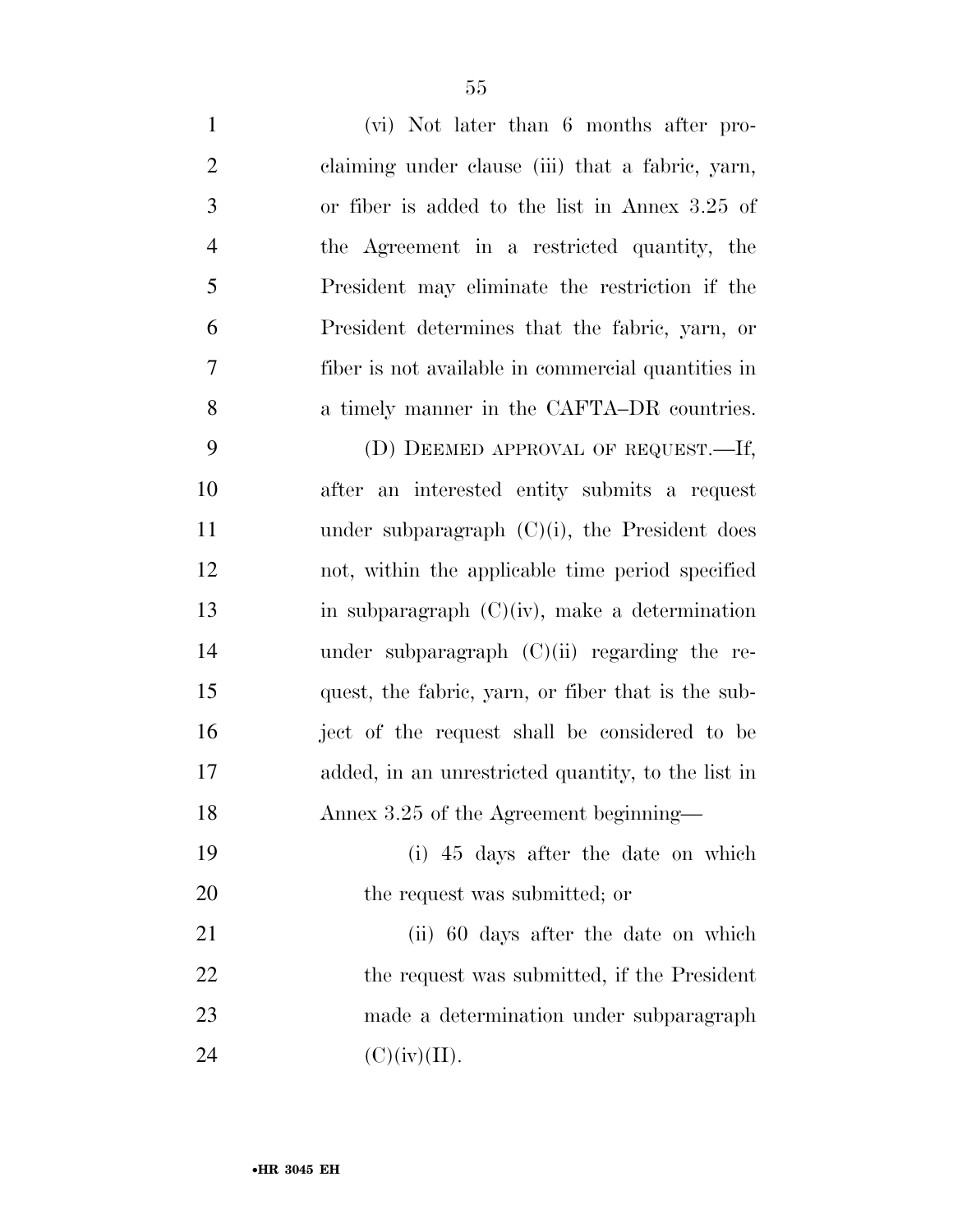(vi) Not later than 6 months after proclaiming under clause (iii) that a fabric, yarn, or fiber is added to the list in Annex 3.25 of the Agreement in a restricted quantity, the President may eliminate the restriction if the President determines that the fabric, yarn, or fiber is not available in commercial quantities in a timely manner in the CAFTA–DR countries.

(D) DEEMED APPROVAL OF REQUEST.—If, after an interested entity submits a request under subparagraph (C)(i), the President does not, within the applicable time period specified in subparagraph (C)(iv), make a determination under subparagraph (C)(ii) regarding the request, the fabric, yarn, or fiber that is the subject of the request shall be considered to be added, in an unrestricted quantity, to the list in Annex 3.25 of the Agreement beginning—

(i) 45 days after the date on which the request was submitted; or

(ii) 60 days after the date on which the request was submitted, if the President made a determination under subparagraph (C)(iv)(II).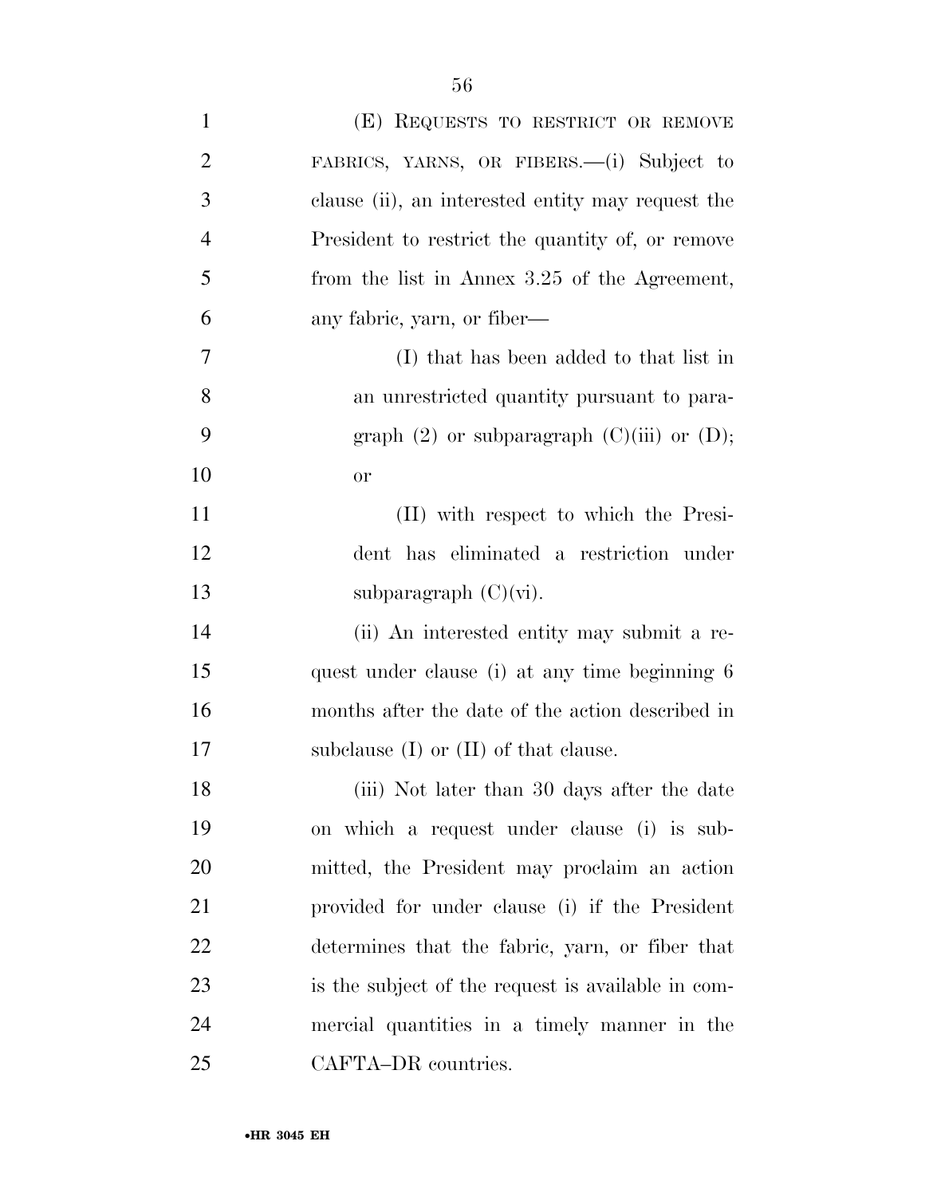(E) REQUESTS TO RESTRICT OR REMOVE FABRICS, YARNS, OR FIBERS.—(i) Subject to clause (ii), an interested entity may request the President to restrict the quantity of, or remove from the list in Annex 3.25 of the Agreement, any fabric, yarn, or fiber—

(I) that has been added to that list in an unrestricted quantity pursuant to paragraph (2) or subparagraph (C)(iii) or (D); or

(II) with respect to which the President has eliminated a restriction under subparagraph (C)(vi).

(ii) An interested entity may submit a request under clause (i) at any time beginning 6 months after the date of the action described in subclause (I) or (II) of that clause.

(iii) Not later than 30 days after the date on which a request under clause (i) is submitted, the President may proclaim an action provided for under clause (i) if the President determines that the fabric, yarn, or fiber that is the subject of the request is available in commercial quantities in a timely manner in the CAFTA–DR countries.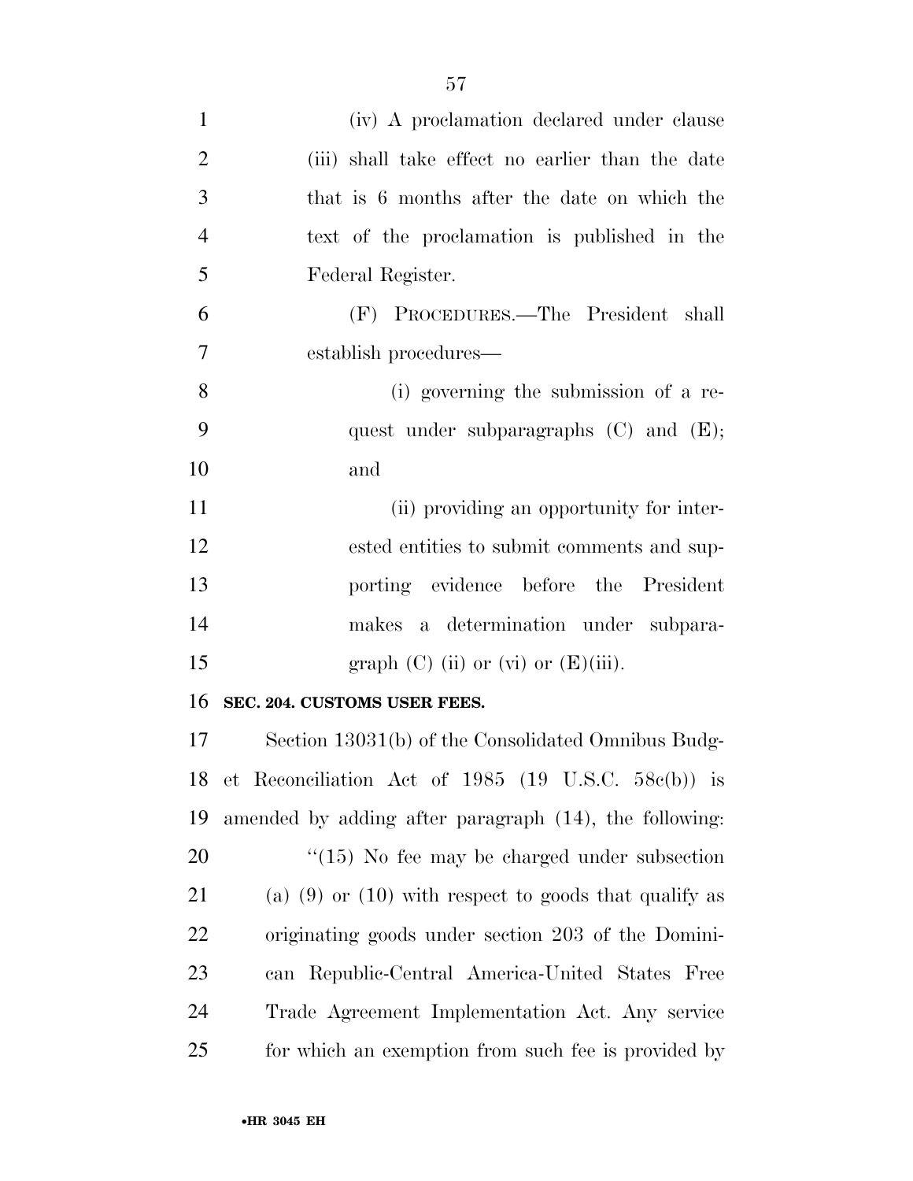(iv) A proclamation declared under clause (iii) shall take effect no earlier than the date that is 6 months after the date on which the text of the proclamation is published in the Federal Register.

(F) PROCEDURES.—The President shall establish procedures—

(i) governing the submission of a request under subparagraphs (C) and (E); and

(ii) providing an opportunity for interested entities to submit comments and supporting evidence before the President makes a determination under subparagraph (C) (ii) or (vi) or (E)(iii).

**SEC. 204. CUSTOMS USER FEES.**

Section 13031(b) of the Consolidated Omnibus Budget Reconciliation Act of 1985 (19 U.S.C. 58c(b)) is amended by adding after paragraph (14), the following:

''(15) No fee may be charged under subsection (a) (9) or (10) with respect to goods that qualify as originating goods under section 203 of the Dominican Republic-Central America-United States Free Trade Agreement Implementation Act. Any service for which an exemption from such fee is provided by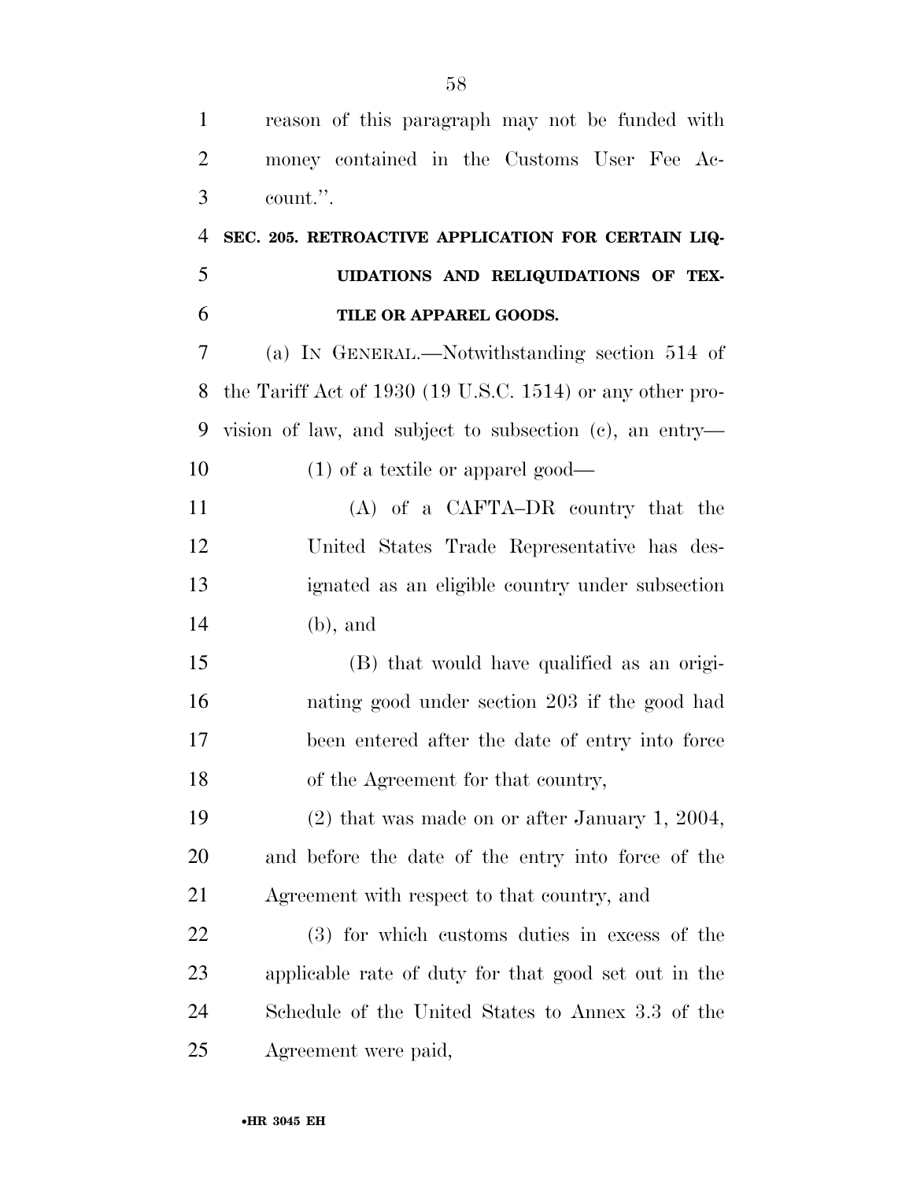reason of this paragraph may not be funded with money contained in the Customs User Fee Account.''.

**SEC. 205. RETROACTIVE APPLICATION FOR CERTAIN LIQUIDATIONS AND RELIQUIDATIONS OF TEXTILE OR APPAREL GOODS.**

(a) IN GENERAL.—Notwithstanding section 514 of the Tariff Act of 1930 (19 U.S.C. 1514) or any other provision of law, and subject to subsection (c), an entry—

(1) of a textile or apparel good—

(A) of a CAFTA–DR country that the United States Trade Representative has designated as an eligible country under subsection (b), and

(B) that would have qualified as an originating good under section 203 if the good had been entered after the date of entry into force of the Agreement for that country,

(2) that was made on or after January 1, 2004, and before the date of the entry into force of the Agreement with respect to that country, and

(3) for which customs duties in excess of the applicable rate of duty for that good set out in the Schedule of the United States to Annex 3.3 of the Agreement were paid,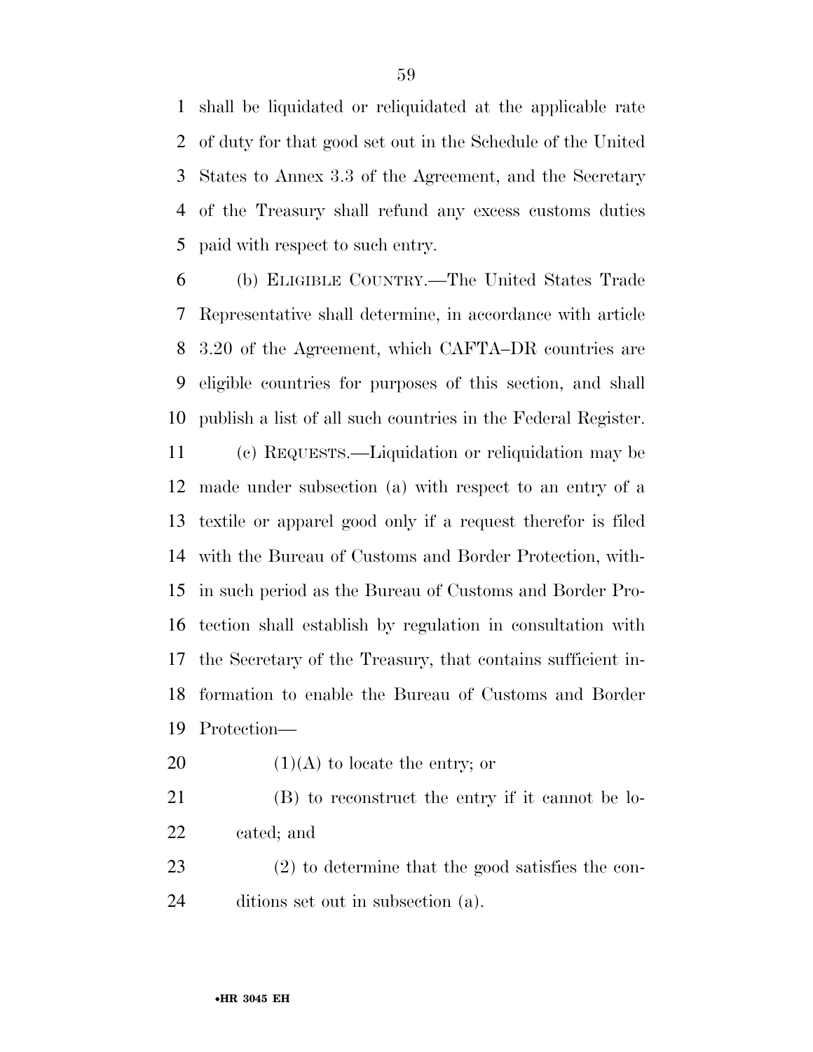shall be liquidated or reliquidated at the applicable rate of duty for that good set out in the Schedule of the United States to Annex 3.3 of the Agreement, and the Secretary of the Treasury shall refund any excess customs duties paid with respect to such entry.

(b) ELIGIBLE COUNTRY.—The United States Trade Representative shall determine, in accordance with article 3.20 of the Agreement, which CAFTA–DR countries are eligible countries for purposes of this section, and shall publish a list of all such countries in the Federal Register.

(c) REQUESTS.—Liquidation or reliquidation may be made under subsection (a) with respect to an entry of a textile or apparel good only if a request therefor is filed with the Bureau of Customs and Border Protection, within such period as the Bureau of Customs and Border Protection shall establish by regulation in consultation with the Secretary of the Treasury, that contains sufficient information to enable the Bureau of Customs and Border Protection—

(1)(A) to locate the entry; or

(B) to reconstruct the entry if it cannot be located; and

(2) to determine that the good satisfies the conditions set out in subsection (a).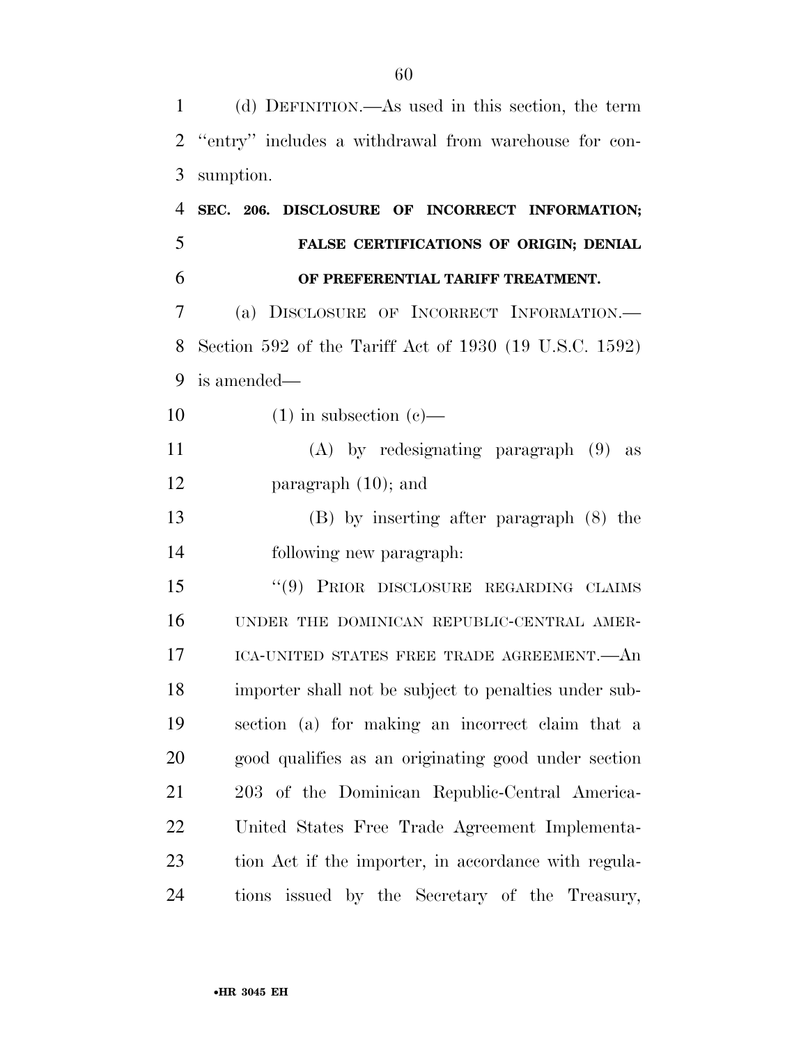(d) DEFINITION.—As used in this section, the term "entry" includes a withdrawal from warehouse for consumption.

**SEC. 206. DISCLOSURE OF INCORRECT INFORMATION; FALSE CERTIFICATIONS OF ORIGIN; DENIAL OF PREFERENTIAL TARIFF TREATMENT.**

(a) DISCLOSURE OF INCORRECT INFORMATION.—Section 592 of the Tariff Act of 1930 (19 U.S.C. 1592) is amended—

(1) in subsection (c)—

(A) by redesignating paragraph (9) as paragraph (10); and

(B) by inserting after paragraph (8) the following new paragraph:

"(9) PRIOR DISCLOSURE REGARDING CLAIMS UNDER THE DOMINICAN REPUBLIC-CENTRAL AMERICA-UNITED STATES FREE TRADE AGREEMENT.—An importer shall not be subject to penalties under subsection (a) for making an incorrect claim that a good qualifies as an originating good under section 203 of the Dominican Republic-Central America-United States Free Trade Agreement Implementation Act if the importer, in accordance with regulations issued by the Secretary of the Treasury,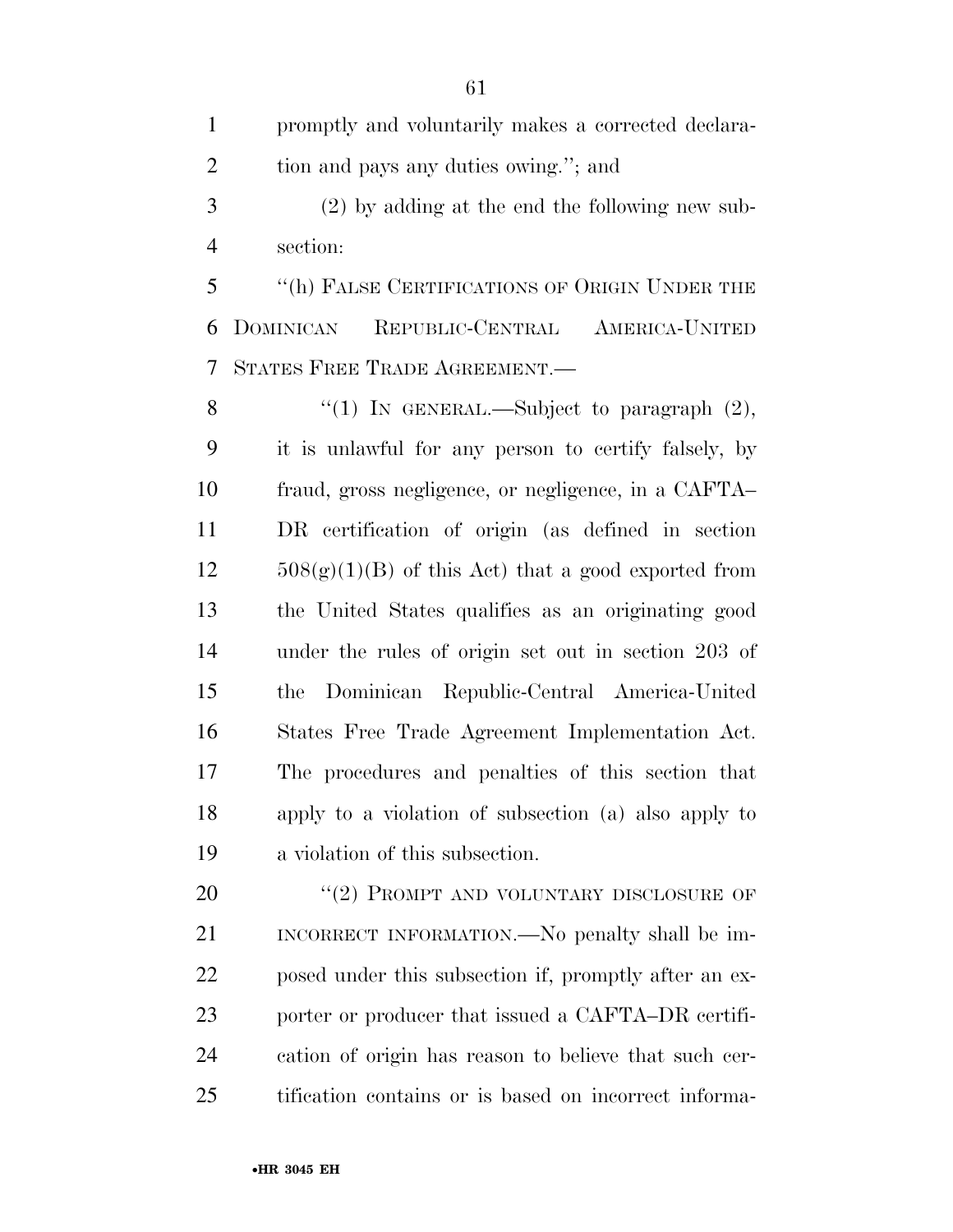promptly and voluntarily makes a corrected declaration and pays any duties owing.''; and

(2) by adding at the end the following new subsection:

''(h) FALSE CERTIFICATIONS OF ORIGIN UNDER THE DOMINICAN REPUBLIC-CENTRAL AMERICA-UNITED STATES FREE TRADE AGREEMENT.—

''(1) IN GENERAL.—Subject to paragraph (2), it is unlawful for any person to certify falsely, by fraud, gross negligence, or negligence, in a CAFTA–DR certification of origin (as defined in section 508(g)(1)(B) of this Act) that a good exported from the United States qualifies as an originating good under the rules of origin set out in section 203 of the Dominican Republic-Central America-United States Free Trade Agreement Implementation Act. The procedures and penalties of this section that apply to a violation of subsection (a) also apply to a violation of this subsection.

''(2) PROMPT AND VOLUNTARY DISCLOSURE OF INCORRECT INFORMATION.—No penalty shall be imposed under this subsection if, promptly after an exporter or producer that issued a CAFTA–DR certification of origin has reason to believe that such certification contains or is based on incorrect informa-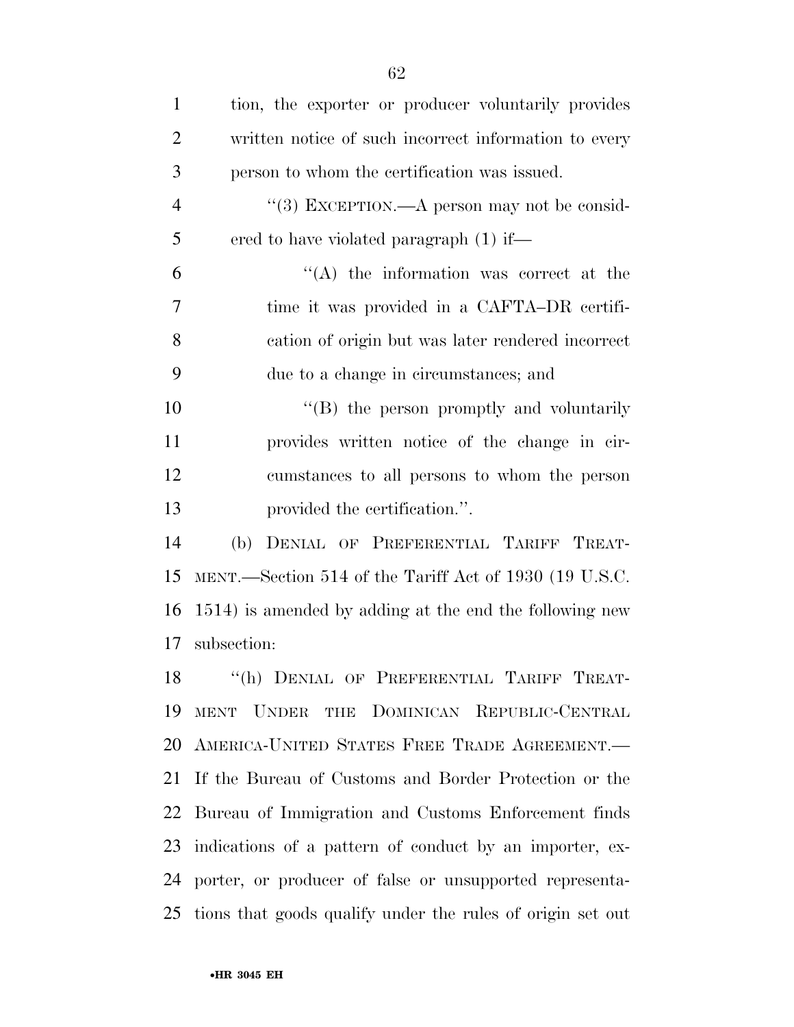tion, the exporter or producer voluntarily provides written notice of such incorrect information to every person to whom the certification was issued.

''(3) EXCEPTION.—A person may not be considered to have violated paragraph (1) if—

''(A) the information was correct at the time it was provided in a CAFTA–DR certification of origin but was later rendered incorrect due to a change in circumstances; and

''(B) the person promptly and voluntarily provides written notice of the change in circumstances to all persons to whom the person provided the certification.''.

(b) DENIAL OF PREFERENTIAL TARIFF TREATMENT.—Section 514 of the Tariff Act of 1930 (19 U.S.C. 1514) is amended by adding at the end the following new subsection:

''(h) DENIAL OF PREFERENTIAL TARIFF TREATMENT UNDER THE DOMINICAN REPUBLIC-CENTRAL AMERICA-UNITED STATES FREE TRADE AGREEMENT.— If the Bureau of Customs and Border Protection or the Bureau of Immigration and Customs Enforcement finds indications of a pattern of conduct by an importer, exporter, or producer of false or unsupported representations that goods qualify under the rules of origin set out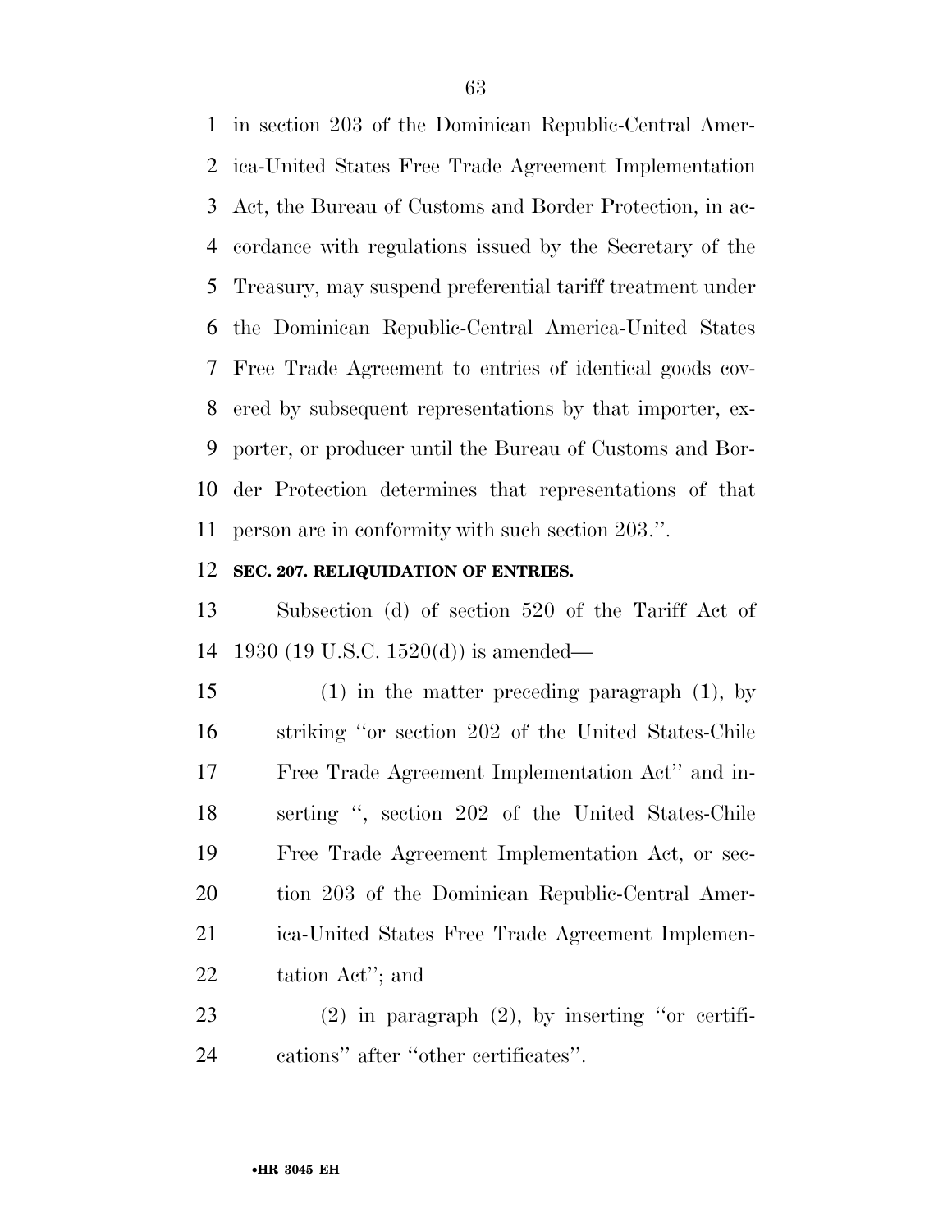in section 203 of the Dominican Republic-Central America-United States Free Trade Agreement Implementation Act, the Bureau of Customs and Border Protection, in accordance with regulations issued by the Secretary of the Treasury, may suspend preferential tariff treatment under the Dominican Republic-Central America-United States Free Trade Agreement to entries of identical goods covered by subsequent representations by that importer, exporter, or producer until the Bureau of Customs and Border Protection determines that representations of that person are in conformity with such section 203.''.

**SEC. 207. RELIQUIDATION OF ENTRIES.**

Subsection (d) of section 520 of the Tariff Act of 1930 (19 U.S.C. 1520(d)) is amended—

(1) in the matter preceding paragraph (1), by striking ''or section 202 of the United States-Chile Free Trade Agreement Implementation Act'' and inserting '', section 202 of the United States-Chile Free Trade Agreement Implementation Act, or section 203 of the Dominican Republic-Central America-United States Free Trade Agreement Implementation Act''; and

(2) in paragraph (2), by inserting ''or certifications'' after ''other certificates''.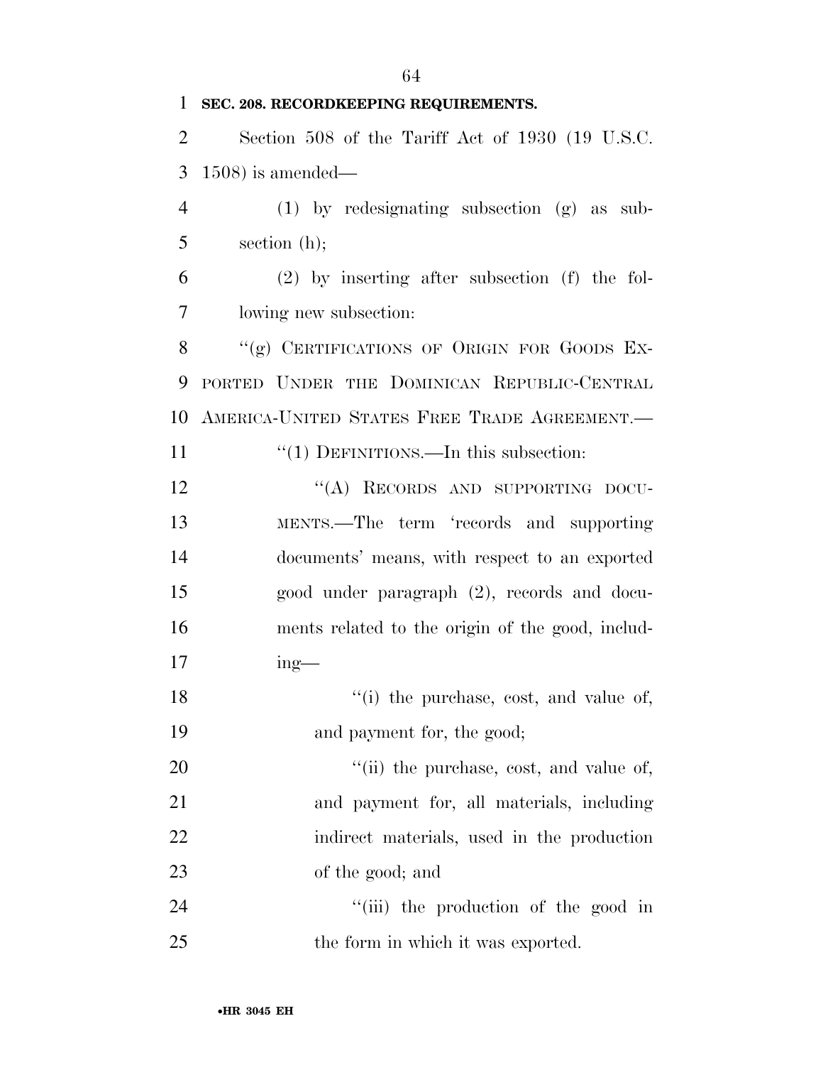**SEC. 208. RECORDKEEPING REQUIREMENTS.**

Section 508 of the Tariff Act of 1930 (19 U.S.C. 1508) is amended—

(1) by redesignating subsection (g) as subsection (h);

(2) by inserting after subsection (f) the following new subsection:

"(g) CERTIFICATIONS OF ORIGIN FOR GOODS EXPORTED UNDER THE DOMINICAN REPUBLIC-CENTRAL AMERICA-UNITED STATES FREE TRADE AGREEMENT.—

"(1) DEFINITIONS.—In this subsection:

"(A) RECORDS AND SUPPORTING DOCUMENTS.—The term 'records and supporting documents' means, with respect to an exported good under paragraph (2), records and documents related to the origin of the good, including—

"(i) the purchase, cost, and value of, and payment for, the good;

"(ii) the purchase, cost, and value of, and payment for, all materials, including indirect materials, used in the production of the good; and

"(iii) the production of the good in the form in which it was exported.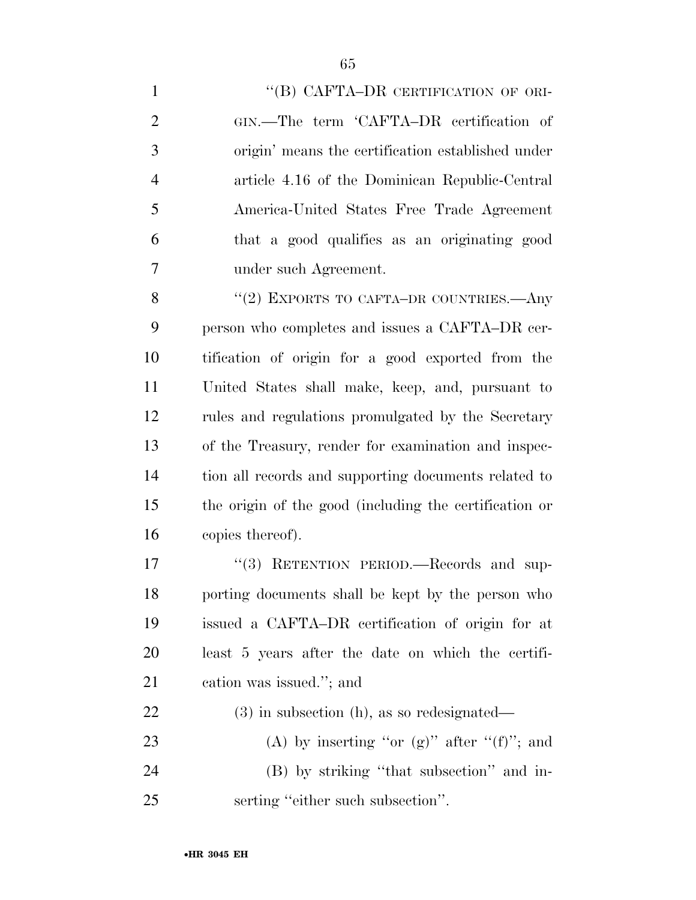"(B) CAFTA–DR CERTIFICATION OF ORIGIN.—The term 'CAFTA–DR certification of origin' means the certification established under article 4.16 of the Dominican Republic-Central America-United States Free Trade Agreement that a good qualifies as an originating good under such Agreement.

"(2) EXPORTS TO CAFTA–DR COUNTRIES.—Any person who completes and issues a CAFTA–DR certification of origin for a good exported from the United States shall make, keep, and, pursuant to rules and regulations promulgated by the Secretary of the Treasury, render for examination and inspection all records and supporting documents related to the origin of the good (including the certification or copies thereof).

"(3) RETENTION PERIOD.—Records and supporting documents shall be kept by the person who issued a CAFTA–DR certification of origin for at least 5 years after the date on which the certification was issued."; and

(3) in subsection (h), as so redesignated—

(A) by inserting "or (g)" after "(f)"; and

(B) by striking "that subsection" and inserting "either such subsection".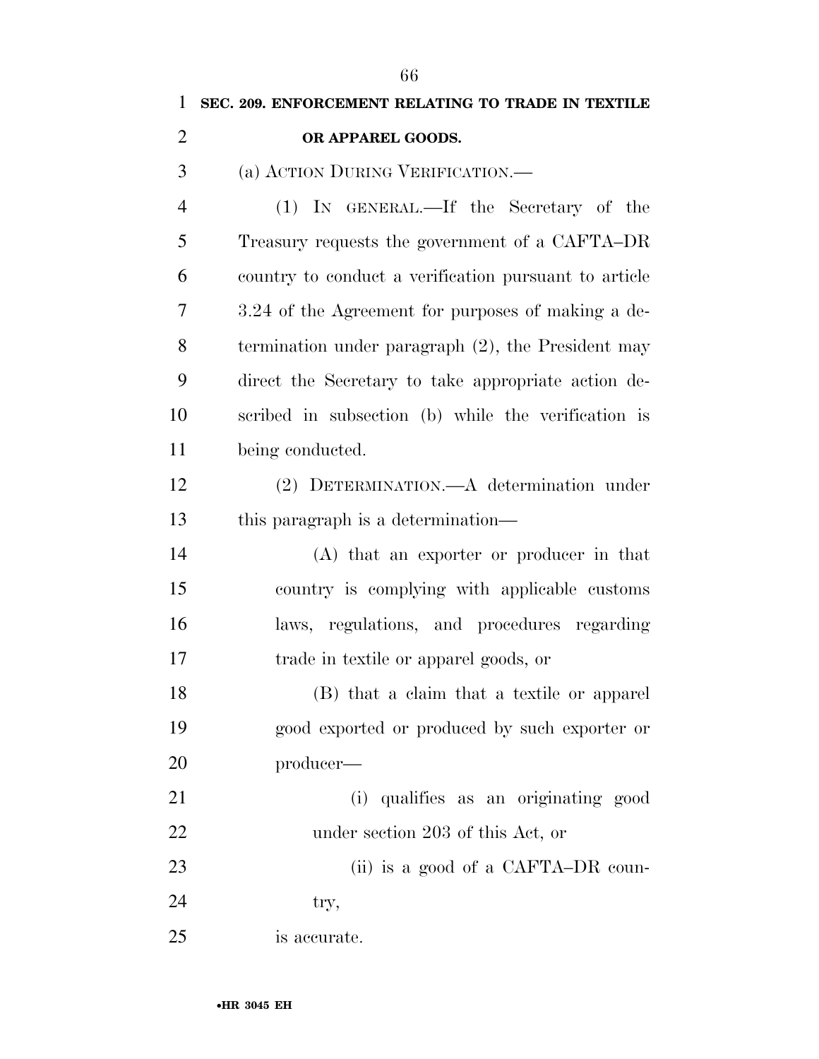**SEC. 209. ENFORCEMENT RELATING TO TRADE IN TEXTILE OR APPAREL GOODS.**

(a) ACTION DURING VERIFICATION.—

(1) IN GENERAL.—If the Secretary of the Treasury requests the government of a CAFTA–DR country to conduct a verification pursuant to article 3.24 of the Agreement for purposes of making a determination under paragraph (2), the President may direct the Secretary to take appropriate action described in subsection (b) while the verification is being conducted.

(2) DETERMINATION.—A determination under this paragraph is a determination—

(A) that an exporter or producer in that country is complying with applicable customs laws, regulations, and procedures regarding trade in textile or apparel goods, or

(B) that a claim that a textile or apparel good exported or produced by such exporter or producer—

(i) qualifies as an originating good under section 203 of this Act, or

(ii) is a good of a CAFTA–DR country,

is accurate.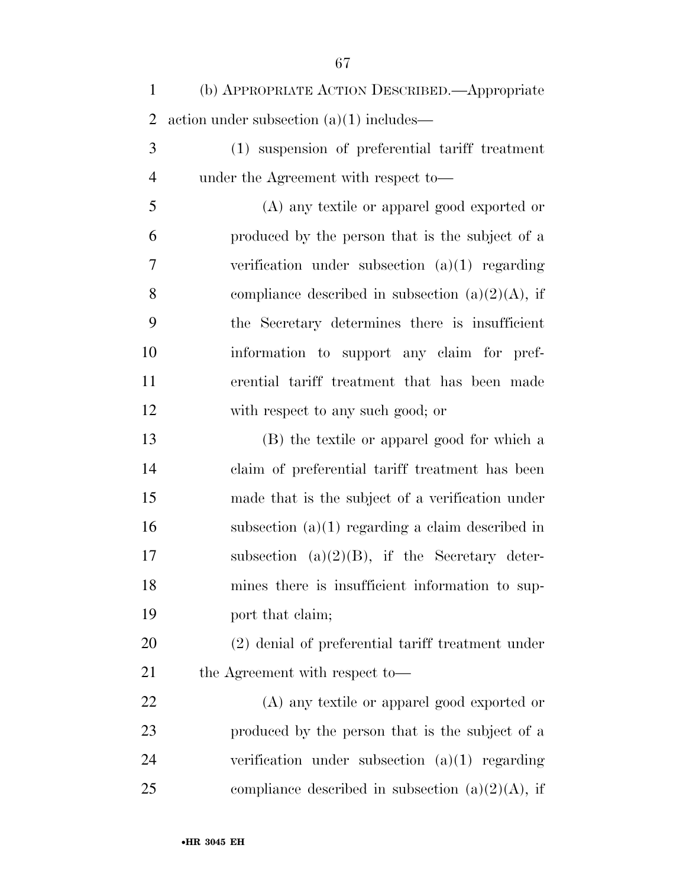(b) Appropriate Action Described.—Appropriate action under subsection (a)(1) includes—

(1) suspension of preferential tariff treatment under the Agreement with respect to—

(A) any textile or apparel good exported or produced by the person that is the subject of a verification under subsection (a)(1) regarding compliance described in subsection (a)(2)(A), if the Secretary determines there is insufficient information to support any claim for preferential tariff treatment that has been made with respect to any such good; or

(B) the textile or apparel good for which a claim of preferential tariff treatment has been made that is the subject of a verification under subsection (a)(1) regarding a claim described in subsection (a)(2)(B), if the Secretary determines there is insufficient information to support that claim;

(2) denial of preferential tariff treatment under the Agreement with respect to—

(A) any textile or apparel good exported or produced by the person that is the subject of a verification under subsection (a)(1) regarding compliance described in subsection (a)(2)(A), if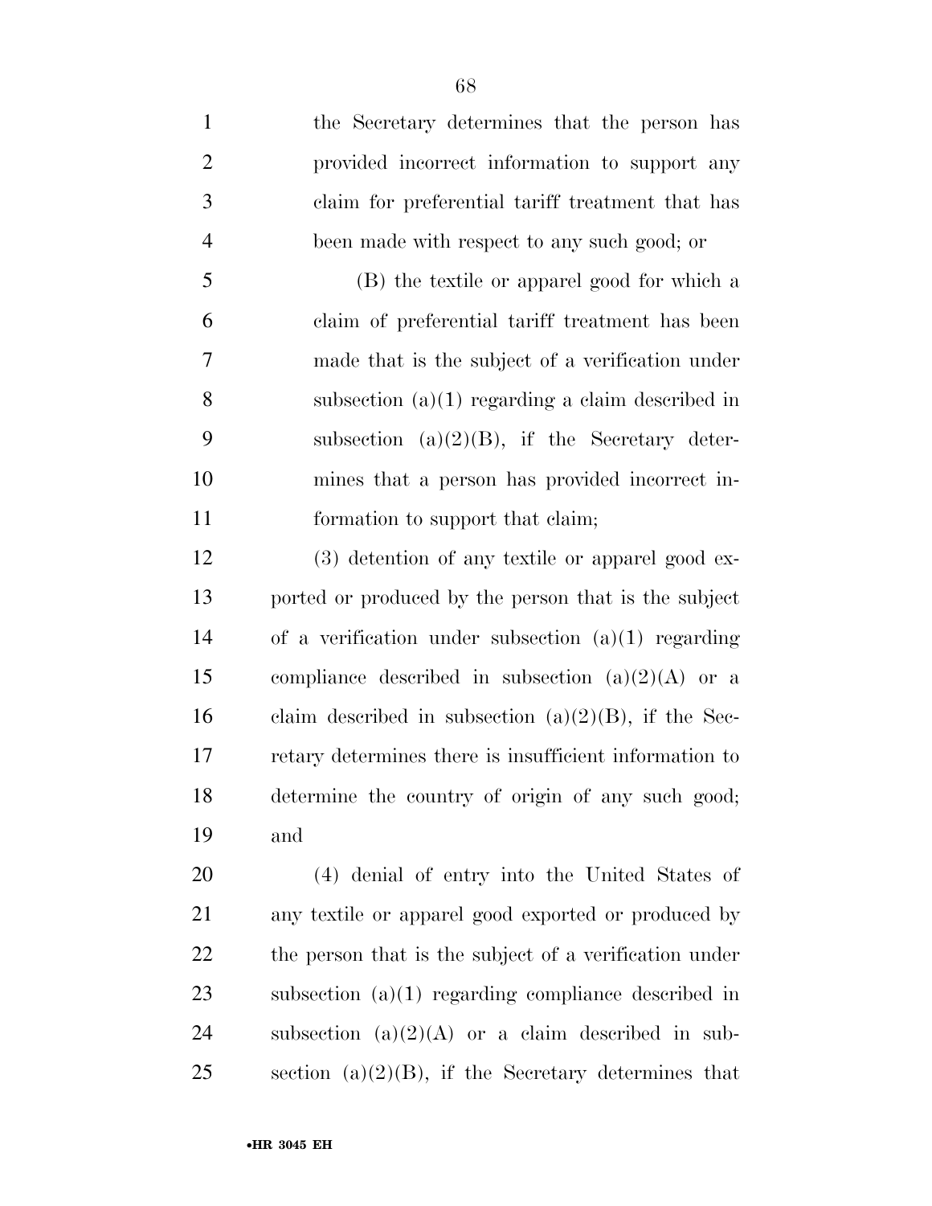the Secretary determines that the person has provided incorrect information to support any claim for preferential tariff treatment that has been made with respect to any such good; or

(B) the textile or apparel good for which a claim of preferential tariff treatment has been made that is the subject of a verification under subsection (a)(1) regarding a claim described in subsection (a)(2)(B), if the Secretary determines that a person has provided incorrect information to support that claim;

(3) detention of any textile or apparel good exported or produced by the person that is the subject of a verification under subsection (a)(1) regarding compliance described in subsection (a)(2)(A) or a claim described in subsection (a)(2)(B), if the Secretary determines there is insufficient information to determine the country of origin of any such good; and

(4) denial of entry into the United States of any textile or apparel good exported or produced by the person that is the subject of a verification under subsection (a)(1) regarding compliance described in subsection (a)(2)(A) or a claim described in subsection (a)(2)(B), if the Secretary determines that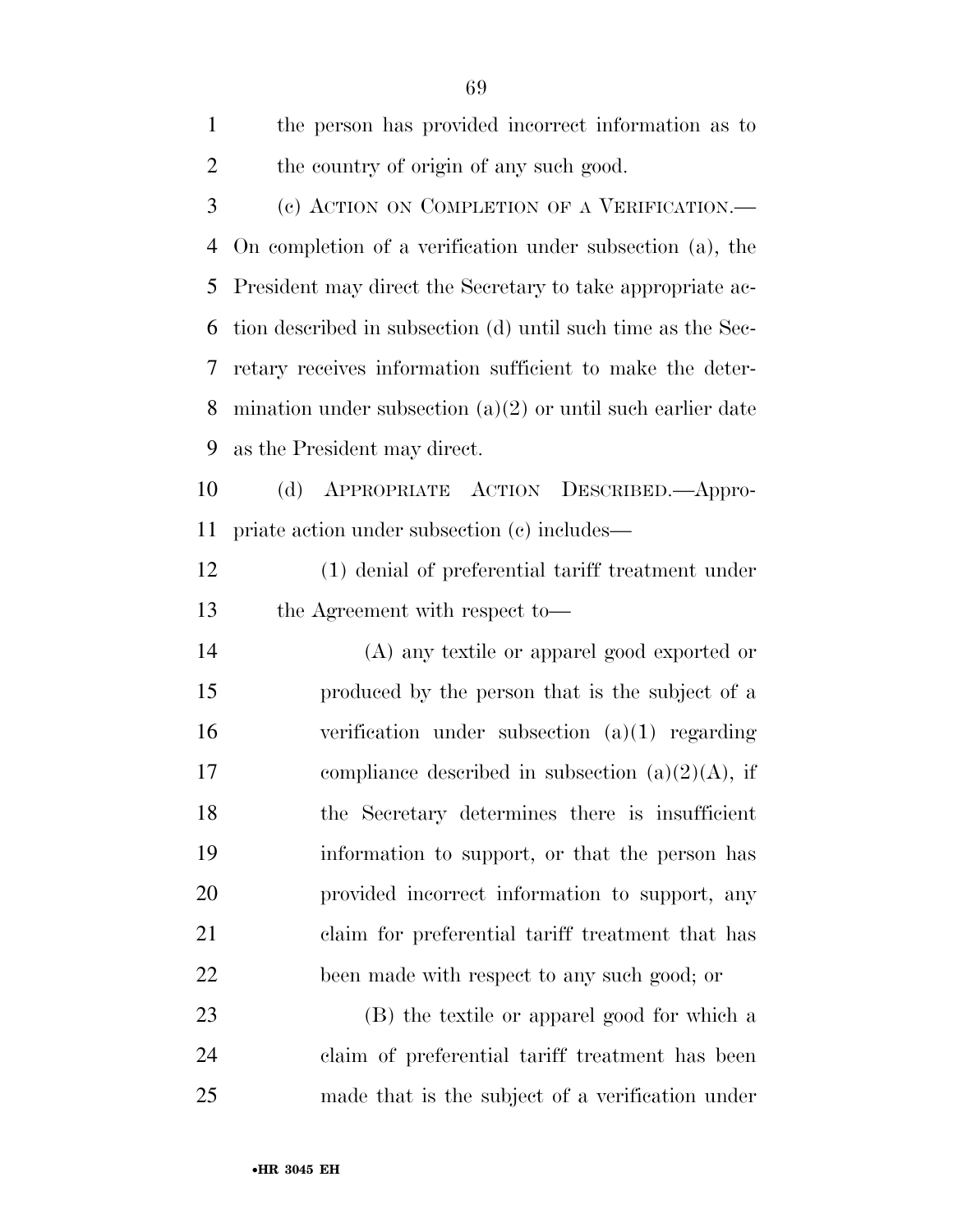the person has provided incorrect information as to the country of origin of any such good.

(c) ACTION ON COMPLETION OF A VERIFICATION.—On completion of a verification under subsection (a), the President may direct the Secretary to take appropriate action described in subsection (d) until such time as the Secretary receives information sufficient to make the determination under subsection (a)(2) or until such earlier date as the President may direct.

(d) APPROPRIATE ACTION DESCRIBED.—Appropriate action under subsection (c) includes—

(1) denial of preferential tariff treatment under the Agreement with respect to—

(A) any textile or apparel good exported or produced by the person that is the subject of a verification under subsection (a)(1) regarding compliance described in subsection (a)(2)(A), if the Secretary determines there is insufficient information to support, or that the person has provided incorrect information to support, any claim for preferential tariff treatment that has been made with respect to any such good; or

(B) the textile or apparel good for which a claim of preferential tariff treatment has been made that is the subject of a verification under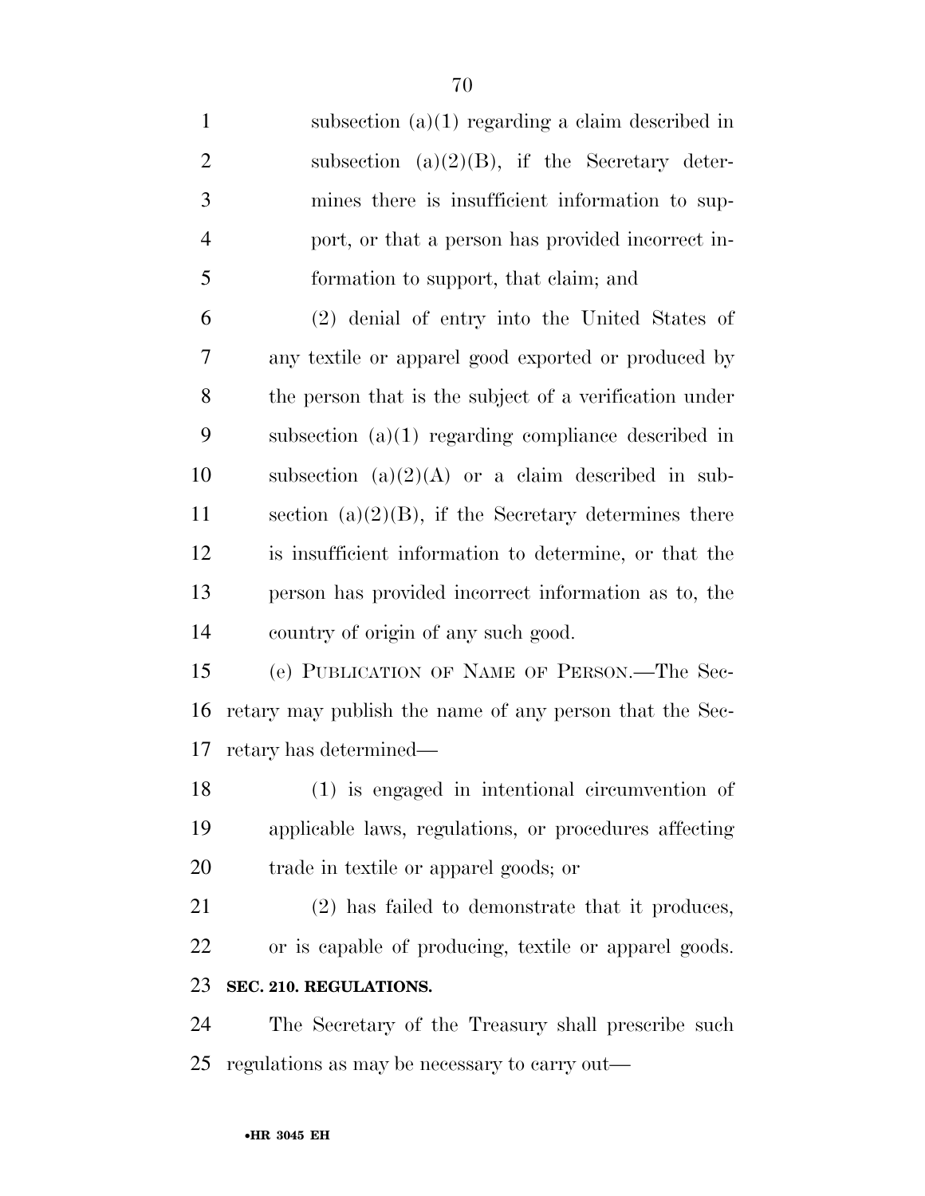subsection (a)(1) regarding a claim described in subsection (a)(2)(B), if the Secretary determines there is insufficient information to support, or that a person has provided incorrect information to support, that claim; and

(2) denial of entry into the United States of any textile or apparel good exported or produced by the person that is the subject of a verification under subsection (a)(1) regarding compliance described in subsection (a)(2)(A) or a claim described in subsection (a)(2)(B), if the Secretary determines there is insufficient information to determine, or that the person has provided incorrect information as to, the country of origin of any such good.

(e) PUBLICATION OF NAME OF PERSON.—The Secretary may publish the name of any person that the Secretary has determined—

(1) is engaged in intentional circumvention of applicable laws, regulations, or procedures affecting trade in textile or apparel goods; or

(2) has failed to demonstrate that it produces, or is capable of producing, textile or apparel goods.

**SEC. 210. REGULATIONS.**

The Secretary of the Treasury shall prescribe such regulations as may be necessary to carry out—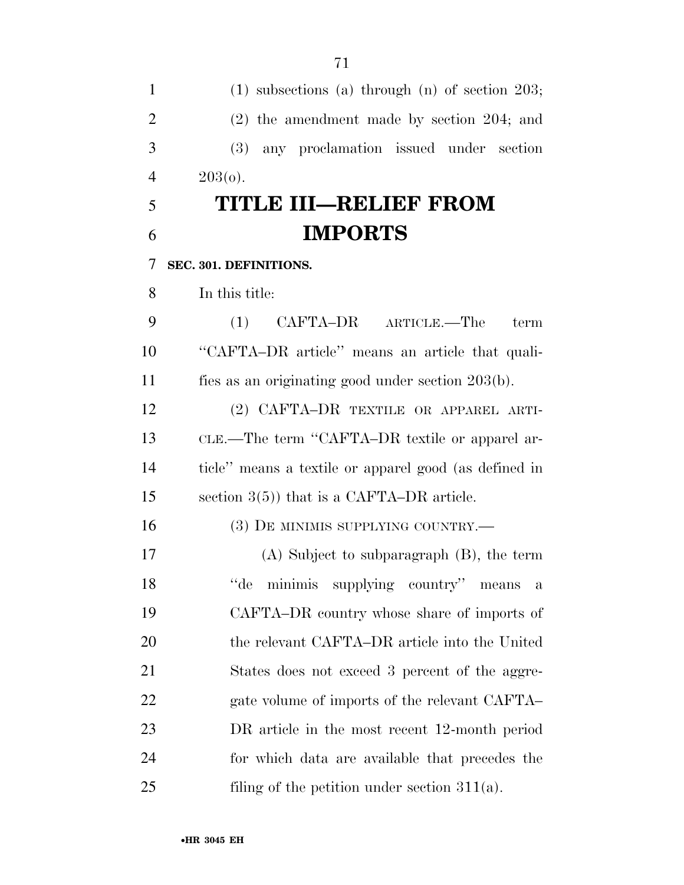(1) subsections (a) through (n) of section 203;

(2) the amendment made by section 204; and

(3) any proclamation issued under section 203(o).

# TITLE III—RELIEF FROM IMPORTS

## SEC. 301. DEFINITIONS.

In this title:

(1) CAFTA–DR ARTICLE.—The term "CAFTA–DR article" means an article that qualifies as an originating good under section 203(b).

(2) CAFTA–DR TEXTILE OR APPAREL ARTICLE.—The term "CAFTA–DR textile or apparel article" means a textile or apparel good (as defined in section 3(5)) that is a CAFTA–DR article.

(3) DE MINIMIS SUPPLYING COUNTRY.—

(A) Subject to subparagraph (B), the term "de minimis supplying country" means a CAFTA–DR country whose share of imports of the relevant CAFTA–DR article into the United States does not exceed 3 percent of the aggregate volume of imports of the relevant CAFTA–DR article in the most recent 12-month period for which data are available that precedes the filing of the petition under section 311(a).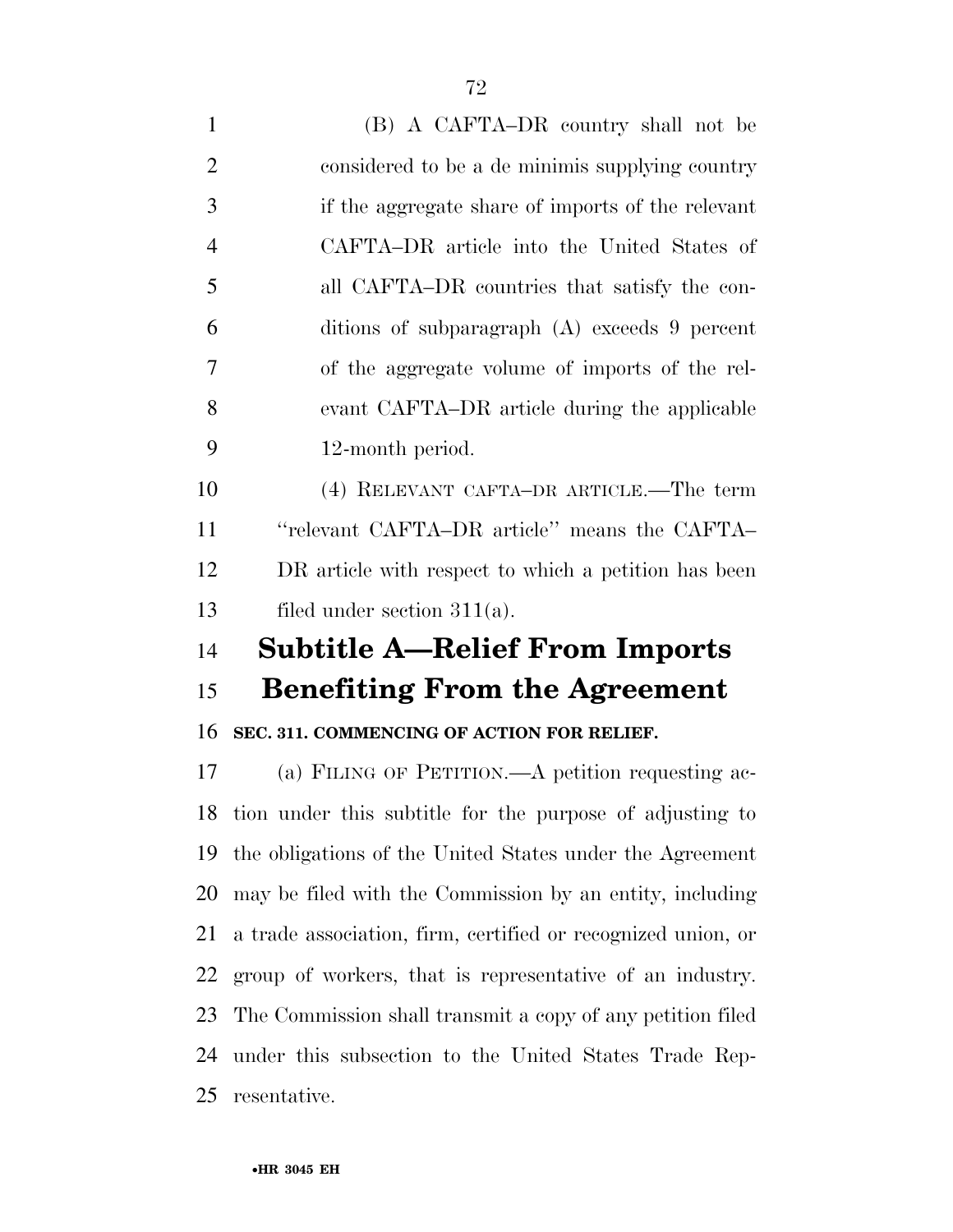(B) A CAFTA–DR country shall not be considered to be a de minimis supplying country if the aggregate share of imports of the relevant CAFTA–DR article into the United States of all CAFTA–DR countries that satisfy the conditions of subparagraph (A) exceeds 9 percent of the aggregate volume of imports of the relevant CAFTA–DR article during the applicable 12-month period.

(4) RELEVANT CAFTA–DR ARTICLE.—The term ''relevant CAFTA–DR article'' means the CAFTA–DR article with respect to which a petition has been filed under section 311(a).

## Subtitle A—Relief From Imports Benefiting From the Agreement

**SEC. 311. COMMENCING OF ACTION FOR RELIEF.**

(a) FILING OF PETITION.—A petition requesting action under this subtitle for the purpose of adjusting to the obligations of the United States under the Agreement may be filed with the Commission by an entity, including a trade association, firm, certified or recognized union, or group of workers, that is representative of an industry. The Commission shall transmit a copy of any petition filed under this subsection to the United States Trade Representative.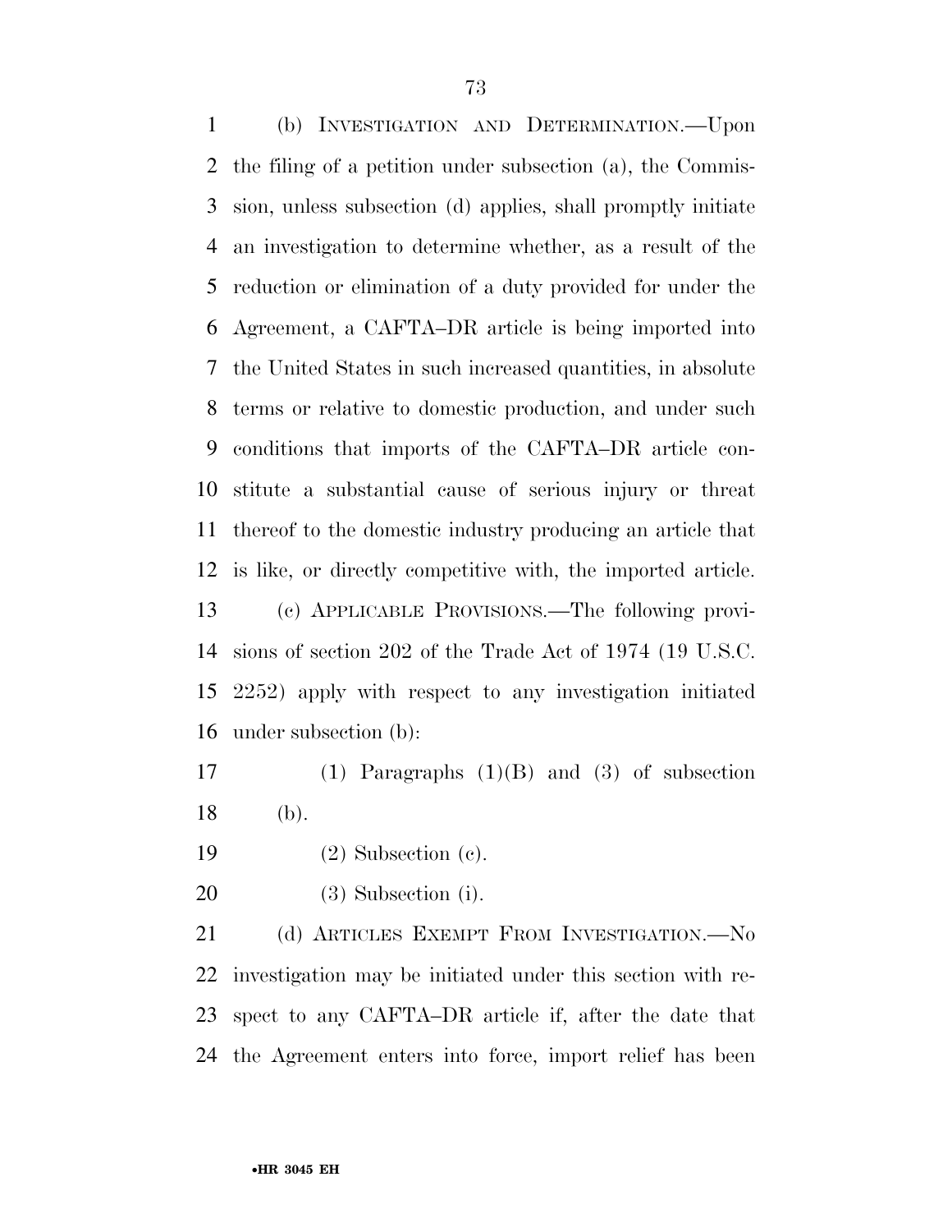(b) INVESTIGATION AND DETERMINATION.—Upon the filing of a petition under subsection (a), the Commission, unless subsection (d) applies, shall promptly initiate an investigation to determine whether, as a result of the reduction or elimination of a duty provided for under the Agreement, a CAFTA–DR article is being imported into the United States in such increased quantities, in absolute terms or relative to domestic production, and under such conditions that imports of the CAFTA–DR article constitute a substantial cause of serious injury or threat thereof to the domestic industry producing an article that is like, or directly competitive with, the imported article.

(c) APPLICABLE PROVISIONS.—The following provisions of section 202 of the Trade Act of 1974 (19 U.S.C. 2252) apply with respect to any investigation initiated under subsection (b):

(1) Paragraphs (1)(B) and (3) of subsection (b).

(2) Subsection (c).

(3) Subsection (i).

(d) ARTICLES EXEMPT FROM INVESTIGATION.—No investigation may be initiated under this section with respect to any CAFTA–DR article if, after the date that the Agreement enters into force, import relief has been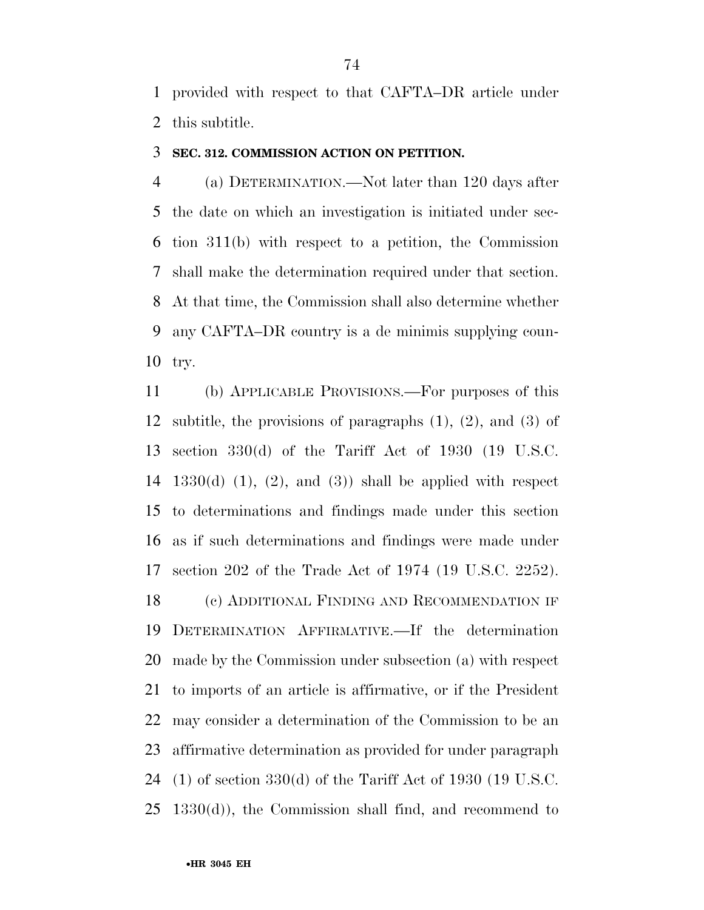provided with respect to that CAFTA–DR article under this subtitle.

### SEC. 312. COMMISSION ACTION ON PETITION.

(a) DETERMINATION.—Not later than 120 days after the date on which an investigation is initiated under section 311(b) with respect to a petition, the Commission shall make the determination required under that section. At that time, the Commission shall also determine whether any CAFTA–DR country is a de minimis supplying country.

(b) APPLICABLE PROVISIONS.—For purposes of this subtitle, the provisions of paragraphs (1), (2), and (3) of section 330(d) of the Tariff Act of 1930 (19 U.S.C. 1330(d) (1), (2), and (3)) shall be applied with respect to determinations and findings made under this section as if such determinations and findings were made under section 202 of the Trade Act of 1974 (19 U.S.C. 2252).

(c) ADDITIONAL FINDING AND RECOMMENDATION IF DETERMINATION AFFIRMATIVE.—If the determination made by the Commission under subsection (a) with respect to imports of an article is affirmative, or if the President may consider a determination of the Commission to be an affirmative determination as provided for under paragraph (1) of section 330(d) of the Tariff Act of 1930 (19 U.S.C. 1330(d)), the Commission shall find, and recommend to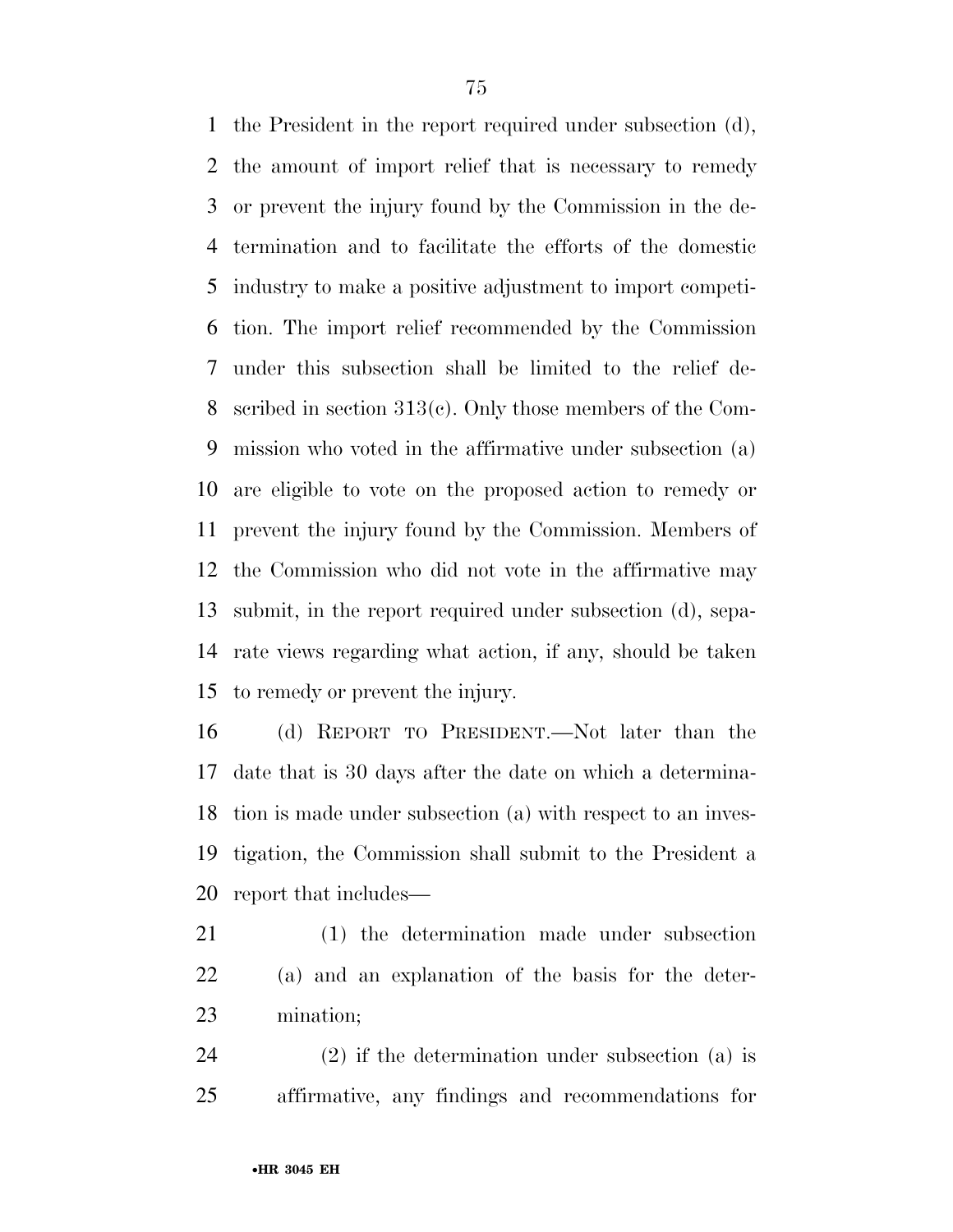the President in the report required under subsection (d), the amount of import relief that is necessary to remedy or prevent the injury found by the Commission in the determination and to facilitate the efforts of the domestic industry to make a positive adjustment to import competition. The import relief recommended by the Commission under this subsection shall be limited to the relief described in section 313(c). Only those members of the Commission who voted in the affirmative under subsection (a) are eligible to vote on the proposed action to remedy or prevent the injury found by the Commission. Members of the Commission who did not vote in the affirmative may submit, in the report required under subsection (d), separate views regarding what action, if any, should be taken to remedy or prevent the injury.

(d) REPORT TO PRESIDENT.—Not later than the date that is 30 days after the date on which a determination is made under subsection (a) with respect to an investigation, the Commission shall submit to the President a report that includes—

(1) the determination made under subsection (a) and an explanation of the basis for the determination;

(2) if the determination under subsection (a) is affirmative, any findings and recommendations for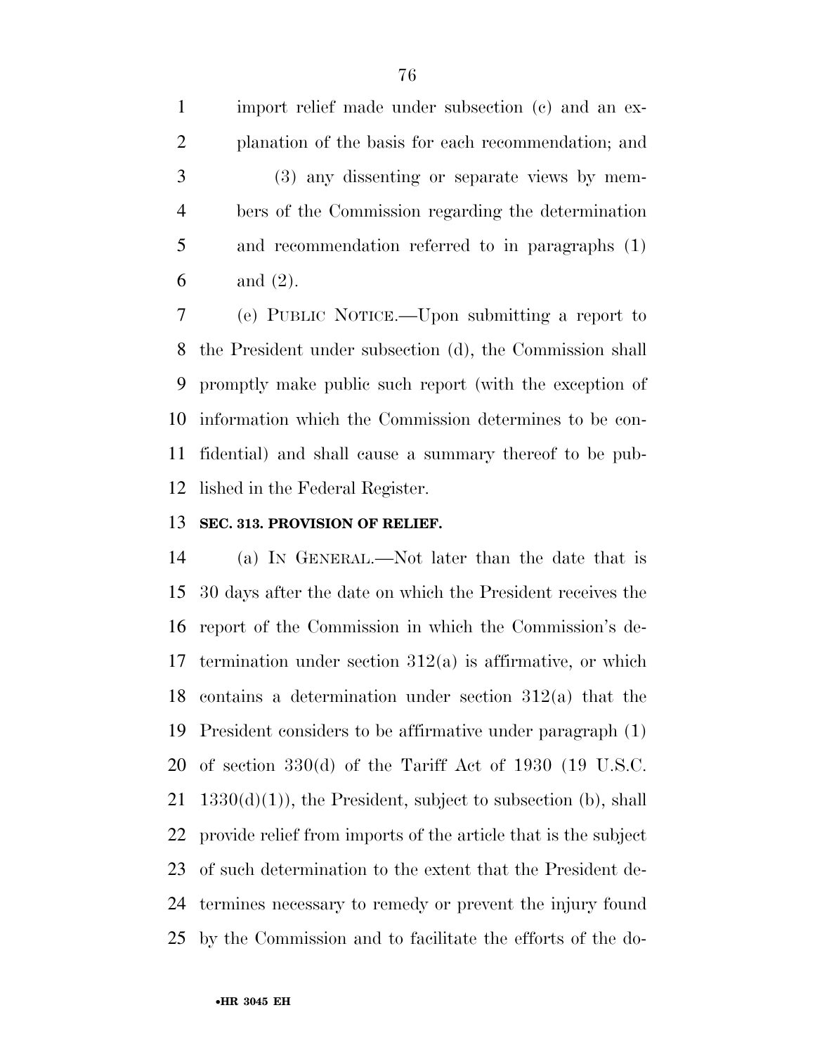import relief made under subsection (c) and an explanation of the basis for each recommendation; and

(3) any dissenting or separate views by members of the Commission regarding the determination and recommendation referred to in paragraphs (1) and (2).

(e) PUBLIC NOTICE.—Upon submitting a report to the President under subsection (d), the Commission shall promptly make public such report (with the exception of information which the Commission determines to be confidential) and shall cause a summary thereof to be published in the Federal Register.

**SEC. 313. PROVISION OF RELIEF.**

(a) IN GENERAL.—Not later than the date that is 30 days after the date on which the President receives the report of the Commission in which the Commission's determination under section 312(a) is affirmative, or which contains a determination under section 312(a) that the President considers to be affirmative under paragraph (1) of section 330(d) of the Tariff Act of 1930 (19 U.S.C. 1330(d)(1)), the President, subject to subsection (b), shall provide relief from imports of the article that is the subject of such determination to the extent that the President determines necessary to remedy or prevent the injury found by the Commission and to facilitate the efforts of the do-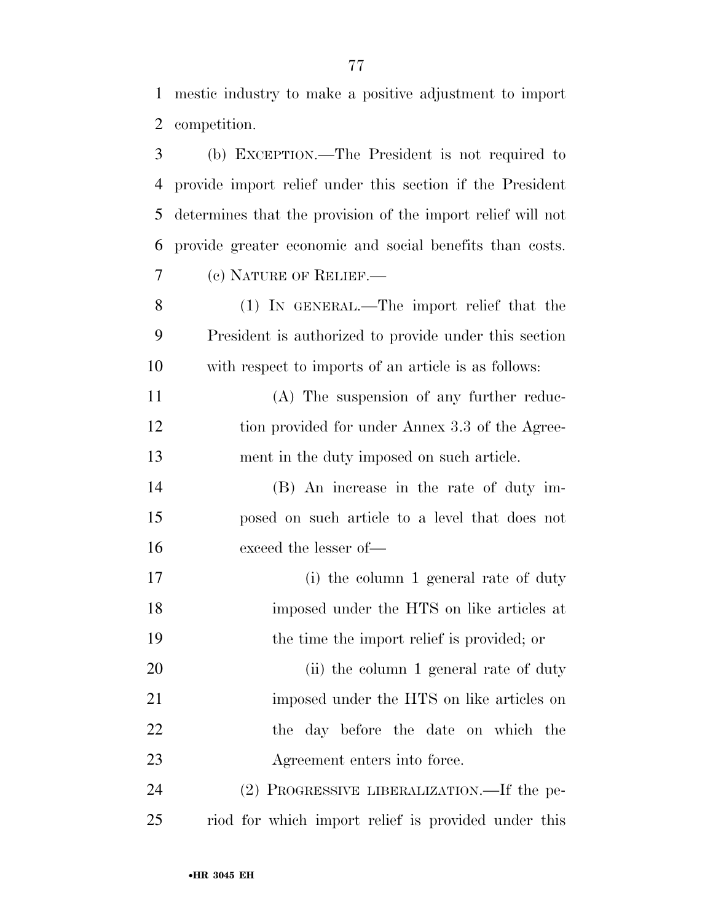mestic industry to make a positive adjustment to import competition.

(b) EXCEPTION.—The President is not required to provide import relief under this section if the President determines that the provision of the import relief will not provide greater economic and social benefits than costs.

(c) NATURE OF RELIEF.—

(1) IN GENERAL.—The import relief that the President is authorized to provide under this section with respect to imports of an article is as follows:

(A) The suspension of any further reduction provided for under Annex 3.3 of the Agreement in the duty imposed on such article.

(B) An increase in the rate of duty imposed on such article to a level that does not exceed the lesser of—

(i) the column 1 general rate of duty imposed under the HTS on like articles at the time the import relief is provided; or

(ii) the column 1 general rate of duty imposed under the HTS on like articles on the day before the date on which the Agreement enters into force.

(2) PROGRESSIVE LIBERALIZATION.—If the period for which import relief is provided under this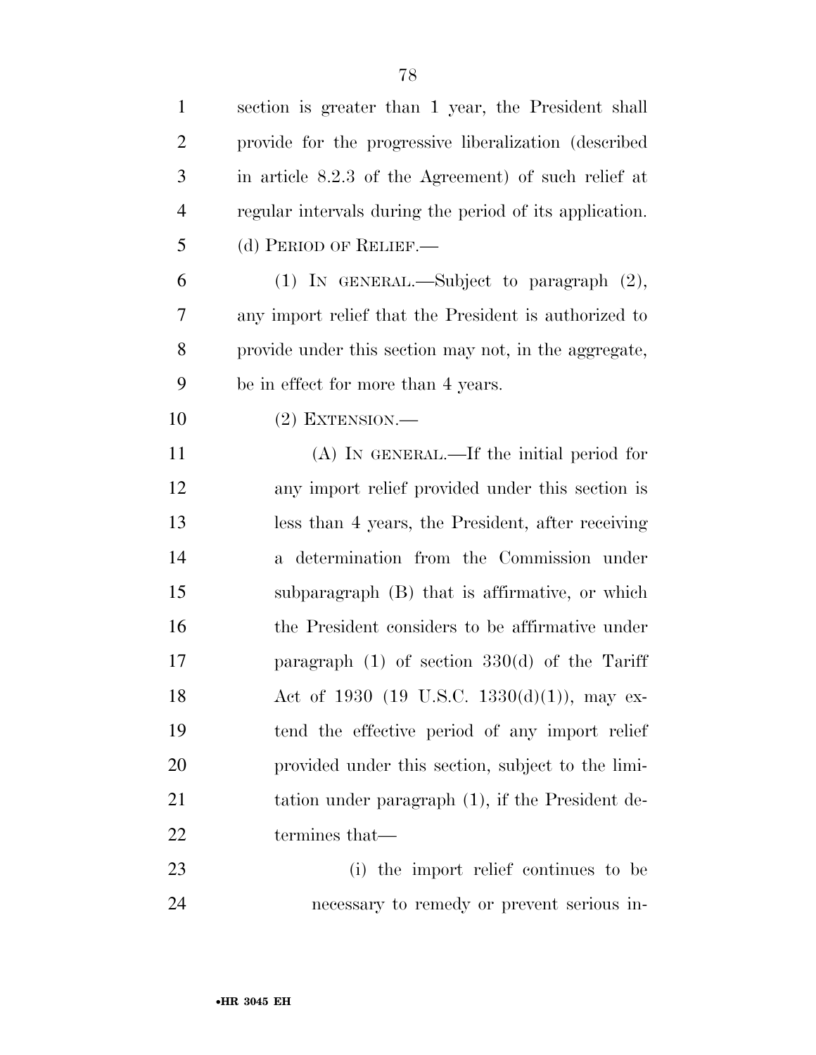section is greater than 1 year, the President shall provide for the progressive liberalization (described in article 8.2.3 of the Agreement) of such relief at regular intervals during the period of its application.

(d) PERIOD OF RELIEF.—

(1) IN GENERAL.—Subject to paragraph (2), any import relief that the President is authorized to provide under this section may not, in the aggregate, be in effect for more than 4 years.

(2) EXTENSION.—

(A) IN GENERAL.—If the initial period for any import relief provided under this section is less than 4 years, the President, after receiving a determination from the Commission under subparagraph (B) that is affirmative, or which the President considers to be affirmative under paragraph (1) of section 330(d) of the Tariff Act of 1930 (19 U.S.C. 1330(d)(1)), may extend the effective period of any import relief provided under this section, subject to the limitation under paragraph (1), if the President determines that—

(i) the import relief continues to be necessary to remedy or prevent serious in-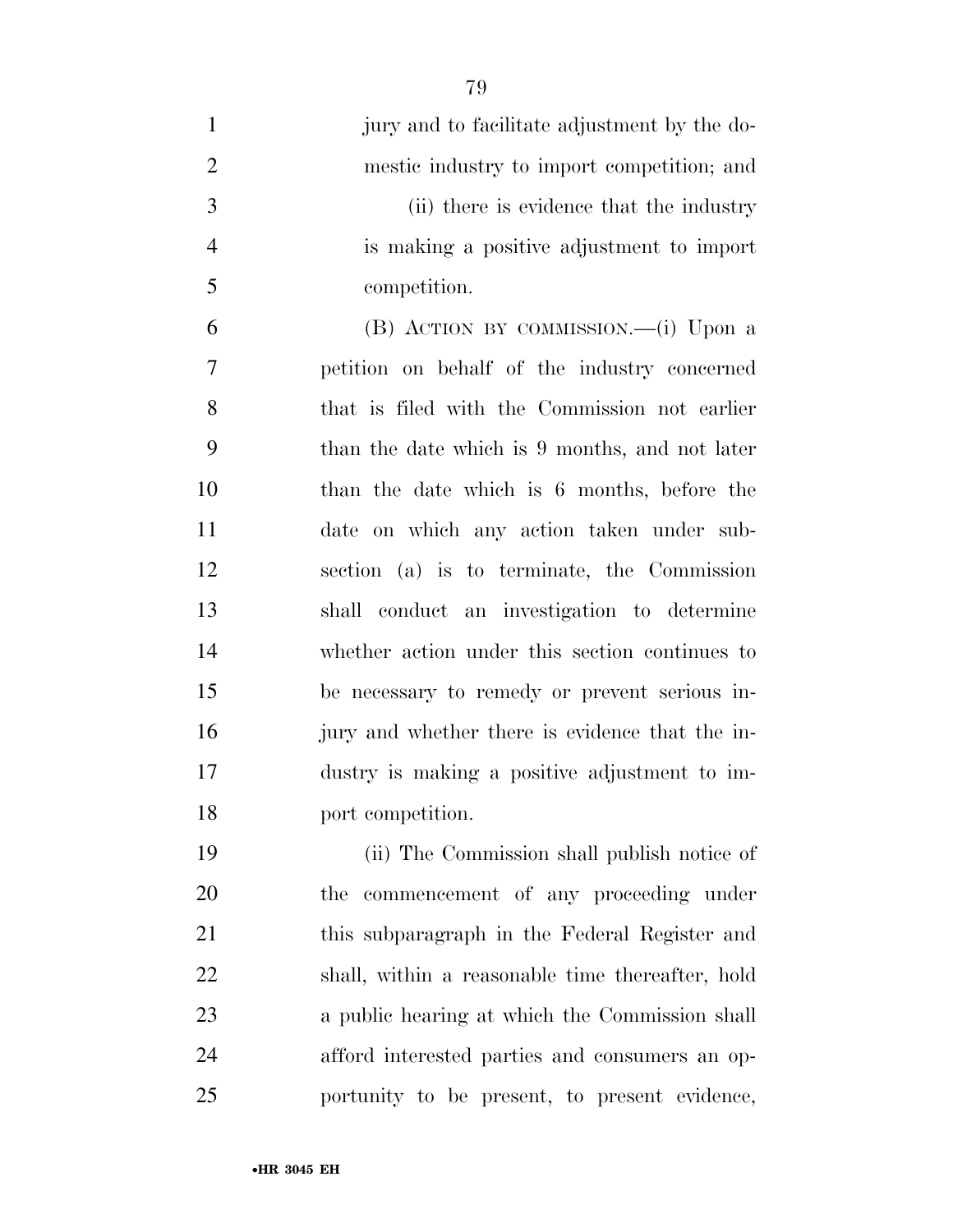jury and to facilitate adjustment by the domestic industry to import competition; and

(ii) there is evidence that the industry is making a positive adjustment to import competition.

(B) ACTION BY COMMISSION.—(i) Upon a petition on behalf of the industry concerned that is filed with the Commission not earlier than the date which is 9 months, and not later than the date which is 6 months, before the date on which any action taken under subsection (a) is to terminate, the Commission shall conduct an investigation to determine whether action under this section continues to be necessary to remedy or prevent serious injury and whether there is evidence that the industry is making a positive adjustment to import competition.

(ii) The Commission shall publish notice of the commencement of any proceeding under this subparagraph in the Federal Register and shall, within a reasonable time thereafter, hold a public hearing at which the Commission shall afford interested parties and consumers an opportunity to be present, to present evidence,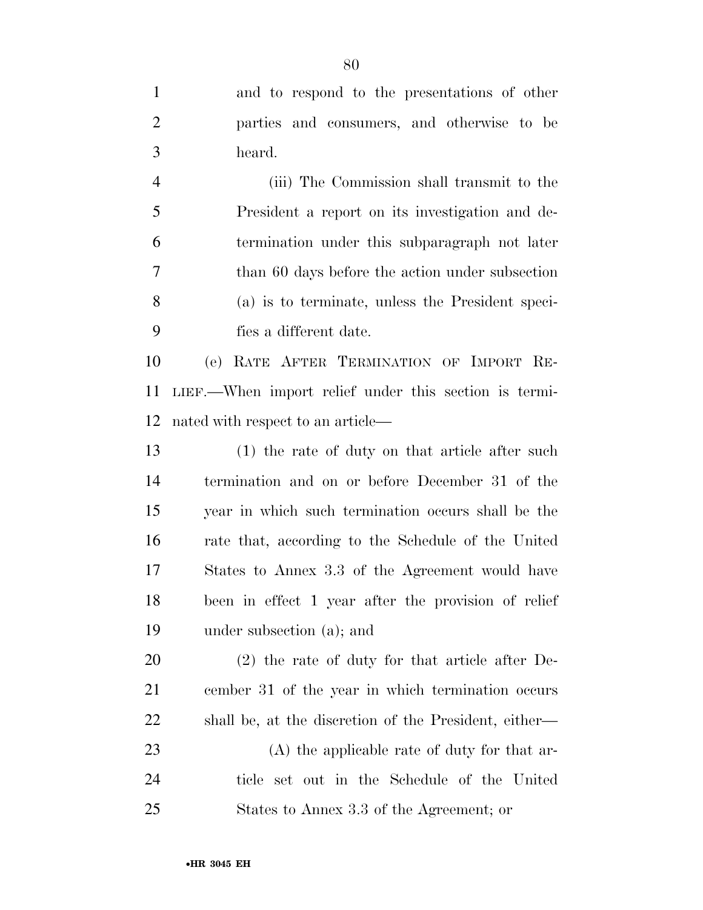and to respond to the presentations of other parties and consumers, and otherwise to be heard.

(iii) The Commission shall transmit to the President a report on its investigation and determination under this subparagraph not later than 60 days before the action under subsection (a) is to terminate, unless the President specifies a different date.

(e) RATE AFTER TERMINATION OF IMPORT RELIEF.—When import relief under this section is terminated with respect to an article—

(1) the rate of duty on that article after such termination and on or before December 31 of the year in which such termination occurs shall be the rate that, according to the Schedule of the United States to Annex 3.3 of the Agreement would have been in effect 1 year after the provision of relief under subsection (a); and

(2) the rate of duty for that article after December 31 of the year in which termination occurs shall be, at the discretion of the President, either—

(A) the applicable rate of duty for that article set out in the Schedule of the United States to Annex 3.3 of the Agreement; or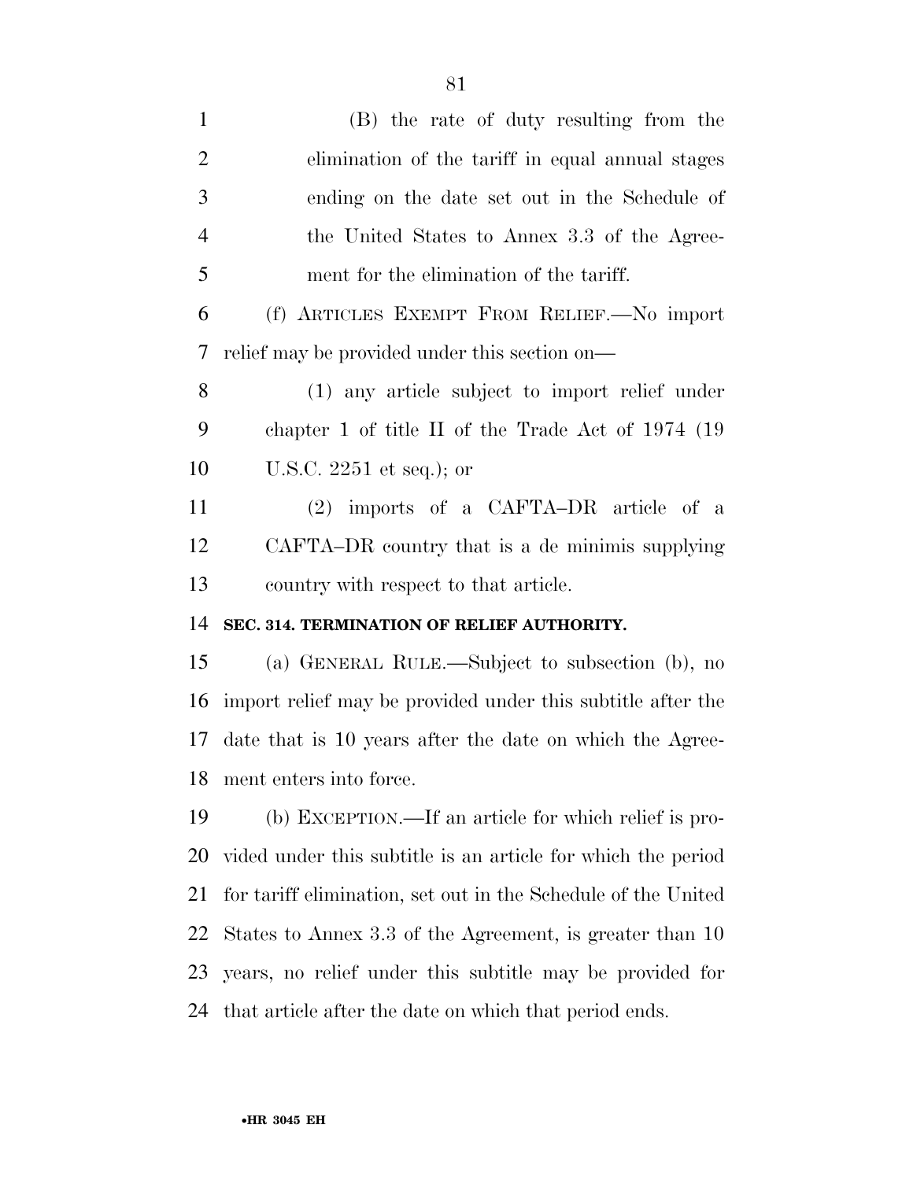(B) the rate of duty resulting from the elimination of the tariff in equal annual stages ending on the date set out in the Schedule of the United States to Annex 3.3 of the Agreement for the elimination of the tariff.

(f) ARTICLES EXEMPT FROM RELIEF.—No import relief may be provided under this section on—

(1) any article subject to import relief under chapter 1 of title II of the Trade Act of 1974 (19 U.S.C. 2251 et seq.); or

(2) imports of a CAFTA–DR article of a CAFTA–DR country that is a de minimis supplying country with respect to that article.

**SEC. 314. TERMINATION OF RELIEF AUTHORITY.**

(a) GENERAL RULE.—Subject to subsection (b), no import relief may be provided under this subtitle after the date that is 10 years after the date on which the Agreement enters into force.

(b) EXCEPTION.—If an article for which relief is provided under this subtitle is an article for which the period for tariff elimination, set out in the Schedule of the United States to Annex 3.3 of the Agreement, is greater than 10 years, no relief under this subtitle may be provided for that article after the date on which that period ends.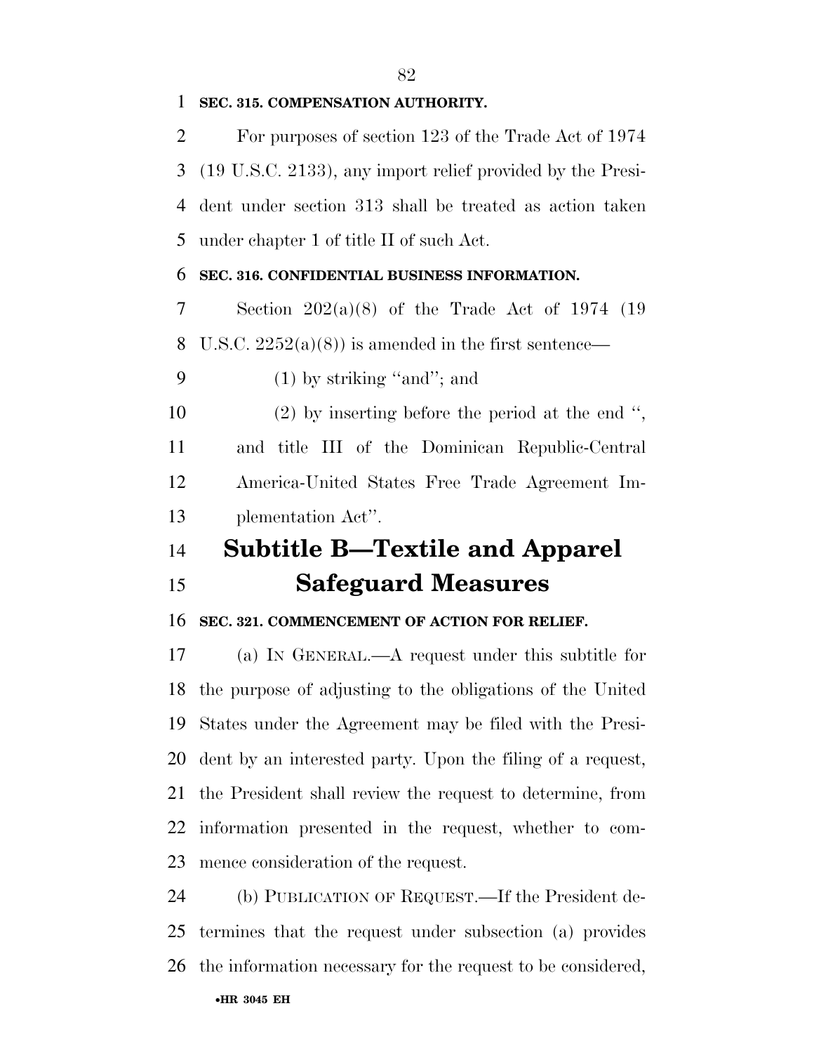**SEC. 315. COMPENSATION AUTHORITY.**

For purposes of section 123 of the Trade Act of 1974 (19 U.S.C. 2133), any import relief provided by the President under section 313 shall be treated as action taken under chapter 1 of title II of such Act.

**SEC. 316. CONFIDENTIAL BUSINESS INFORMATION.**

Section 202(a)(8) of the Trade Act of 1974 (19 U.S.C. 2252(a)(8)) is amended in the first sentence—

(1) by striking ''and''; and

(2) by inserting before the period at the end '', and title III of the Dominican Republic-Central America-United States Free Trade Agreement Implementation Act''.

# Subtitle B—Textile and Apparel Safeguard Measures

**SEC. 321. COMMENCEMENT OF ACTION FOR RELIEF.**

(a) IN GENERAL.—A request under this subtitle for the purpose of adjusting to the obligations of the United States under the Agreement may be filed with the President by an interested party. Upon the filing of a request, the President shall review the request to determine, from information presented in the request, whether to commence consideration of the request.

(b) PUBLICATION OF REQUEST.—If the President determines that the request under subsection (a) provides the information necessary for the request to be considered,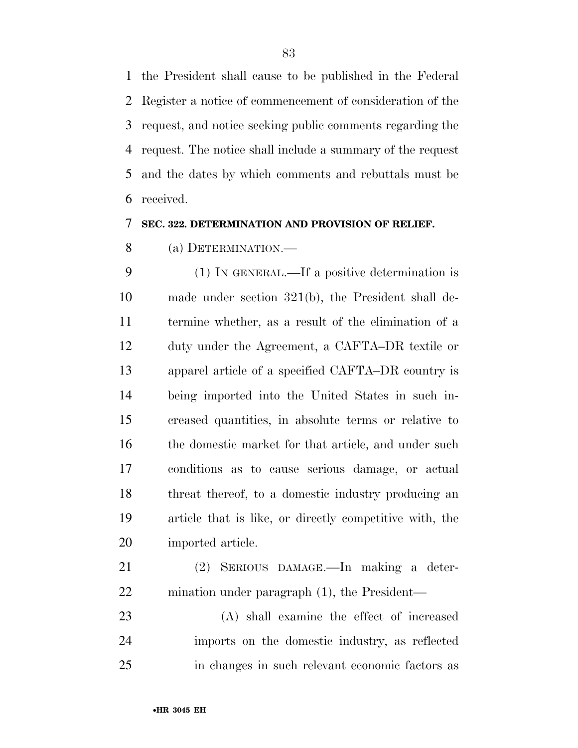the President shall cause to be published in the Federal Register a notice of commencement of consideration of the request, and notice seeking public comments regarding the request. The notice shall include a summary of the request and the dates by which comments and rebuttals must be received.

**SEC. 322. DETERMINATION AND PROVISION OF RELIEF.**

(a) DETERMINATION.—

(1) IN GENERAL.—If a positive determination is made under section 321(b), the President shall determine whether, as a result of the elimination of a duty under the Agreement, a CAFTA–DR textile or apparel article of a specified CAFTA–DR country is being imported into the United States in such increased quantities, in absolute terms or relative to the domestic market for that article, and under such conditions as to cause serious damage, or actual threat thereof, to a domestic industry producing an article that is like, or directly competitive with, the imported article.

(2) SERIOUS DAMAGE.—In making a determination under paragraph (1), the President—

(A) shall examine the effect of increased imports on the domestic industry, as reflected in changes in such relevant economic factors as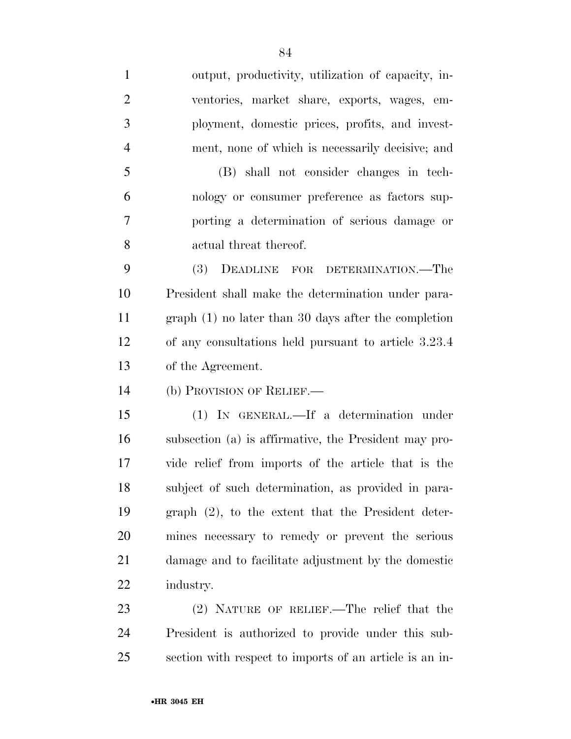output, productivity, utilization of capacity, inventories, market share, exports, wages, employment, domestic prices, profits, and investment, none of which is necessarily decisive; and

(B) shall not consider changes in technology or consumer preference as factors supporting a determination of serious damage or actual threat thereof.

(3) DEADLINE FOR DETERMINATION.—The President shall make the determination under paragraph (1) no later than 30 days after the completion of any consultations held pursuant to article 3.23.4 of the Agreement.

(b) PROVISION OF RELIEF.—

(1) IN GENERAL.—If a determination under subsection (a) is affirmative, the President may provide relief from imports of the article that is the subject of such determination, as provided in paragraph (2), to the extent that the President determines necessary to remedy or prevent the serious damage and to facilitate adjustment by the domestic industry.

(2) NATURE OF RELIEF.—The relief that the President is authorized to provide under this subsection with respect to imports of an article is an in-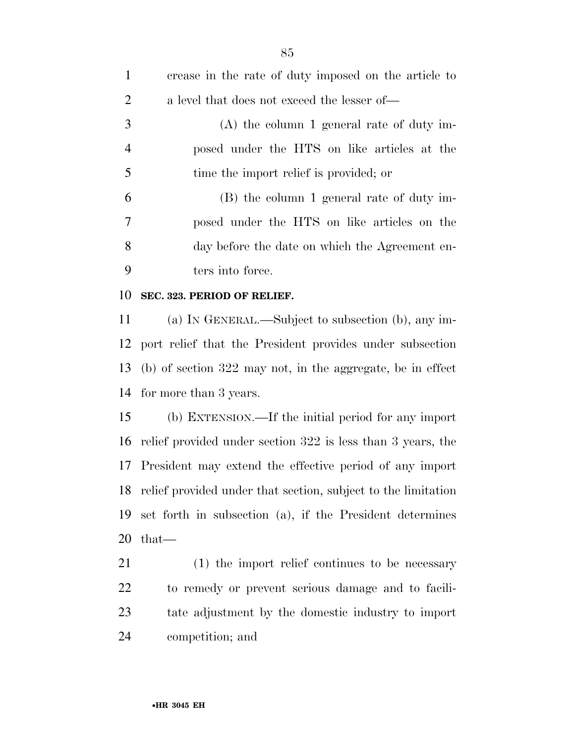crease in the rate of duty imposed on the article to a level that does not exceed the lesser of—

(A) the column 1 general rate of duty imposed under the HTS on like articles at the time the import relief is provided; or

(B) the column 1 general rate of duty imposed under the HTS on like articles on the day before the date on which the Agreement enters into force.

**SEC. 323. PERIOD OF RELIEF.**

(a) IN GENERAL.—Subject to subsection (b), any import relief that the President provides under subsection (b) of section 322 may not, in the aggregate, be in effect for more than 3 years.

(b) EXTENSION.—If the initial period for any import relief provided under section 322 is less than 3 years, the President may extend the effective period of any import relief provided under that section, subject to the limitation set forth in subsection (a), if the President determines that—

(1) the import relief continues to be necessary to remedy or prevent serious damage and to facilitate adjustment by the domestic industry to import competition; and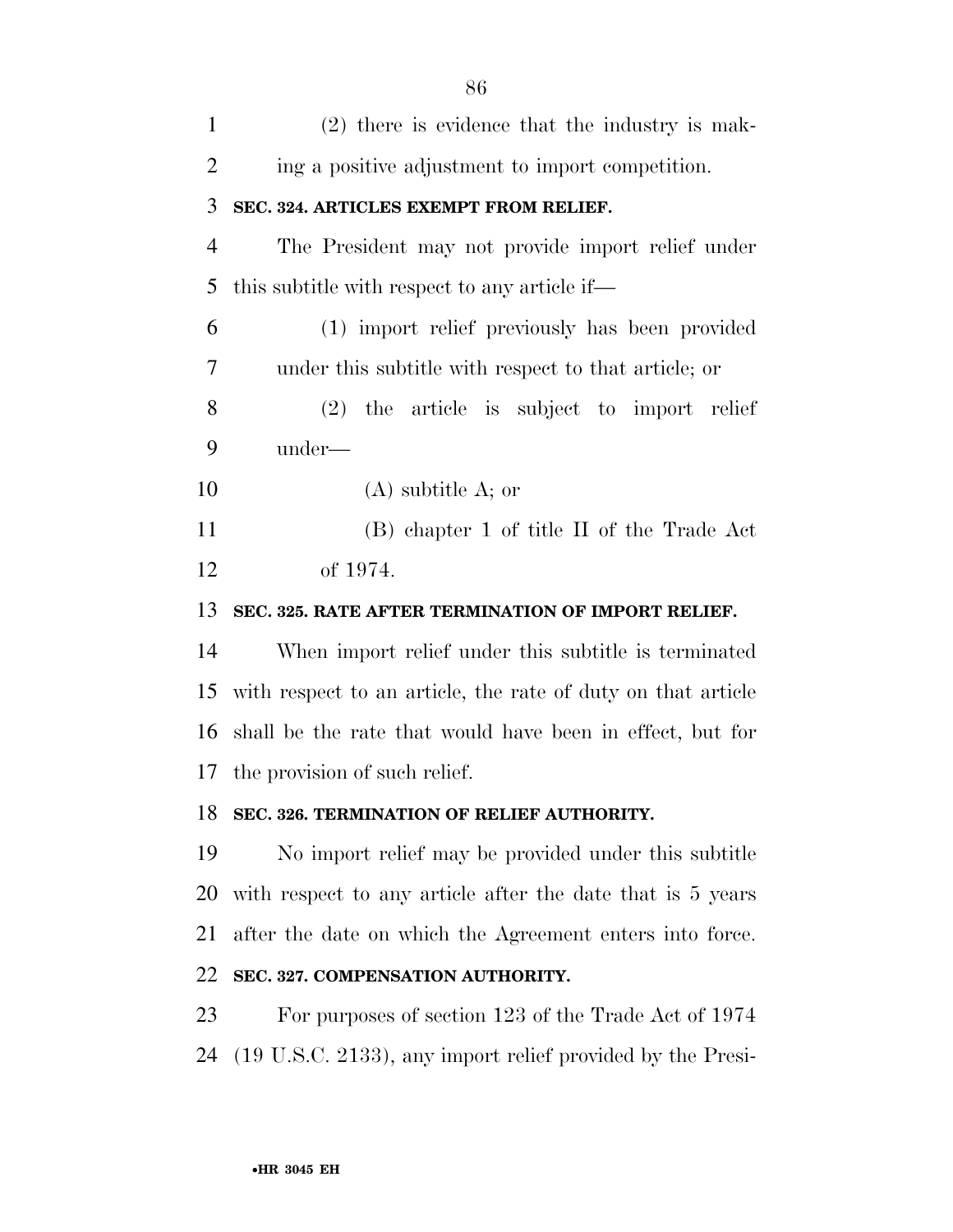(2) there is evidence that the industry is making a positive adjustment to import competition.

**SEC. 324. ARTICLES EXEMPT FROM RELIEF.**

The President may not provide import relief under this subtitle with respect to any article if—

(1) import relief previously has been provided under this subtitle with respect to that article; or

(2) the article is subject to import relief under—

(A) subtitle A; or

(B) chapter 1 of title II of the Trade Act of 1974.

**SEC. 325. RATE AFTER TERMINATION OF IMPORT RELIEF.**

When import relief under this subtitle is terminated with respect to an article, the rate of duty on that article shall be the rate that would have been in effect, but for the provision of such relief.

**SEC. 326. TERMINATION OF RELIEF AUTHORITY.**

No import relief may be provided under this subtitle with respect to any article after the date that is 5 years after the date on which the Agreement enters into force.

**SEC. 327. COMPENSATION AUTHORITY.**

For purposes of section 123 of the Trade Act of 1974 (19 U.S.C. 2133), any import relief provided by the Presi-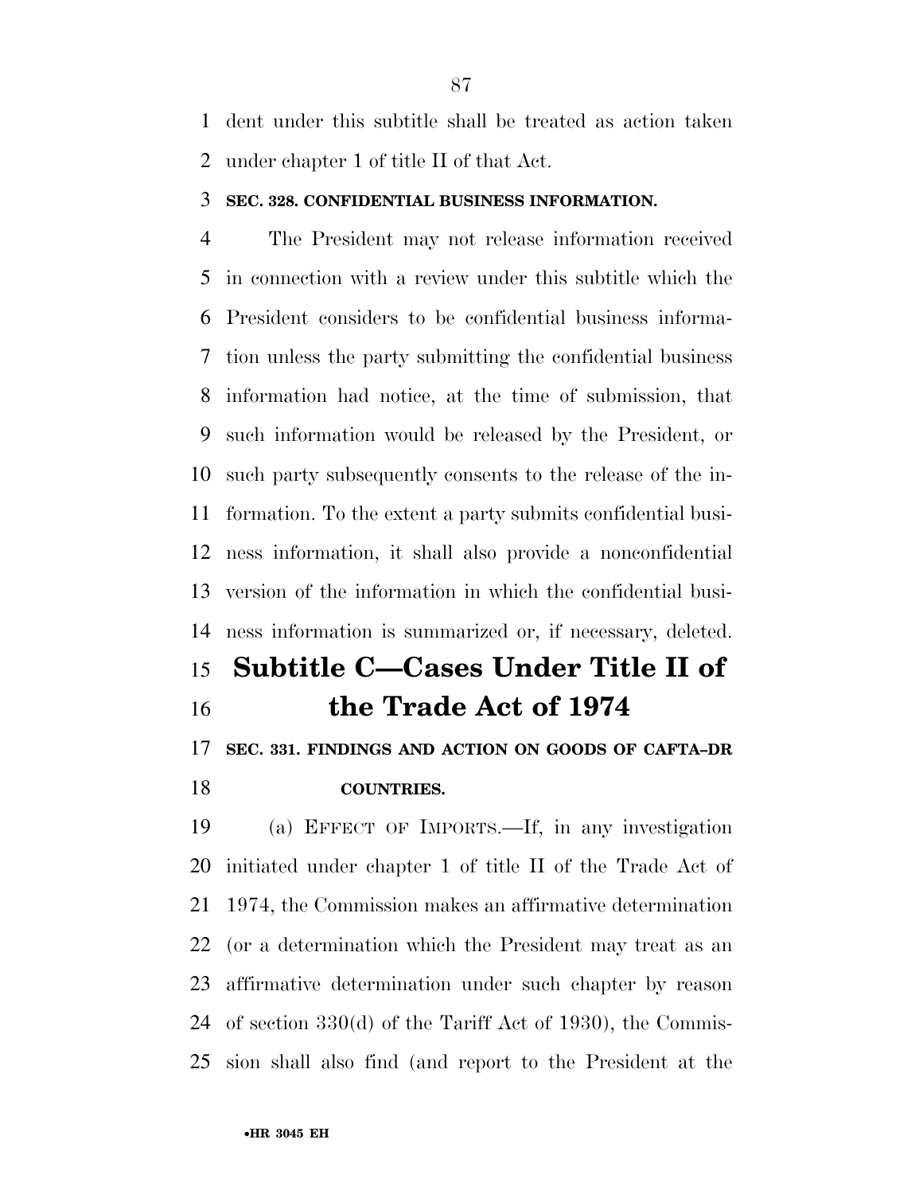dent under this subtitle shall be treated as action taken under chapter 1 of title II of that Act.

**SEC. 328. CONFIDENTIAL BUSINESS INFORMATION.**

The President may not release information received in connection with a review under this subtitle which the President considers to be confidential business information unless the party submitting the confidential business information had notice, at the time of submission, that such information would be released by the President, or such party subsequently consents to the release of the information. To the extent a party submits confidential business information, it shall also provide a nonconfidential version of the information in which the confidential business information is summarized or, if necessary, deleted.

## Subtitle C—Cases Under Title II of the Trade Act of 1974

**SEC. 331. FINDINGS AND ACTION ON GOODS OF CAFTA–DR COUNTRIES.**

(a) EFFECT OF IMPORTS.—If, in any investigation initiated under chapter 1 of title II of the Trade Act of 1974, the Commission makes an affirmative determination (or a determination which the President may treat as an affirmative determination under such chapter by reason of section 330(d) of the Tariff Act of 1930), the Commission shall also find (and report to the President at the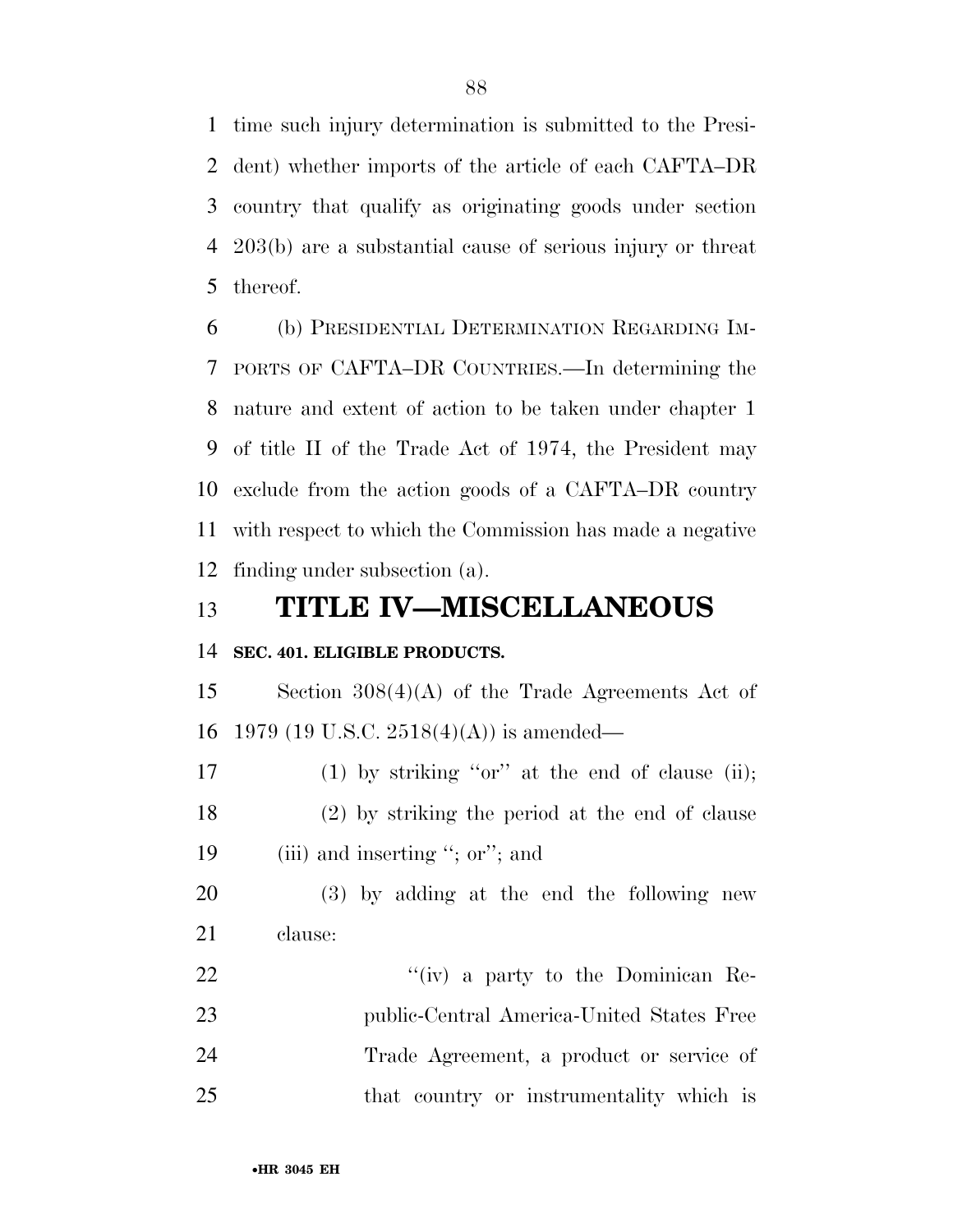time such injury determination is submitted to the President) whether imports of the article of each CAFTA–DR country that qualify as originating goods under section 203(b) are a substantial cause of serious injury or threat thereof.

(b) PRESIDENTIAL DETERMINATION REGARDING IMPORTS OF CAFTA–DR COUNTRIES.—In determining the nature and extent of action to be taken under chapter 1 of title II of the Trade Act of 1974, the President may exclude from the action goods of a CAFTA–DR country with respect to which the Commission has made a negative finding under subsection (a).

# TITLE IV—MISCELLANEOUS

### SEC. 401. ELIGIBLE PRODUCTS.

Section 308(4)(A) of the Trade Agreements Act of 1979 (19 U.S.C. 2518(4)(A)) is amended—

(1) by striking ''or'' at the end of clause (ii);

(2) by striking the period at the end of clause (iii) and inserting ''; or''; and

(3) by adding at the end the following new clause:

''(iv) a party to the Dominican Republic-Central America-United States Free Trade Agreement, a product or service of that country or instrumentality which is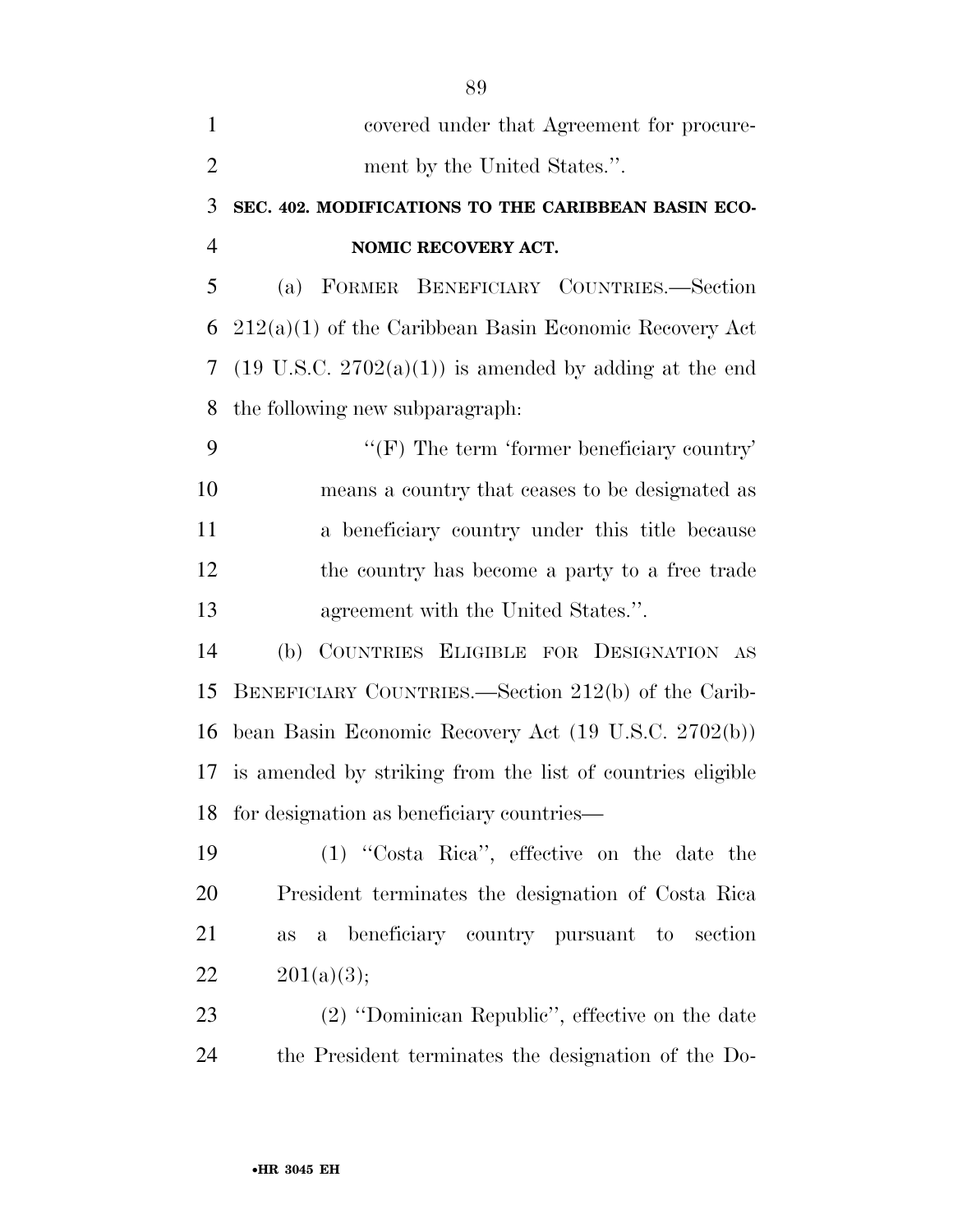covered under that Agreement for procurement by the United States.''.

### SEC. 402. MODIFICATIONS TO THE CARIBBEAN BASIN ECONOMIC RECOVERY ACT.

(a) FORMER BENEFICIARY COUNTRIES.—Section 212(a)(1) of the Caribbean Basin Economic Recovery Act (19 U.S.C. 2702(a)(1)) is amended by adding at the end the following new subparagraph:

''(F) The term 'former beneficiary country' means a country that ceases to be designated as a beneficiary country under this title because the country has become a party to a free trade agreement with the United States.''.

(b) COUNTRIES ELIGIBLE FOR DESIGNATION AS BENEFICIARY COUNTRIES.—Section 212(b) of the Caribbean Basin Economic Recovery Act (19 U.S.C. 2702(b)) is amended by striking from the list of countries eligible for designation as beneficiary countries—

(1) ''Costa Rica'', effective on the date the President terminates the designation of Costa Rica as a beneficiary country pursuant to section 201(a)(3);

(2) ''Dominican Republic'', effective on the date the President terminates the designation of the Do-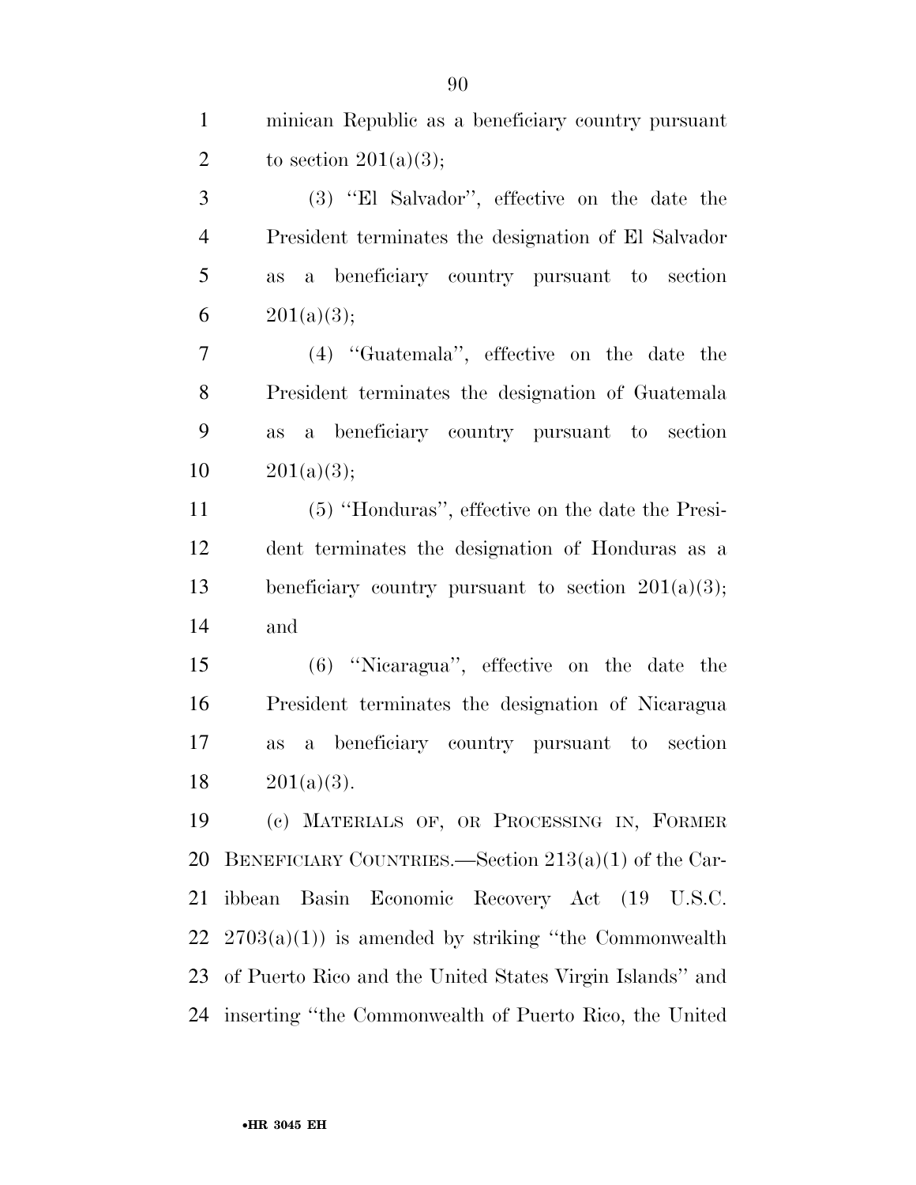minican Republic as a beneficiary country pursuant to section 201(a)(3);

(3) ''El Salvador'', effective on the date the President terminates the designation of El Salvador as a beneficiary country pursuant to section 201(a)(3);

(4) ''Guatemala'', effective on the date the President terminates the designation of Guatemala as a beneficiary country pursuant to section 201(a)(3);

(5) ''Honduras'', effective on the date the President terminates the designation of Honduras as a beneficiary country pursuant to section 201(a)(3); and

(6) ''Nicaragua'', effective on the date the President terminates the designation of Nicaragua as a beneficiary country pursuant to section 201(a)(3).

(c) MATERIALS OF, OR PROCESSING IN, FORMER BENEFICIARY COUNTRIES.—Section 213(a)(1) of the Caribbean Basin Economic Recovery Act (19 U.S.C. 2703(a)(1)) is amended by striking ''the Commonwealth of Puerto Rico and the United States Virgin Islands'' and inserting ''the Commonwealth of Puerto Rico, the United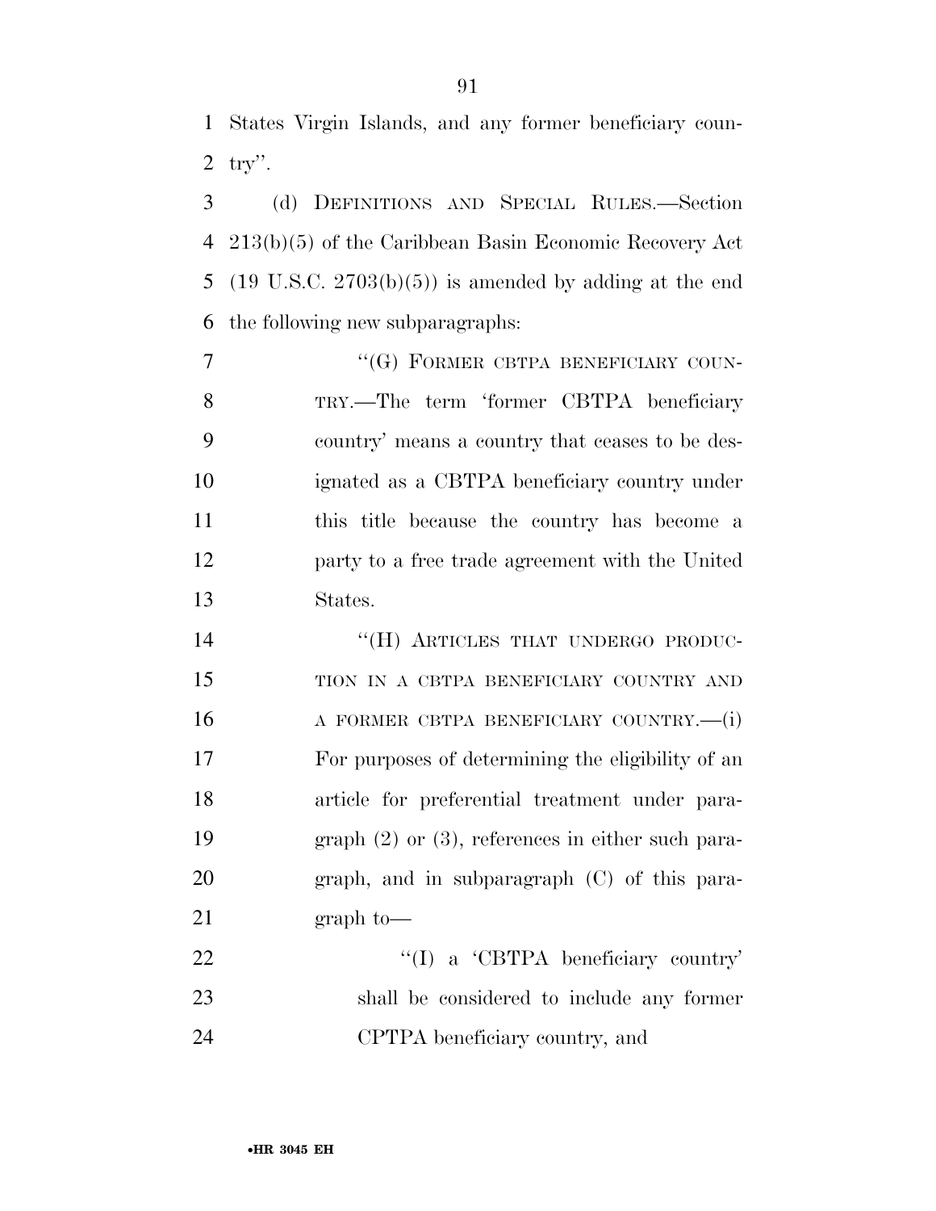States Virgin Islands, and any former beneficiary country''.

(d) DEFINITIONS AND SPECIAL RULES.—Section 213(b)(5) of the Caribbean Basin Economic Recovery Act (19 U.S.C. 2703(b)(5)) is amended by adding at the end the following new subparagraphs:

> ''(G) FORMER CBTPA BENEFICIARY COUNTRY.—The term 'former CBTPA beneficiary country' means a country that ceases to be designated as a CBTPA beneficiary country under this title because the country has become a party to a free trade agreement with the United States.
>
> ''(H) ARTICLES THAT UNDERGO PRODUCTION IN A CBTPA BENEFICIARY COUNTRY AND A FORMER CBTPA BENEFICIARY COUNTRY.—(i) For purposes of determining the eligibility of an article for preferential treatment under paragraph (2) or (3), references in either such paragraph, and in subparagraph (C) of this paragraph to—
>
> > ''(I) a 'CBTPA beneficiary country' shall be considered to include any former CPTPA beneficiary country, and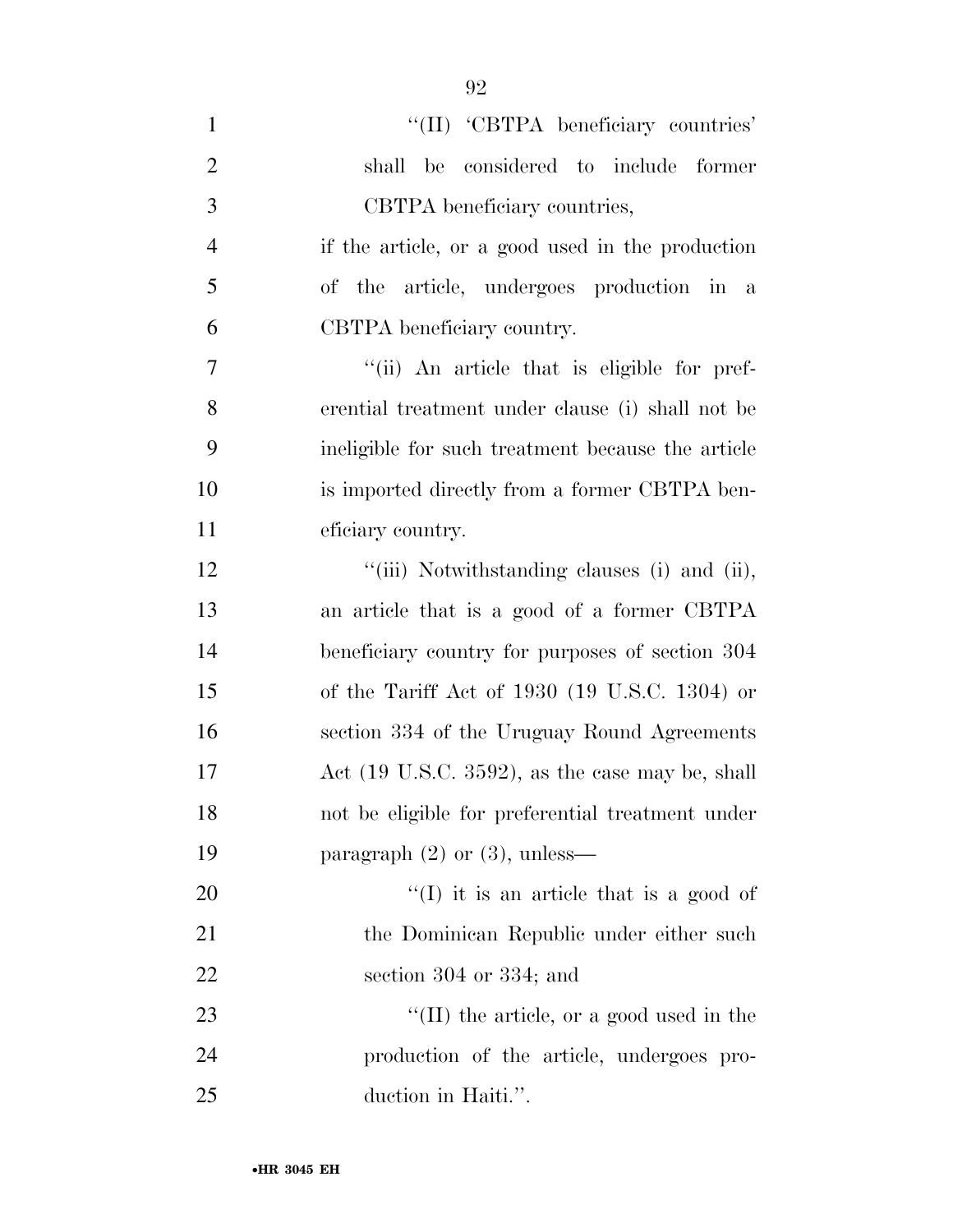''(II) 'CBTPA beneficiary countries' shall be considered to include former CBTPA beneficiary countries,

if the article, or a good used in the production of the article, undergoes production in a CBTPA beneficiary country.

''(ii) An article that is eligible for preferential treatment under clause (i) shall not be ineligible for such treatment because the article is imported directly from a former CBTPA beneficiary country.

''(iii) Notwithstanding clauses (i) and (ii), an article that is a good of a former CBTPA beneficiary country for purposes of section 304 of the Tariff Act of 1930 (19 U.S.C. 1304) or section 334 of the Uruguay Round Agreements Act (19 U.S.C. 3592), as the case may be, shall not be eligible for preferential treatment under paragraph (2) or (3), unless—

''(I) it is an article that is a good of the Dominican Republic under either such section 304 or 334; and

''(II) the article, or a good used in the production of the article, undergoes production in Haiti.''.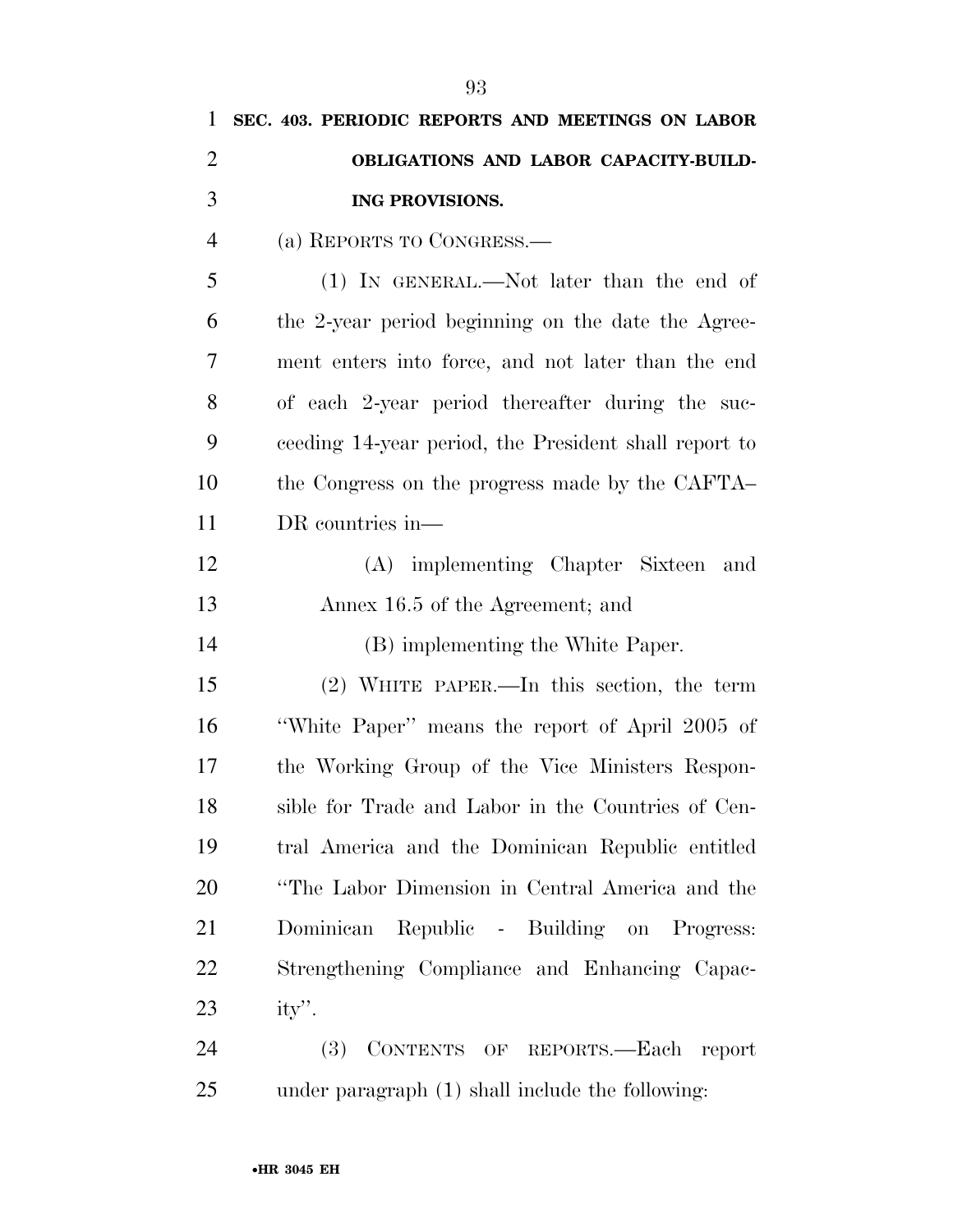**SEC. 403. PERIODIC REPORTS AND MEETINGS ON LABOR OBLIGATIONS AND LABOR CAPACITY-BUILDING PROVISIONS.**

(a) REPORTS TO CONGRESS.—

(1) IN GENERAL.—Not later than the end of the 2-year period beginning on the date the Agreement enters into force, and not later than the end of each 2-year period thereafter during the succeeding 14-year period, the President shall report to the Congress on the progress made by the CAFTA–DR countries in—

(A) implementing Chapter Sixteen and Annex 16.5 of the Agreement; and

(B) implementing the White Paper.

(2) WHITE PAPER.—In this section, the term ''White Paper'' means the report of April 2005 of the Working Group of the Vice Ministers Responsible for Trade and Labor in the Countries of Central America and the Dominican Republic entitled ''The Labor Dimension in Central America and the Dominican Republic - Building on Progress: Strengthening Compliance and Enhancing Capacity''.

(3) CONTENTS OF REPORTS.—Each report under paragraph (1) shall include the following: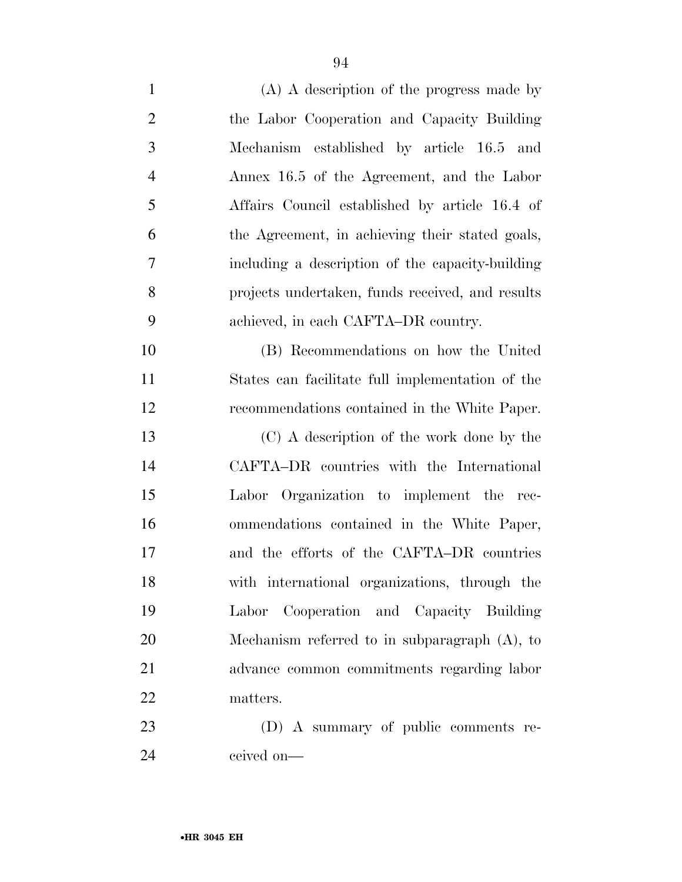(A) A description of the progress made by the Labor Cooperation and Capacity Building Mechanism established by article 16.5 and Annex 16.5 of the Agreement, and the Labor Affairs Council established by article 16.4 of the Agreement, in achieving their stated goals, including a description of the capacity-building projects undertaken, funds received, and results achieved, in each CAFTA–DR country.

(B) Recommendations on how the United States can facilitate full implementation of the recommendations contained in the White Paper.

(C) A description of the work done by the CAFTA–DR countries with the International Labor Organization to implement the recommendations contained in the White Paper, and the efforts of the CAFTA–DR countries with international organizations, through the Labor Cooperation and Capacity Building Mechanism referred to in subparagraph (A), to advance common commitments regarding labor matters.

(D) A summary of public comments received on—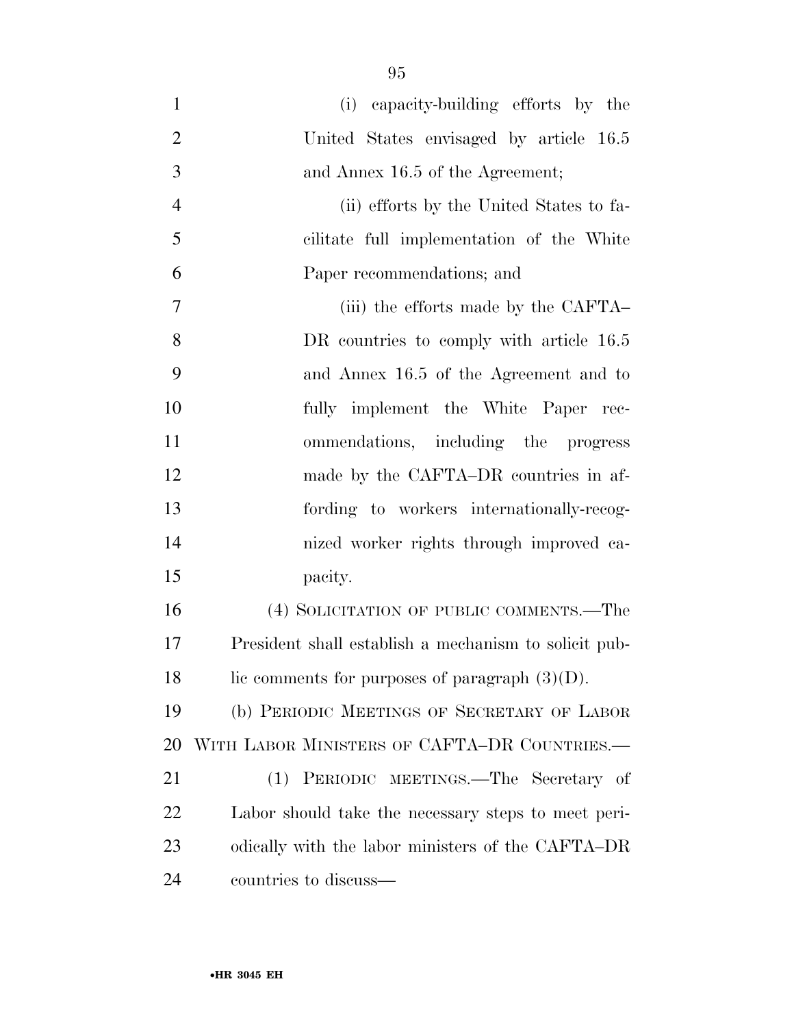(i) capacity-building efforts by the United States envisaged by article 16.5 and Annex 16.5 of the Agreement;

(ii) efforts by the United States to facilitate full implementation of the White Paper recommendations; and

(iii) the efforts made by the CAFTA–DR countries to comply with article 16.5 and Annex 16.5 of the Agreement and to fully implement the White Paper recommendations, including the progress made by the CAFTA–DR countries in affording to workers internationally-recognized worker rights through improved capacity.

(4) SOLICITATION OF PUBLIC COMMENTS.—The President shall establish a mechanism to solicit public comments for purposes of paragraph (3)(D).

(b) PERIODIC MEETINGS OF SECRETARY OF LABOR WITH LABOR MINISTERS OF CAFTA–DR COUNTRIES.—

(1) PERIODIC MEETINGS.—The Secretary of Labor should take the necessary steps to meet periodically with the labor ministers of the CAFTA–DR countries to discuss—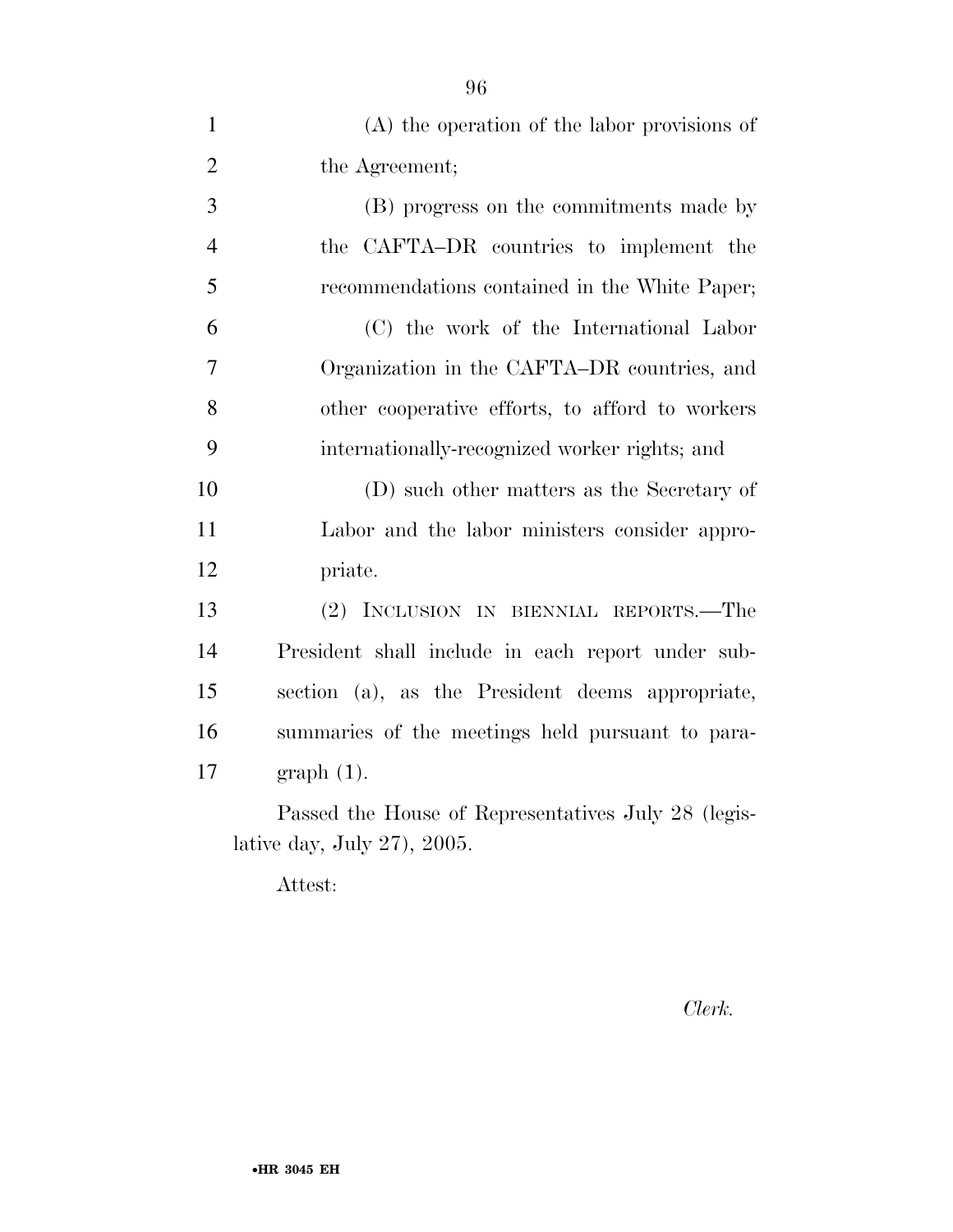(A) the operation of the labor provisions of the Agreement;

(B) progress on the commitments made by the CAFTA–DR countries to implement the recommendations contained in the White Paper;

(C) the work of the International Labor Organization in the CAFTA–DR countries, and other cooperative efforts, to afford to workers internationally-recognized worker rights; and

(D) such other matters as the Secretary of Labor and the labor ministers consider appropriate.

(2) INCLUSION IN BIENNIAL REPORTS.—The President shall include in each report under subsection (a), as the President deems appropriate, summaries of the meetings held pursuant to paragraph (1).

Passed the House of Representatives July 28 (legislative day, July 27), 2005.

Attest:

*Clerk.*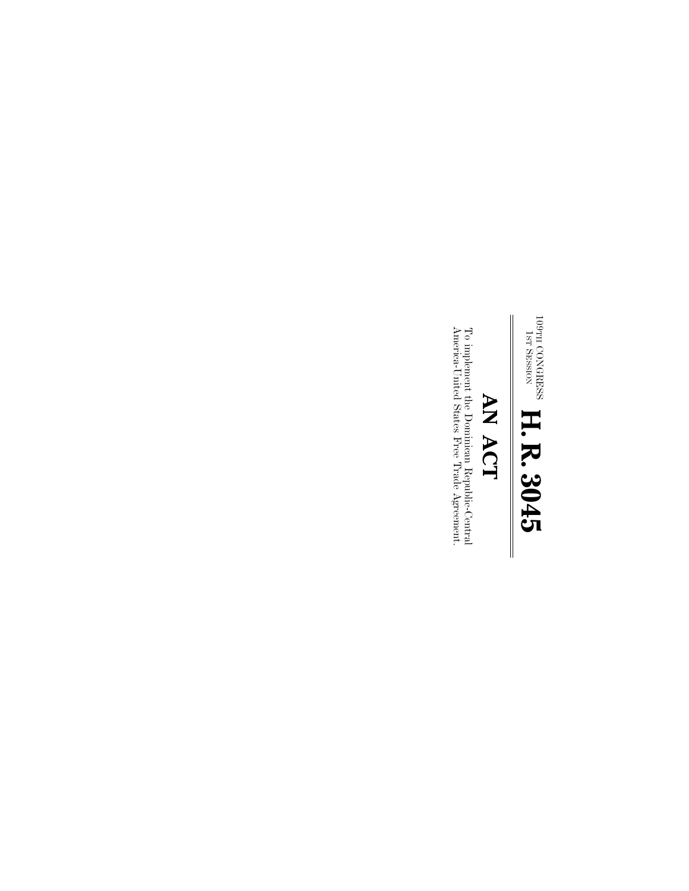109TH CONGRESS
1ST SESSION

# H. R. 3045

## AN ACT

To implement the Dominican Republic-Central America-United States Free Trade Agreement.